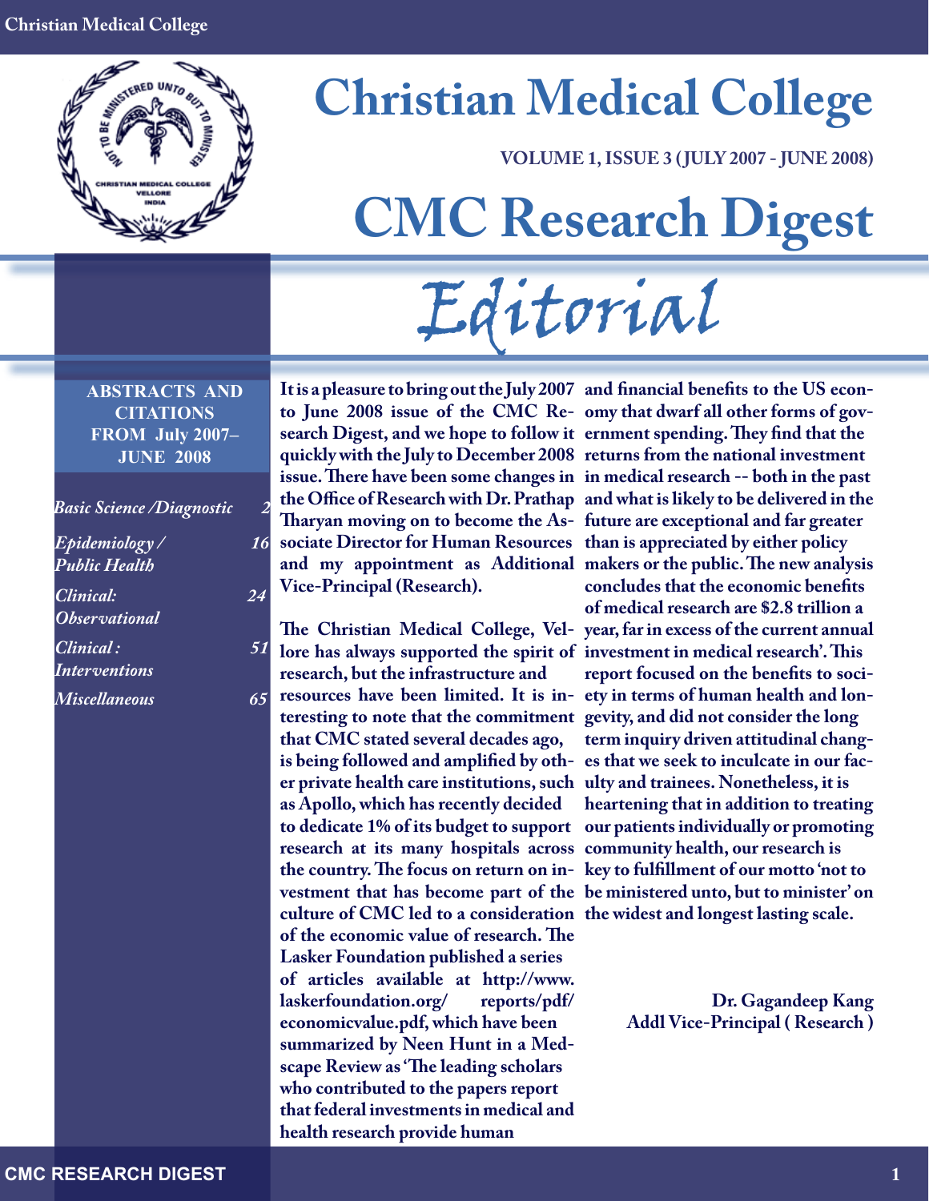# Christian Medical College

**VOLUME 1, ISSUE 3 (JULY 2007 - JUNE 2008)**

# CMC Research Digest

## Editorial

**ABSTRACTS AND CITATIONS FROM July 2007– JUNE 2008**

| | |
|---|---|
| *Basic Science /Diagnostic* | *2* |
| *Epidemiology / Public Health* | *16* |
| *Clinical: Observational* | *24* |
| *Clinical : Interventions* | *51* |
| *Miscellaneous* | *65* |

It is a pleasure to bring out the July 2007 to June 2008 issue of the CMC Research Digest, and we hope to follow it quickly with the July to December 2008 issue. There have been some changes in the Office of Research with Dr. Prathap Tharyan moving on to become the Associate Director for Human Resources and my appointment as Additional Vice-Principal (Research).

The Christian Medical College, Vellore has always supported the spirit of research, but the infrastructure and resources have been limited. It is interesting to note that the commitment that CMC stated several decades ago, is being followed and amplified by other private health care institutions, such as Apollo, which has recently decided to dedicate 1% of its budget to support research at its many hospitals across the country. The focus on return on investment that has become part of the culture of CMC led to a consideration of the economic value of research. The Lasker Foundation published a series of articles available at http://www.laskerfoundation.org/ reports/pdf/ economicvalue.pdf, which have been summarized by Neen Hunt in a Medscape Review as 'The leading scholars who contributed to the papers report that federal investments in medical and health research provide human and financial benefits to the US economy that dwarf all other forms of government spending. They find that the returns from the national investment in medical research -- both in the past and what is likely to be delivered in the future are exceptional and far greater than is appreciated by either policy makers or the public. The new analysis concludes that the economic benefits of medical research are $2.8 trillion a year, far in excess of the current annual investment in medical research'. This report focused on the benefits to society in terms of human health and longevity, and did not consider the long term inquiry driven attitudinal changes that we seek to inculcate in our faculty and trainees. Nonetheless, it is heartening that in addition to treating our patients individually or promoting community health, our research is key to fulfillment of our motto 'not to be ministered unto, but to minister' on the widest and longest lasting scale.

**Dr. Gagandeep Kang**
**Addl Vice-Principal ( Research )**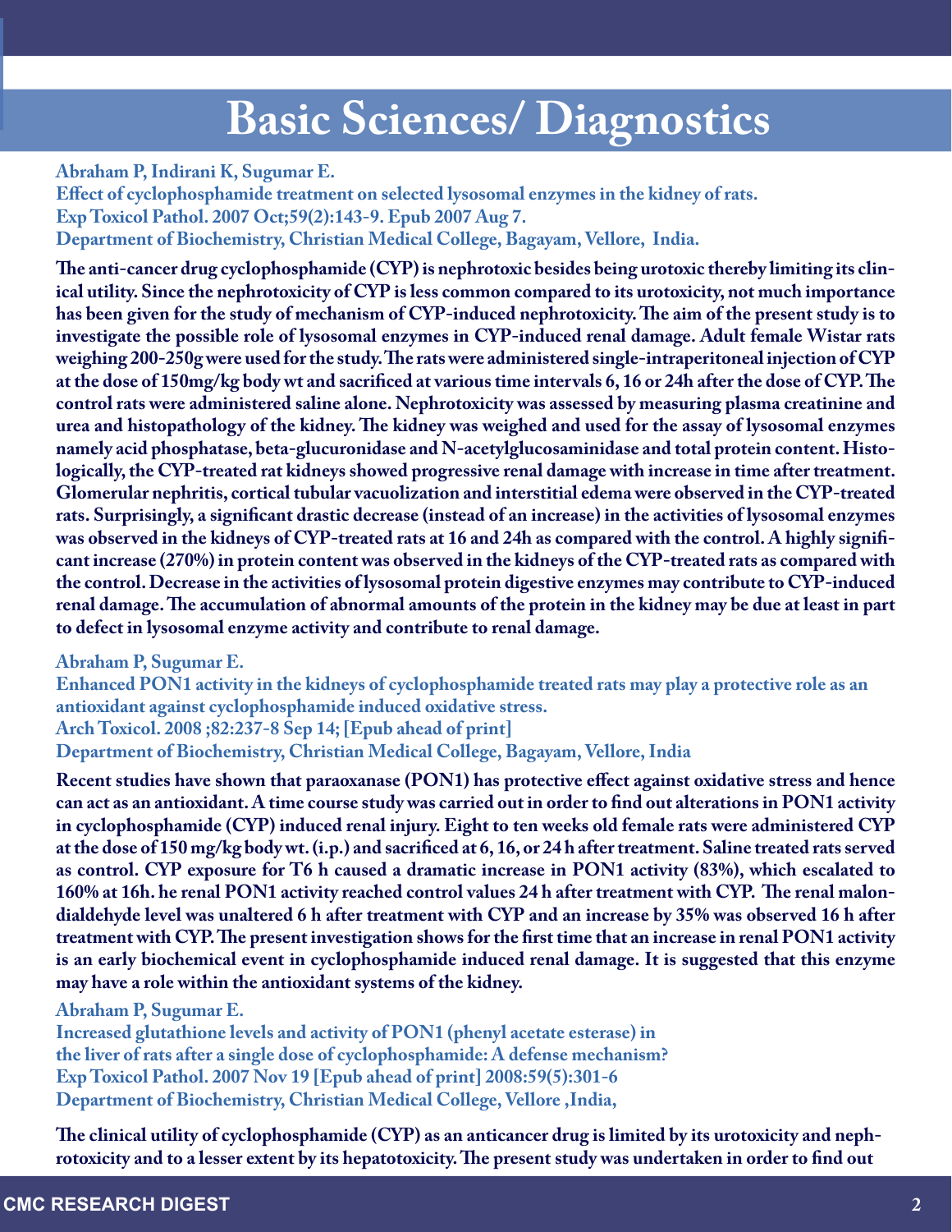# Basic Sciences/ Diagnostics

**Abraham P, Indirani K, Sugumar E.**
**Effect of cyclophosphamide treatment on selected lysosomal enzymes in the kidney of rats.**
**Exp Toxicol Pathol. 2007 Oct;59(2):143-9. Epub 2007 Aug 7.**
**Department of Biochemistry, Christian Medical College, Bagayam, Vellore, India.**

The anti-cancer drug cyclophosphamide (CYP) is nephrotoxic besides being urotoxic thereby limiting its clinical utility. Since the nephrotoxicity of CYP is less common compared to its urotoxicity, not much importance has been given for the study of mechanism of CYP-induced nephrotoxicity. The aim of the present study is to investigate the possible role of lysosomal enzymes in CYP-induced renal damage. Adult female Wistar rats weighing 200-250g were used for the study. The rats were administered single-intraperitoneal injection of CYP at the dose of 150mg/kg body wt and sacrificed at various time intervals 6, 16 or 24h after the dose of CYP. The control rats were administered saline alone. Nephrotoxicity was assessed by measuring plasma creatinine and urea and histopathology of the kidney. The kidney was weighed and used for the assay of lysosomal enzymes namely acid phosphatase, beta-glucuronidase and N-acetylglucosaminidase and total protein content. Histologically, the CYP-treated rat kidneys showed progressive renal damage with increase in time after treatment. Glomerular nephritis, cortical tubular vacuolization and interstitial edema were observed in the CYP-treated rats. Surprisingly, a significant drastic decrease (instead of an increase) in the activities of lysosomal enzymes was observed in the kidneys of CYP-treated rats at 16 and 24h as compared with the control. A highly significant increase (270%) in protein content was observed in the kidneys of the CYP-treated rats as compared with the control. Decrease in the activities of lysosomal protein digestive enzymes may contribute to CYP-induced renal damage. The accumulation of abnormal amounts of the protein in the kidney may be due at least in part to defect in lysosomal enzyme activity and contribute to renal damage.

**Abraham P, Sugumar E.**
**Enhanced PON1 activity in the kidneys of cyclophosphamide treated rats may play a protective role as an antioxidant against cyclophosphamide induced oxidative stress.**
**Arch Toxicol. 2008 ;82:237-8 Sep 14; [Epub ahead of print]**
**Department of Biochemistry, Christian Medical College, Bagayam, Vellore, India**

Recent studies have shown that paraoxanase (PON1) has protective effect against oxidative stress and hence can act as an antioxidant. A time course study was carried out in order to find out alterations in PON1 activity in cyclophosphamide (CYP) induced renal injury. Eight to ten weeks old female rats were administered CYP at the dose of 150 mg/kg body wt. (i.p.) and sacrificed at 6, 16, or 24 h after treatment. Saline treated rats served as control. CYP exposure for T6 h caused a dramatic increase in PON1 activity (83%), which escalated to 160% at 16h. he renal PON1 activity reached control values 24 h after treatment with CYP. The renal malondialdehyde level was unaltered 6 h after treatment with CYP and an increase by 35% was observed 16 h after treatment with CYP. The present investigation shows for the first time that an increase in renal PON1 activity is an early biochemical event in cyclophosphamide induced renal damage. It is suggested that this enzyme may have a role within the antioxidant systems of the kidney.

**Abraham P, Sugumar E.**
**Increased glutathione levels and activity of PON1 (phenyl acetate esterase) in the liver of rats after a single dose of cyclophosphamide: A defense mechanism?**
**Exp Toxicol Pathol. 2007 Nov 19 [Epub ahead of print] 2008:59(5):301-6**
**Department of Biochemistry, Christian Medical College, Vellore ,India,**

The clinical utility of cyclophosphamide (CYP) as an anticancer drug is limited by its urotoxicity and nephrotoxicity and to a lesser extent by its hepatotoxicity. The present study was undertaken in order to find out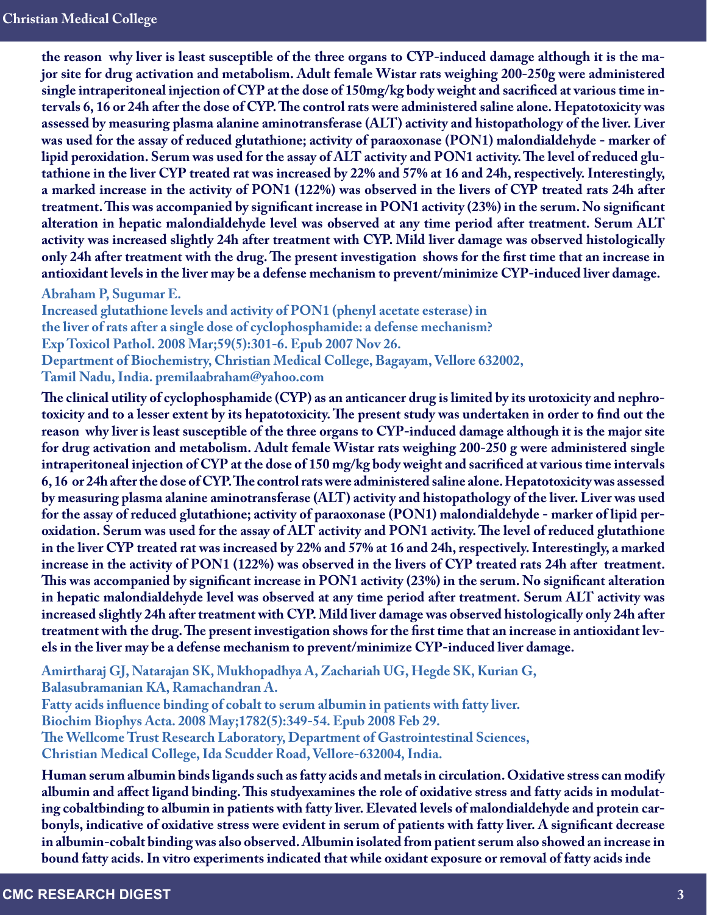**the reason why liver is least susceptible of the three organs to CYP-induced damage although it is the major site for drug activation and metabolism. Adult female Wistar rats weighing 200-250g were administered single intraperitoneal injection of CYP at the dose of 150mg/kg body weight and sacrificed at various time intervals 6, 16 or 24h after the dose of CYP. The control rats were administered saline alone. Hepatotoxicity was assessed by measuring plasma alanine aminotransferase (ALT) activity and histopathology of the liver. Liver was used for the assay of reduced glutathione; activity of paraoxonase (PON1) malondialdehyde - marker of lipid peroxidation. Serum was used for the assay of ALT activity and PON1 activity. The level of reduced glutathione in the liver CYP treated rat was increased by 22% and 57% at 16 and 24h, respectively. Interestingly, a marked increase in the activity of PON1 (122%) was observed in the livers of CYP treated rats 24h after treatment. This was accompanied by significant increase in PON1 activity (23%) in the serum. No significant alteration in hepatic malondialdehyde level was observed at any time period after treatment. Serum ALT activity was increased slightly 24h after treatment with CYP. Mild liver damage was observed histologically only 24h after treatment with the drug. The present investigation shows for the first time that an increase in antioxidant levels in the liver may be a defense mechanism to prevent/minimize CYP-induced liver damage.**

**Abraham P, Sugumar E.**
**Increased glutathione levels and activity of PON1 (phenyl acetate esterase) in the liver of rats after a single dose of cyclophosphamide: a defense mechanism?**
**Exp Toxicol Pathol. 2008 Mar;59(5):301-6. Epub 2007 Nov 26.**
**Department of Biochemistry, Christian Medical College, Bagayam, Vellore 632002, Tamil Nadu, India. premilaabraham@yahoo.com**

**The clinical utility of cyclophosphamide (CYP) as an anticancer drug is limited by its urotoxicity and nephrotoxicity and to a lesser extent by its hepatotoxicity. The present study was undertaken in order to find out the reason why liver is least susceptible of the three organs to CYP-induced damage although it is the major site for drug activation and metabolism. Adult female Wistar rats weighing 200-250 g were administered single intraperitoneal injection of CYP at the dose of 150 mg/kg body weight and sacrificed at various time intervals 6, 16 or 24h after the dose of CYP. The control rats were administered saline alone. Hepatotoxicity was assessed by measuring plasma alanine aminotransferase (ALT) activity and histopathology of the liver. Liver was used for the assay of reduced glutathione; activity of paraoxonase (PON1) malondialdehyde - marker of lipid peroxidation. Serum was used for the assay of ALT activity and PON1 activity. The level of reduced glutathione in the liver CYP treated rat was increased by 22% and 57% at 16 and 24h, respectively. Interestingly, a marked increase in the activity of PON1 (122%) was observed in the livers of CYP treated rats 24h after treatment. This was accompanied by significant increase in PON1 activity (23%) in the serum. No significant alteration in hepatic malondialdehyde level was observed at any time period after treatment. Serum ALT activity was increased slightly 24h after treatment with CYP. Mild liver damage was observed histologically only 24h after treatment with the drug. The present investigation shows for the first time that an increase in antioxidant levels in the liver may be a defense mechanism to prevent/minimize CYP-induced liver damage.**

**Amirtharaj GJ, Natarajan SK, Mukhopadhya A, Zachariah UG, Hegde SK, Kurian G, Balasubramanian KA, Ramachandran A.**
**Fatty acids influence binding of cobalt to serum albumin in patients with fatty liver.**
**Biochim Biophys Acta. 2008 May;1782(5):349-54. Epub 2008 Feb 29.**
**The Wellcome Trust Research Laboratory, Department of Gastrointestinal Sciences, Christian Medical College, Ida Scudder Road, Vellore-632004, India.**

**Human serum albumin binds ligands such as fatty acids and metals in circulation. Oxidative stress can modify albumin and affect ligand binding. This studyexamines the role of oxidative stress and fatty acids in modulating cobaltbinding to albumin in patients with fatty liver. Elevated levels of malondialdehyde and protein carbonyls, indicative of oxidative stress were evident in serum of patients with fatty liver. A significant decrease in albumin-cobalt binding was also observed. Albumin isolated from patient serum also showed an increase in bound fatty acids. In vitro experiments indicated that while oxidant exposure or removal of fatty acids inde**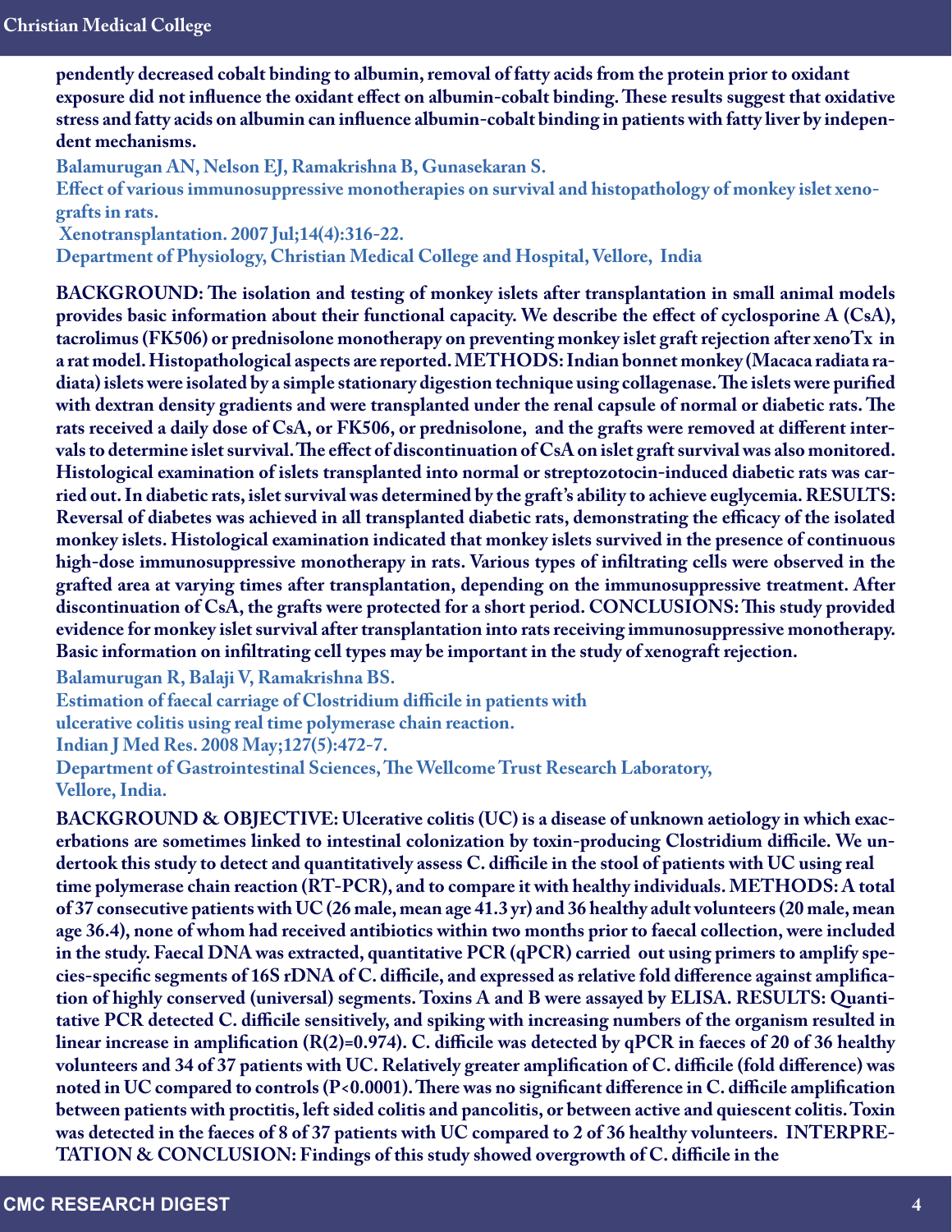**pendently decreased cobalt binding to albumin, removal of fatty acids from the protein prior to oxidant exposure did not influence the oxidant effect on albumin-cobalt binding. These results suggest that oxidative stress and fatty acids on albumin can influence albumin-cobalt binding in patients with fatty liver by independent mechanisms.**

**Balamurugan AN, Nelson EJ, Ramakrishna B, Gunasekaran S.**

**Effect of various immunosuppressive monotherapies on survival and histopathology of monkey islet xenografts in rats.**

**Xenotransplantation. 2007 Jul;14(4):316-22.**

**Department of Physiology, Christian Medical College and Hospital, Vellore, India**

**BACKGROUND: The isolation and testing of monkey islets after transplantation in small animal models provides basic information about their functional capacity. We describe the effect of cyclosporine A (CsA), tacrolimus (FK506) or prednisolone monotherapy on preventing monkey islet graft rejection after xenoTx in a rat model. Histopathological aspects are reported. METHODS: Indian bonnet monkey (Macaca radiata radiata) islets were isolated by a simple stationary digestion technique using collagenase. The islets were purified with dextran density gradients and were transplanted under the renal capsule of normal or diabetic rats. The rats received a daily dose of CsA, or FK506, or prednisolone, and the grafts were removed at different intervals to determine islet survival. The effect of discontinuation of CsA on islet graft survival was also monitored. Histological examination of islets transplanted into normal or streptozotocin-induced diabetic rats was carried out. In diabetic rats, islet survival was determined by the graft's ability to achieve euglycemia. RESULTS: Reversal of diabetes was achieved in all transplanted diabetic rats, demonstrating the efficacy of the isolated monkey islets. Histological examination indicated that monkey islets survived in the presence of continuous high-dose immunosuppressive monotherapy in rats. Various types of infiltrating cells were observed in the grafted area at varying times after transplantation, depending on the immunosuppressive treatment. After discontinuation of CsA, the grafts were protected for a short period. CONCLUSIONS: This study provided evidence for monkey islet survival after transplantation into rats receiving immunosuppressive monotherapy. Basic information on infiltrating cell types may be important in the study of xenograft rejection.**

**Balamurugan R, Balaji V, Ramakrishna BS.**

**Estimation of faecal carriage of Clostridium difficile in patients with ulcerative colitis using real time polymerase chain reaction.**

**Indian J Med Res. 2008 May;127(5):472-7.**

**Department of Gastrointestinal Sciences, The Wellcome Trust Research Laboratory, Vellore, India.**

**BACKGROUND & OBJECTIVE: Ulcerative colitis (UC) is a disease of unknown aetiology in which exacerbations are sometimes linked to intestinal colonization by toxin-producing Clostridium difficile. We undertook this study to detect and quantitatively assess C. difficile in the stool of patients with UC using real time polymerase chain reaction (RT-PCR), and to compare it with healthy individuals. METHODS: A total of 37 consecutive patients with UC (26 male, mean age 41.3 yr) and 36 healthy adult volunteers (20 male, mean age 36.4), none of whom had received antibiotics within two months prior to faecal collection, were included in the study. Faecal DNA was extracted, quantitative PCR (qPCR) carried out using primers to amplify species-specific segments of 16S rDNA of C. difficile, and expressed as relative fold difference against amplification of highly conserved (universal) segments. Toxins A and B were assayed by ELISA. RESULTS: Quantitative PCR detected C. difficile sensitively, and spiking with increasing numbers of the organism resulted in linear increase in amplification ($R^2$=0.974). C. difficile was detected by qPCR in faeces of 20 of 36 healthy volunteers and 34 of 37 patients with UC. Relatively greater amplification of C. difficile (fold difference) was noted in UC compared to controls ($P<0.0001$). There was no significant difference in C. difficile amplification between patients with proctitis, left sided colitis and pancolitis, or between active and quiescent colitis. Toxin was detected in the faeces of 8 of 37 patients with UC compared to 2 of 36 healthy volunteers. INTERPRETATION & CONCLUSION: Findings of this study showed overgrowth of C. difficile in the**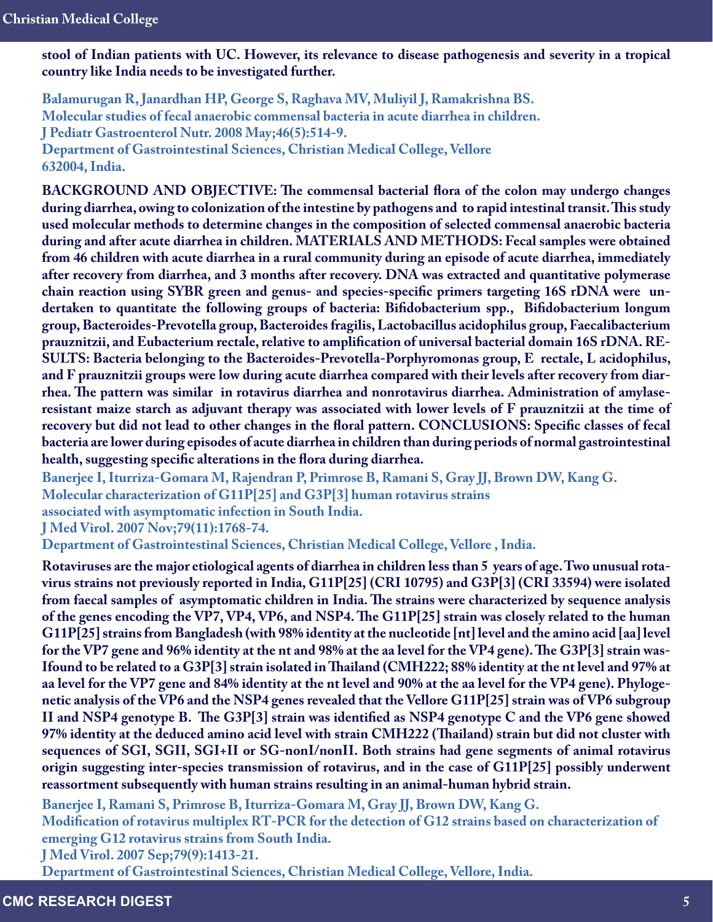**stool of Indian patients with UC. However, its relevance to disease pathogenesis and severity in a tropical country like India needs to be investigated further.**

**Balamurugan R, Janardhan HP, George S, Raghava MV, Muliyil J, Ramakrishna BS.**
**Molecular studies of fecal anaerobic commensal bacteria in acute diarrhea in children.**
**J Pediatr Gastroenterol Nutr. 2008 May;46(5):514-9.**
**Department of Gastrointestinal Sciences, Christian Medical College, Vellore 632004, India.**

**BACKGROUND AND OBJECTIVE: The commensal bacterial flora of the colon may undergo changes during diarrhea, owing to colonization of the intestine by pathogens and to rapid intestinal transit. This study used molecular methods to determine changes in the composition of selected commensal anaerobic bacteria during and after acute diarrhea in children. MATERIALS AND METHODS: Fecal samples were obtained from 46 children with acute diarrhea in a rural community during an episode of acute diarrhea, immediately after recovery from diarrhea, and 3 months after recovery. DNA was extracted and quantitative polymerase chain reaction using SYBR green and genus- and species-specific primers targeting 16S rDNA were undertaken to quantitate the following groups of bacteria: Bifidobacterium spp., Bifidobacterium longum group, Bacteroides-Prevotella group, Bacteroides fragilis, Lactobacillus acidophilus group, Faecalibacterium prauznitzii, and Eubacterium rectale, relative to amplification of universal bacterial domain 16S rDNA. RESULTS: Bacteria belonging to the Bacteroides-Prevotella-Porphyromonas group, E rectale, L acidophilus, and F prauznitzii groups were low during acute diarrhea compared with their levels after recovery from diarrhea. The pattern was similar in rotavirus diarrhea and nonrotavirus diarrhea. Administration of amylase-resistant maize starch as adjuvant therapy was associated with lower levels of F prauznitzii at the time of recovery but did not lead to other changes in the floral pattern. CONCLUSIONS: Specific classes of fecal bacteria are lower during episodes of acute diarrhea in children than during periods of normal gastrointestinal health, suggesting specific alterations in the flora during diarrhea.**

**Banerjee I, Iturriza-Gomara M, Rajendran P, Primrose B, Ramani S, Gray JJ, Brown DW, Kang G.**
**Molecular characterization of G11P[25] and G3P[3] human rotavirus strains associated with asymptomatic infection in South India.**
**J Med Virol. 2007 Nov;79(11):1768-74.**
**Department of Gastrointestinal Sciences, Christian Medical College, Vellore , India.**

**Rotaviruses are the major etiological agents of diarrhea in children less than 5 years of age. Two unusual rotavirus strains not previously reported in India, G11P[25] (CRI 10795) and G3P[3] (CRI 33594) were isolated from faecal samples of asymptomatic children in India. The strains were characterized by sequence analysis of the genes encoding the VP7, VP4, VP6, and NSP4. The G11P[25] strain was closely related to the human G11P[25] strains from Bangladesh (with 98% identity at the nucleotide [nt] level and the amino acid [aa] level for the VP7 gene and 96% identity at the nt and 98% at the aa level for the VP4 gene). The G3P[3] strain was-Ifound to be related to a G3P[3] strain isolated in Thailand (CMH222; 88% identity at the nt level and 97% at aa level for the VP7 gene and 84% identity at the nt level and 90% at the aa level for the VP4 gene). Phylogenetic analysis of the VP6 and the NSP4 genes revealed that the Vellore G11P[25] strain was of VP6 subgroup II and NSP4 genotype B. The G3P[3] strain was identified as NSP4 genotype C and the VP6 gene showed 97% identity at the deduced amino acid level with strain CMH222 (Thailand) strain but did not cluster with sequences of SGI, SGII, SGI+II or SG-nonI/nonII. Both strains had gene segments of animal rotavirus origin suggesting inter-species transmission of rotavirus, and in the case of G11P[25] possibly underwent reassortment subsequently with human strains resulting in an animal-human hybrid strain.**

**Banerjee I, Ramani S, Primrose B, Iturriza-Gomara M, Gray JJ, Brown DW, Kang G.**
**Modification of rotavirus multiplex RT-PCR for the detection of G12 strains based on characterization of emerging G12 rotavirus strains from South India.**
**J Med Virol. 2007 Sep;79(9):1413-21.**
**Department of Gastrointestinal Sciences, Christian Medical College, Vellore, India.**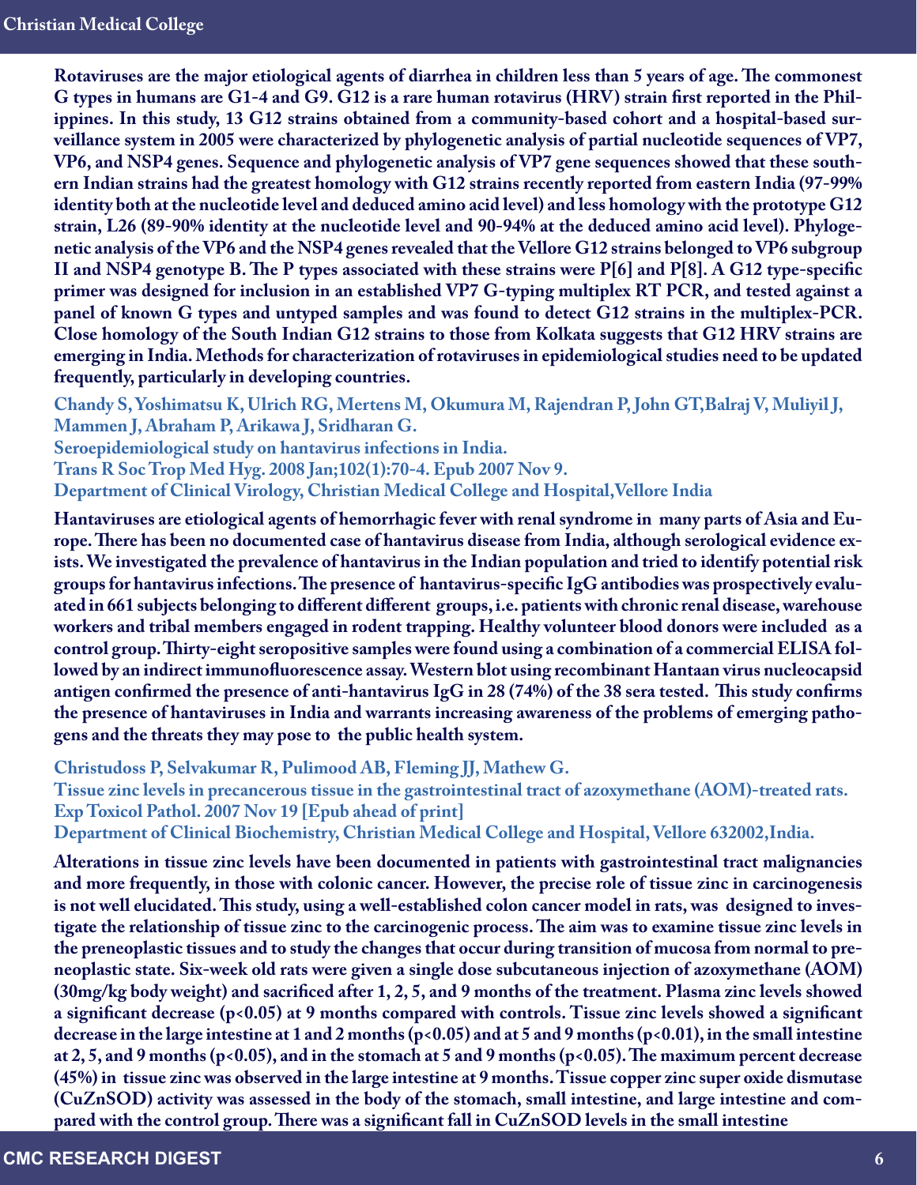**Rotaviruses are the major etiological agents of diarrhea in children less than 5 years of age. The commonest G types in humans are G1-4 and G9. G12 is a rare human rotavirus (HRV) strain first reported in the Philippines. In this study, 13 G12 strains obtained from a community-based cohort and a hospital-based surveillance system in 2005 were characterized by phylogenetic analysis of partial nucleotide sequences of VP7, VP6, and NSP4 genes. Sequence and phylogenetic analysis of VP7 gene sequences showed that these southern Indian strains had the greatest homology with G12 strains recently reported from eastern India (97-99% identity both at the nucleotide level and deduced amino acid level) and less homology with the prototype G12 strain, L26 (89-90% identity at the nucleotide level and 90-94% at the deduced amino acid level). Phylogenetic analysis of the VP6 and the NSP4 genes revealed that the Vellore G12 strains belonged to VP6 subgroup II and NSP4 genotype B. The P types associated with these strains were P[6] and P[8]. A G12 type-specific primer was designed for inclusion in an established VP7 G-typing multiplex RT PCR, and tested against a panel of known G types and untyped samples and was found to detect G12 strains in the multiplex-PCR. Close homology of the South Indian G12 strains to those from Kolkata suggests that G12 HRV strains are emerging in India. Methods for characterization of rotaviruses in epidemiological studies need to be updated frequently, particularly in developing countries.**

**Chandy S, Yoshimatsu K, Ulrich RG, Mertens M, Okumura M, Rajendran P, John GT, Balraj V, Muliyil J, Mammen J, Abraham P, Arikawa J, Sridharan G.**
**Seroepidemiological study on hantavirus infections in India.**
**Trans R Soc Trop Med Hyg. 2008 Jan;102(1):70-4. Epub 2007 Nov 9.**
**Department of Clinical Virology, Christian Medical College and Hospital, Vellore India**

**Hantaviruses are etiological agents of hemorrhagic fever with renal syndrome in many parts of Asia and Europe. There has been no documented case of hantavirus disease from India, although serological evidence exists. We investigated the prevalence of hantavirus in the Indian population and tried to identify potential risk groups for hantavirus infections. The presence of hantavirus-specific IgG antibodies was prospectively evaluated in 661 subjects belonging to different different groups, i.e. patients with chronic renal disease, warehouse workers and tribal members engaged in rodent trapping. Healthy volunteer blood donors were included as a control group. Thirty-eight seropositive samples were found using a combination of a commercial ELISA followed by an indirect immunofluorescence assay. Western blot using recombinant Hantaan virus nucleocapsid antigen confirmed the presence of anti-hantavirus IgG in 28 (74%) of the 38 sera tested. This study confirms the presence of hantaviruses in India and warrants increasing awareness of the problems of emerging pathogens and the threats they may pose to the public health system.**

**Christudoss P, Selvakumar R, Pulimood AB, Fleming JJ, Mathew G.**
**Tissue zinc levels in precancerous tissue in the gastrointestinal tract of azoxymethane (AOM)-treated rats.**
**Exp Toxicol Pathol. 2007 Nov 19 [Epub ahead of print]**
**Department of Clinical Biochemistry, Christian Medical College and Hospital, Vellore 632002, India.**

**Alterations in tissue zinc levels have been documented in patients with gastrointestinal tract malignancies and more frequently, in those with colonic cancer. However, the precise role of tissue zinc in carcinogenesis is not well elucidated. This study, using a well-established colon cancer model in rats, was designed to investigate the relationship of tissue zinc to the carcinogenic process. The aim was to examine tissue zinc levels in the preneoplastic tissues and to study the changes that occur during transition of mucosa from normal to preneoplastic state. Six-week old rats were given a single dose subcutaneous injection of azoxymethane (AOM) (30mg/kg body weight) and sacrificed after 1, 2, 5, and 9 months of the treatment. Plasma zinc levels showed a significant decrease ($p<0.05$) at 9 months compared with controls. Tissue zinc levels showed a significant decrease in the large intestine at 1 and 2 months ($p<0.05$) and at 5 and 9 months ($p<0.01$), in the small intestine at 2, 5, and 9 months ($p<0.05$), and in the stomach at 5 and 9 months ($p<0.05$). The maximum percent decrease (45%) in tissue zinc was observed in the large intestine at 9 months. Tissue copper zinc super oxide dismutase (CuZnSOD) activity was assessed in the body of the stomach, small intestine, and large intestine and compared with the control group. There was a significant fall in CuZnSOD levels in the small intestine**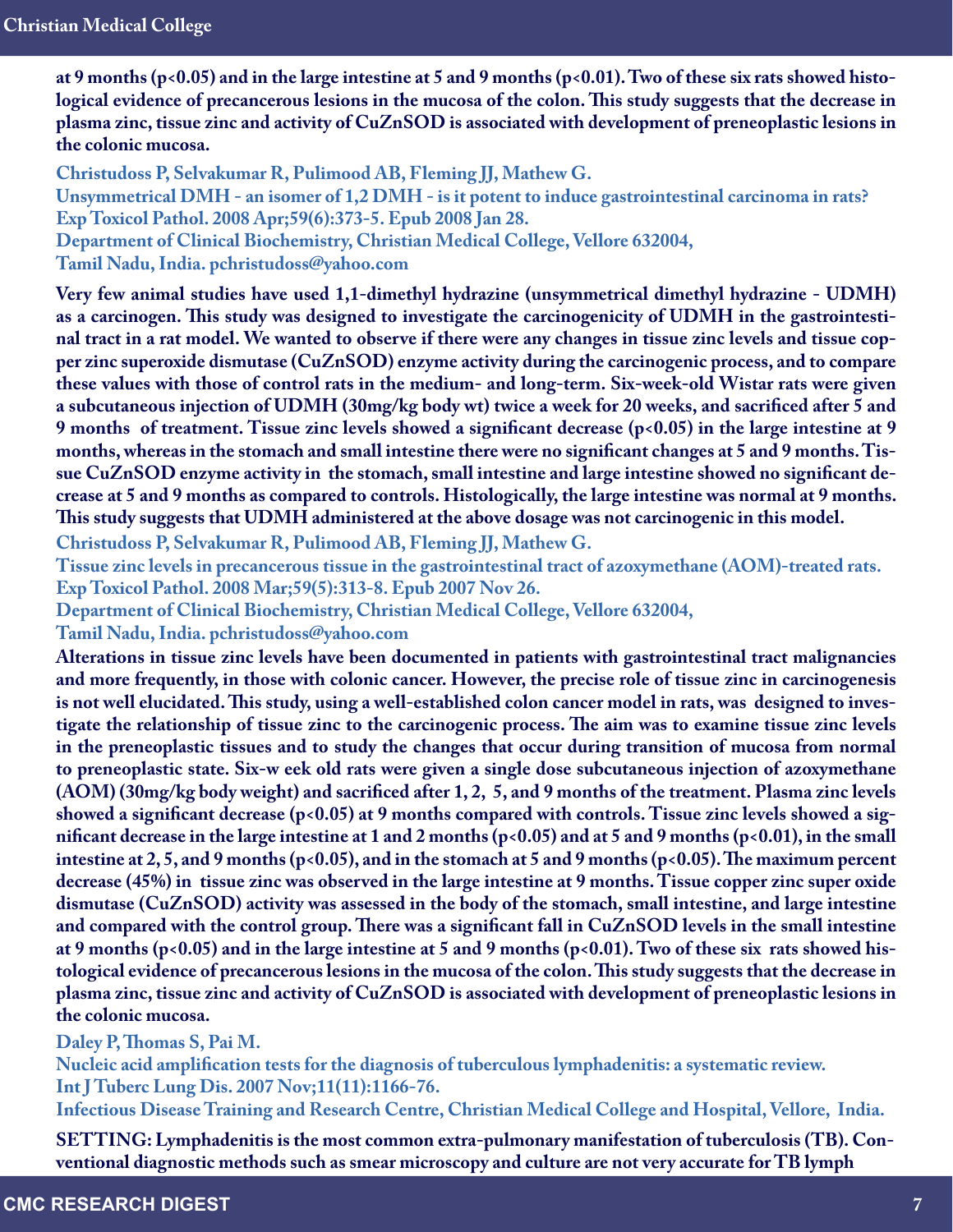**at 9 months ($p<0.05$) and in the large intestine at 5 and 9 months ($p<0.01$). Two of these six rats showed histological evidence of precancerous lesions in the mucosa of the colon. This study suggests that the decrease in plasma zinc, tissue zinc and activity of CuZnSOD is associated with development of preneoplastic lesions in the colonic mucosa.**

**Christudoss P, Selvakumar R, Pulimood AB, Fleming JJ, Mathew G.**
**Unsymmetrical DMH - an isomer of 1,2 DMH - is it potent to induce gastrointestinal carcinoma in rats?**
**Exp Toxicol Pathol. 2008 Apr;59(6):373-5. Epub 2008 Jan 28.**
**Department of Clinical Biochemistry, Christian Medical College, Vellore 632004, Tamil Nadu, India. pchristudoss@yahoo.com**

**Very few animal studies have used 1,1-dimethyl hydrazine (unsymmetrical dimethyl hydrazine - UDMH) as a carcinogen. This study was designed to investigate the carcinogenicity of UDMH in the gastrointestinal tract in a rat model. We wanted to observe if there were any changes in tissue zinc levels and tissue copper zinc superoxide dismutase (CuZnSOD) enzyme activity during the carcinogenic process, and to compare these values with those of control rats in the medium- and long-term. Six-week-old Wistar rats were given a subcutaneous injection of UDMH (30mg/kg body wt) twice a week for 20 weeks, and sacrificed after 5 and 9 months of treatment. Tissue zinc levels showed a significant decrease ($p<0.05$) in the large intestine at 9 months, whereas in the stomach and small intestine there were no significant changes at 5 and 9 months. Tissue CuZnSOD enzyme activity in the stomach, small intestine and large intestine showed no significant decrease at 5 and 9 months as compared to controls. Histologically, the large intestine was normal at 9 months. This study suggests that UDMH administered at the above dosage was not carcinogenic in this model.**

**Christudoss P, Selvakumar R, Pulimood AB, Fleming JJ, Mathew G.**
**Tissue zinc levels in precancerous tissue in the gastrointestinal tract of azoxymethane (AOM)-treated rats.**
**Exp Toxicol Pathol. 2008 Mar;59(5):313-8. Epub 2007 Nov 26.**
**Department of Clinical Biochemistry, Christian Medical College, Vellore 632004, Tamil Nadu, India. pchristudoss@yahoo.com**

**Alterations in tissue zinc levels have been documented in patients with gastrointestinal tract malignancies and more frequently, in those with colonic cancer. However, the precise role of tissue zinc in carcinogenesis is not well elucidated. This study, using a well-established colon cancer model in rats, was designed to investigate the relationship of tissue zinc to the carcinogenic process. The aim was to examine tissue zinc levels in the preneoplastic tissues and to study the changes that occur during transition of mucosa from normal to preneoplastic state. Six-w eek old rats were given a single dose subcutaneous injection of azoxymethane (AOM) (30mg/kg body weight) and sacrificed after 1, 2, 5, and 9 months of the treatment. Plasma zinc levels showed a significant decrease ($p<0.05$) at 9 months compared with controls. Tissue zinc levels showed a significant decrease in the large intestine at 1 and 2 months ($p<0.05$) and at 5 and 9 months ($p<0.01$), in the small intestine at 2, 5, and 9 months ($p<0.05$), and in the stomach at 5 and 9 months ($p<0.05$). The maximum percent decrease (45%) in tissue zinc was observed in the large intestine at 9 months. Tissue copper zinc super oxide dismutase (CuZnSOD) activity was assessed in the body of the stomach, small intestine, and large intestine and compared with the control group. There was a significant fall in CuZnSOD levels in the small intestine at 9 months ($p<0.05$) and in the large intestine at 5 and 9 months ($p<0.01$). Two of these six rats showed histological evidence of precancerous lesions in the mucosa of the colon. This study suggests that the decrease in plasma zinc, tissue zinc and activity of CuZnSOD is associated with development of preneoplastic lesions in the colonic mucosa.**

**Daley P, Thomas S, Pai M.**
**Nucleic acid amplification tests for the diagnosis of tuberculous lymphadenitis: a systematic review.**
**Int J Tuberc Lung Dis. 2007 Nov;11(11):1166-76.**
**Infectious Disease Training and Research Centre, Christian Medical College and Hospital, Vellore, India.**

**SETTING: Lymphadenitis is the most common extra-pulmonary manifestation of tuberculosis (TB). Conventional diagnostic methods such as smear microscopy and culture are not very accurate for TB lymph**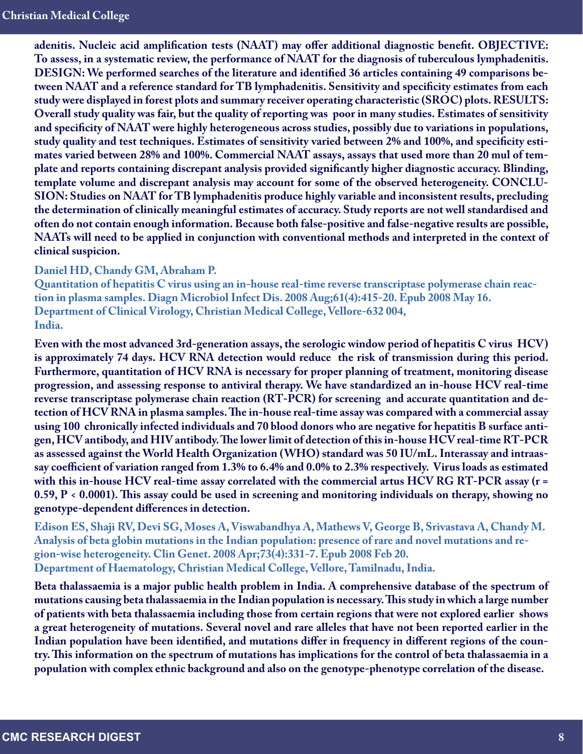**adenitis. Nucleic acid amplification tests (NAAT) may offer additional diagnostic benefit. OBJECTIVE: To assess, in a systematic review, the performance of NAAT for the diagnosis of tuberculous lymphadenitis. DESIGN: We performed searches of the literature and identified 36 articles containing 49 comparisons between NAAT and a reference standard for TB lymphadenitis. Sensitivity and specificity estimates from each study were displayed in forest plots and summary receiver operating characteristic (SROC) plots. RESULTS: Overall study quality was fair, but the quality of reporting was poor in many studies. Estimates of sensitivity and specificity of NAAT were highly heterogeneous across studies, possibly due to variations in populations, study quality and test techniques. Estimates of sensitivity varied between 2% and 100%, and specificity estimates varied between 28% and 100%. Commercial NAAT assays, assays that used more than 20 mul of template and reports containing discrepant analysis provided significantly higher diagnostic accuracy. Blinding, template volume and discrepant analysis may account for some of the observed heterogeneity. CONCLUSION: Studies on NAAT for TB lymphadenitis produce highly variable and inconsistent results, precluding the determination of clinically meaningful estimates of accuracy. Study reports are not well standardised and often do not contain enough information. Because both false-positive and false-negative results are possible, NAATs will need to be applied in conjunction with conventional methods and interpreted in the context of clinical suspicion.**

**Daniel HD, Chandy GM, Abraham P.**
**Quantitation of hepatitis C virus using an in-house real-time reverse transcriptase polymerase chain reaction in plasma samples. Diagn Microbiol Infect Dis. 2008 Aug;61(4):415-20. Epub 2008 May 16.**
**Department of Clinical Virology, Christian Medical College, Vellore-632 004, India.**

**Even with the most advanced 3rd-generation assays, the serologic window period of hepatitis C virus HCV) is approximately 74 days. HCV RNA detection would reduce the risk of transmission during this period. Furthermore, quantitation of HCV RNA is necessary for proper planning of treatment, monitoring disease progression, and assessing response to antiviral therapy. We have standardized an in-house HCV real-time reverse transcriptase polymerase chain reaction (RT-PCR) for screening and accurate quantitation and detection of HCV RNA in plasma samples. The in-house real-time assay was compared with a commercial assay using 100 chronically infected individuals and 70 blood donors who are negative for hepatitis B surface antigen, HCV antibody, and HIV antibody. The lower limit of detection of this in-house HCV real-time RT-PCR as assessed against the World Health Organization (WHO) standard was 50 IU/mL. Interassay and intraassay coefficient of variation ranged from 1.3% to 6.4% and 0.0% to 2.3% respectively. Virus loads as estimated with this in-house HCV real-time assay correlated with the commercial artus HCV RG RT-PCR assay ($r = 0.59$, $P < 0.0001$). This assay could be used in screening and monitoring individuals on therapy, showing no genotype-dependent differences in detection.**

**Edison ES, Shaji RV, Devi SG, Moses A, Viswabandhya A, Mathews V, George B, Srivastava A, Chandy M.**
**Analysis of beta globin mutations in the Indian population: presence of rare and novel mutations and region-wise heterogeneity. Clin Genet. 2008 Apr;73(4):331-7. Epub 2008 Feb 20.**
**Department of Haematology, Christian Medical College, Vellore, Tamilnadu, India.**

**Beta thalassaemia is a major public health problem in India. A comprehensive database of the spectrum of mutations causing beta thalassaemia in the Indian population is necessary. This study in which a large number of patients with beta thalassaemia including those from certain regions that were not explored earlier shows a great heterogeneity of mutations. Several novel and rare alleles that have not been reported earlier in the Indian population have been identified, and mutations differ in frequency in different regions of the country. This information on the spectrum of mutations has implications for the control of beta thalassaemia in a population with complex ethnic background and also on the genotype-phenotype correlation of the disease.**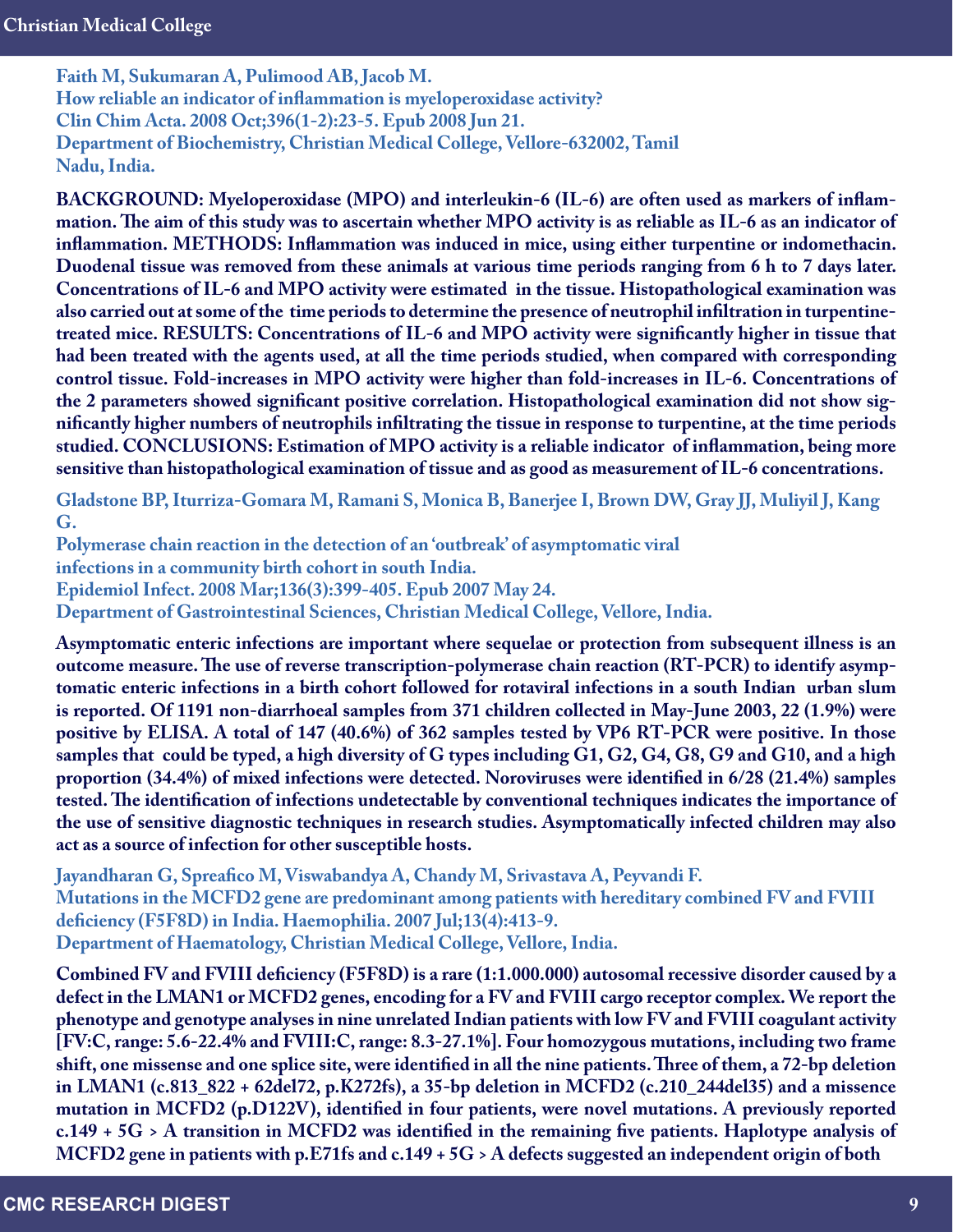**Faith M, Sukumaran A, Pulimood AB, Jacob M.**
**How reliable an indicator of inflammation is myeloperoxidase activity?**
**Clin Chim Acta. 2008 Oct;396(1-2):23-5. Epub 2008 Jun 21.**
**Department of Biochemistry, Christian Medical College, Vellore-632002, Tamil Nadu, India.**

**BACKGROUND: Myeloperoxidase (MPO) and interleukin-6 (IL-6) are often used as markers of inflammation. The aim of this study was to ascertain whether MPO activity is as reliable as IL-6 as an indicator of inflammation. METHODS: Inflammation was induced in mice, using either turpentine or indomethacin. Duodenal tissue was removed from these animals at various time periods ranging from 6 h to 7 days later. Concentrations of IL-6 and MPO activity were estimated in the tissue. Histopathological examination was also carried out at some of the time periods to determine the presence of neutrophil infiltration in turpentine-treated mice. RESULTS: Concentrations of IL-6 and MPO activity were significantly higher in tissue that had been treated with the agents used, at all the time periods studied, when compared with corresponding control tissue. Fold-increases in MPO activity were higher than fold-increases in IL-6. Concentrations of the 2 parameters showed significant positive correlation. Histopathological examination did not show significantly higher numbers of neutrophils infiltrating the tissue in response to turpentine, at the time periods studied. CONCLUSIONS: Estimation of MPO activity is a reliable indicator of inflammation, being more sensitive than histopathological examination of tissue and as good as measurement of IL-6 concentrations.**

**Gladstone BP, Iturriza-Gomara M, Ramani S, Monica B, Banerjee I, Brown DW, Gray JJ, Muliyil J, Kang G.**
**Polymerase chain reaction in the detection of an 'outbreak' of asymptomatic viral infections in a community birth cohort in south India.**
**Epidemiol Infect. 2008 Mar;136(3):399-405. Epub 2007 May 24.**
**Department of Gastrointestinal Sciences, Christian Medical College, Vellore, India.**

**Asymptomatic enteric infections are important where sequelae or protection from subsequent illness is an outcome measure. The use of reverse transcription-polymerase chain reaction (RT-PCR) to identify asymptomatic enteric infections in a birth cohort followed for rotaviral infections in a south Indian urban slum is reported. Of 1191 non-diarrhoeal samples from 371 children collected in May-June 2003, 22 (1.9%) were positive by ELISA. A total of 147 (40.6%) of 362 samples tested by VP6 RT-PCR were positive. In those samples that could be typed, a high diversity of G types including G1, G2, G4, G8, G9 and G10, and a high proportion (34.4%) of mixed infections were detected. Noroviruses were identified in 6/28 (21.4%) samples tested. The identification of infections undetectable by conventional techniques indicates the importance of the use of sensitive diagnostic techniques in research studies. Asymptomatically infected children may also act as a source of infection for other susceptible hosts.**

**Jayandharan G, Spreafico M, Viswabandya A, Chandy M, Srivastava A, Peyvandi F.**
**Mutations in the MCFD2 gene are predominant among patients with hereditary combined FV and FVIII deficiency (F5F8D) in India. Haemophilia. 2007 Jul;13(4):413-9.**
**Department of Haematology, Christian Medical College, Vellore, India.**

**Combined FV and FVIII deficiency (F5F8D) is a rare (1:1.000.000) autosomal recessive disorder caused by a defect in the LMAN1 or MCFD2 genes, encoding for a FV and FVIII cargo receptor complex. We report the phenotype and genotype analyses in nine unrelated Indian patients with low FV and FVIII coagulant activity [FV:C, range: 5.6-22.4% and FVIII:C, range: 8.3-27.1%]. Four homozygous mutations, including two frame shift, one missense and one splice site, were identified in all the nine patients. Three of them, a 72-bp deletion in LMAN1 (c.813_822 + 62del72, p.K272fs), a 35-bp deletion in MCFD2 (c.210_244del35) and a missence mutation in MCFD2 (p.D122V), identified in four patients, were novel mutations. A previously reported c.149 + 5G > A transition in MCFD2 was identified in the remaining five patients. Haplotype analysis of MCFD2 gene in patients with p.E71fs and c.149 + 5G > A defects suggested an independent origin of both**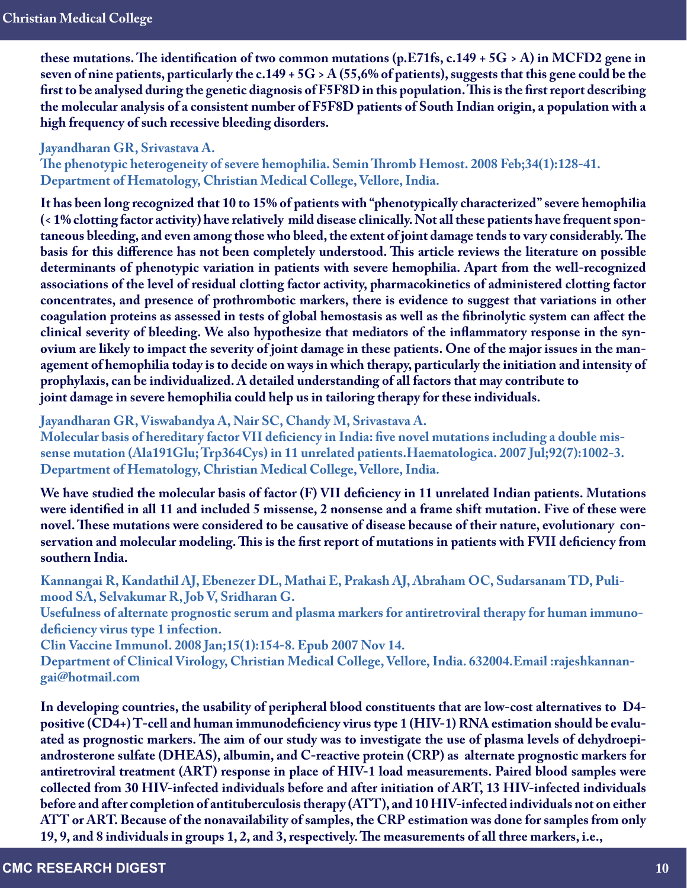these mutations. The identification of two common mutations (p.E71fs, c.149 + 5G > A) in MCFD2 gene in seven of nine patients, particularly the c.149 + 5G > A (55,6% of patients), suggests that this gene could be the first to be analysed during the genetic diagnosis of F5F8D in this population. This is the first report describing the molecular analysis of a consistent number of F5F8D patients of South Indian origin, a population with a high frequency of such recessive bleeding disorders.

**Jayandharan GR, Srivastava A.**
**The phenotypic heterogeneity of severe hemophilia. Semin Thromb Hemost. 2008 Feb;34(1):128-41.**
**Department of Hematology, Christian Medical College, Vellore, India.**

It has been long recognized that 10 to 15% of patients with "phenotypically characterized" severe hemophilia (< 1% clotting factor activity) have relatively mild disease clinically. Not all these patients have frequent spontaneous bleeding, and even among those who bleed, the extent of joint damage tends to vary considerably. The basis for this difference has not been completely understood. This article reviews the literature on possible determinants of phenotypic variation in patients with severe hemophilia. Apart from the well-recognized associations of the level of residual clotting factor activity, pharmacokinetics of administered clotting factor concentrates, and presence of prothrombotic markers, there is evidence to suggest that variations in other coagulation proteins as assessed in tests of global hemostasis as well as the fibrinolytic system can affect the clinical severity of bleeding. We also hypothesize that mediators of the inflammatory response in the synovium are likely to impact the severity of joint damage in these patients. One of the major issues in the management of hemophilia today is to decide on ways in which therapy, particularly the initiation and intensity of prophylaxis, can be individualized. A detailed understanding of all factors that may contribute to joint damage in severe hemophilia could help us in tailoring therapy for these individuals.

**Jayandharan GR, Viswabandya A, Nair SC, Chandy M, Srivastava A.**
**Molecular basis of hereditary factor VII deficiency in India: five novel mutations including a double missense mutation (Ala191Glu; Trp364Cys) in 11 unrelated patients. Haematologica. 2007 Jul;92(7):1002-3.**
**Department of Hematology, Christian Medical College, Vellore, India.**

We have studied the molecular basis of factor (F) VII deficiency in 11 unrelated Indian patients. Mutations were identified in all 11 and included 5 missense, 2 nonsense and a frame shift mutation. Five of these were novel. These mutations were considered to be causative of disease because of their nature, evolutionary conservation and molecular modeling. This is the first report of mutations in patients with FVII deficiency from southern India.

**Kannangai R, Kandathil AJ, Ebenezer DL, Mathai E, Prakash AJ, Abraham OC, Sudarsanam TD, Pulimood SA, Selvakumar R, Job V, Sridharan G.**
**Usefulness of alternate prognostic serum and plasma markers for antiretroviral therapy for human immunodeficiency virus type 1 infection.**
**Clin Vaccine Immunol. 2008 Jan;15(1):154-8. Epub 2007 Nov 14.**
**Department of Clinical Virology, Christian Medical College, Vellore, India. 632004. Email :rajeshkannangai@hotmail.com**

In developing countries, the usability of peripheral blood constituents that are low-cost alternatives to D4-positive (CD4+) T-cell and human immunodeficiency virus type 1 (HIV-1) RNA estimation should be evaluated as prognostic markers. The aim of our study was to investigate the use of plasma levels of dehydroepiandrosterone sulfate (DHEAS), albumin, and C-reactive protein (CRP) as alternate prognostic markers for antiretroviral treatment (ART) response in place of HIV-1 load measurements. Paired blood samples were collected from 30 HIV-infected individuals before and after initiation of ART, 13 HIV-infected individuals before and after completion of antituberculosis therapy (ATT), and 10 HIV-infected individuals not on either ATT or ART. Because of the nonavailability of samples, the CRP estimation was done for samples from only 19, 9, and 8 individuals in groups 1, 2, and 3, respectively. The measurements of all three markers, i.e.,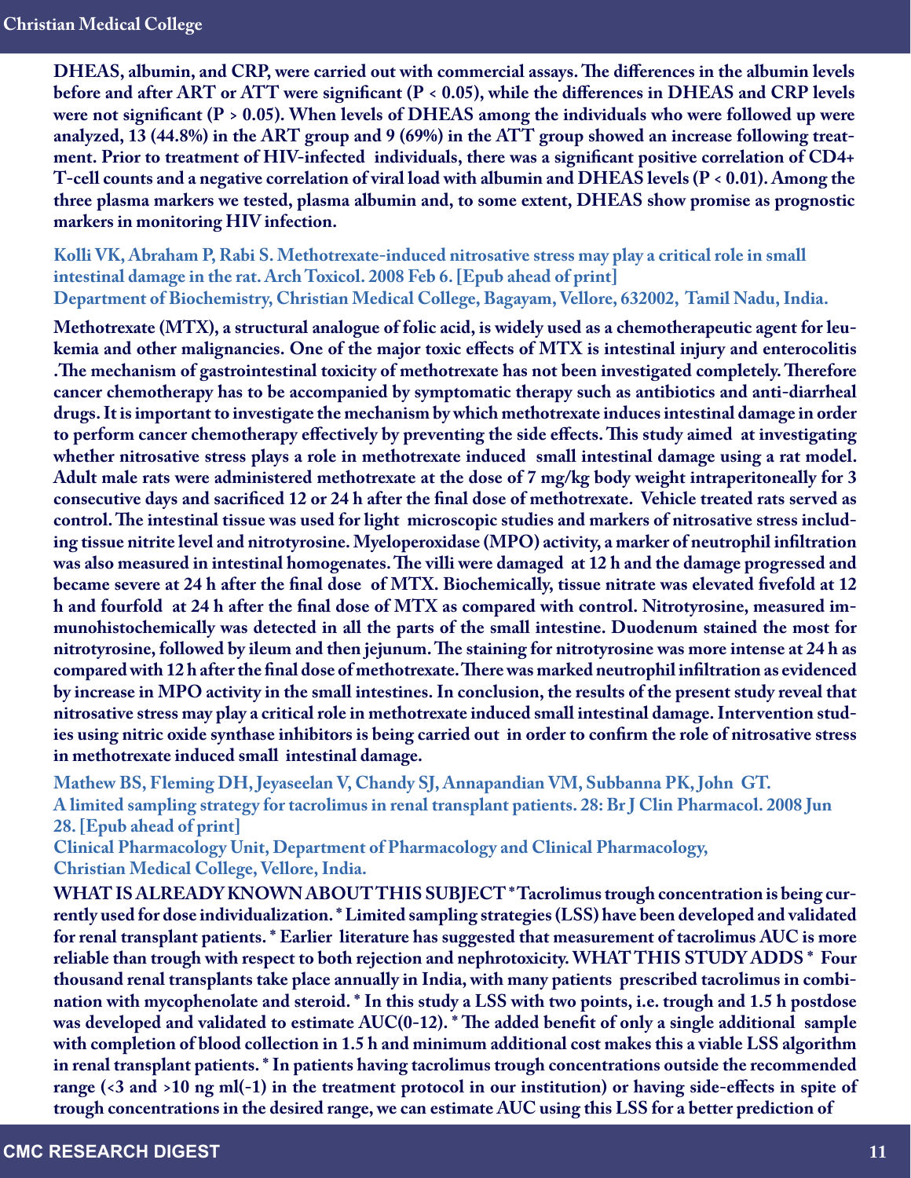DHEAS, albumin, and CRP, were carried out with commercial assays. The differences in the albumin levels before and after ART or ATT were significant (P < 0.05), while the differences in DHEAS and CRP levels were not significant (P > 0.05). When levels of DHEAS among the individuals who were followed up were analyzed, 13 (44.8%) in the ART group and 9 (69%) in the ATT group showed an increase following treatment. Prior to treatment of HIV-infected individuals, there was a significant positive correlation of CD4+ T-cell counts and a negative correlation of viral load with albumin and DHEAS levels (P < 0.01). Among the three plasma markers we tested, plasma albumin and, to some extent, DHEAS show promise as prognostic markers in monitoring HIV infection.

**Kolli VK, Abraham P, Rabi S. Methotrexate-induced nitrosative stress may play a critical role in small intestinal damage in the rat. Arch Toxicol. 2008 Feb 6. [Epub ahead of print]**
**Department of Biochemistry, Christian Medical College, Bagayam, Vellore, 632002, Tamil Nadu, India.**

Methotrexate (MTX), a structural analogue of folic acid, is widely used as a chemotherapeutic agent for leukemia and other malignancies. One of the major toxic effects of MTX is intestinal injury and enterocolitis .The mechanism of gastrointestinal toxicity of methotrexate has not been investigated completely. Therefore cancer chemotherapy has to be accompanied by symptomatic therapy such as antibiotics and anti-diarrheal drugs. It is important to investigate the mechanism by which methotrexate induces intestinal damage in order to perform cancer chemotherapy effectively by preventing the side effects. This study aimed at investigating whether nitrosative stress plays a role in methotrexate induced small intestinal damage using a rat model. Adult male rats were administered methotrexate at the dose of 7 mg/kg body weight intraperitoneally for 3 consecutive days and sacrificed 12 or 24 h after the final dose of methotrexate. Vehicle treated rats served as control. The intestinal tissue was used for light microscopic studies and markers of nitrosative stress including tissue nitrite level and nitrotyrosine. Myeloperoxidase (MPO) activity, a marker of neutrophil infiltration was also measured in intestinal homogenates. The villi were damaged at 12 h and the damage progressed and became severe at 24 h after the final dose of MTX. Biochemically, tissue nitrate was elevated fivefold at 12 h and fourfold at 24 h after the final dose of MTX as compared with control. Nitrotyrosine, measured immunohistochemically was detected in all the parts of the small intestine. Duodenum stained the most for nitrotyrosine, followed by ileum and then jejunum. The staining for nitrotyrosine was more intense at 24 h as compared with 12 h after the final dose of methotrexate. There was marked neutrophil infiltration as evidenced by increase in MPO activity in the small intestines. In conclusion, the results of the present study reveal that nitrosative stress may play a critical role in methotrexate induced small intestinal damage. Intervention studies using nitric oxide synthase inhibitors is being carried out in order to confirm the role of nitrosative stress in methotrexate induced small intestinal damage.

**Mathew BS, Fleming DH, Jeyaseelan V, Chandy SJ, Annapandian VM, Subbanna PK, John GT. A limited sampling strategy for tacrolimus in renal transplant patients. 28: Br J Clin Pharmacol. 2008 Jun 28. [Epub ahead of print]**
**Clinical Pharmacology Unit, Department of Pharmacology and Clinical Pharmacology, Christian Medical College, Vellore, India.**

WHAT IS ALREADY KNOWN ABOUT THIS SUBJECT * Tacrolimus trough concentration is being currently used for dose individualization. * Limited sampling strategies (LSS) have been developed and validated for renal transplant patients. * Earlier literature has suggested that measurement of tacrolimus AUC is more reliable than trough with respect to both rejection and nephrotoxicity. WHAT THIS STUDY ADDS * Four thousand renal transplants take place annually in India, with many patients prescribed tacrolimus in combination with mycophenolate and steroid. * In this study a LSS with two points, i.e. trough and 1.5 h postdose was developed and validated to estimate AUC(0-12). * The added benefit of only a single additional sample with completion of blood collection in 1.5 h and minimum additional cost makes this a viable LSS algorithm in renal transplant patients. * In patients having tacrolimus trough concentrations outside the recommended range (<3 and >10 ng ml(-1) in the treatment protocol in our institution) or having side-effects in spite of trough concentrations in the desired range, we can estimate AUC using this LSS for a better prediction of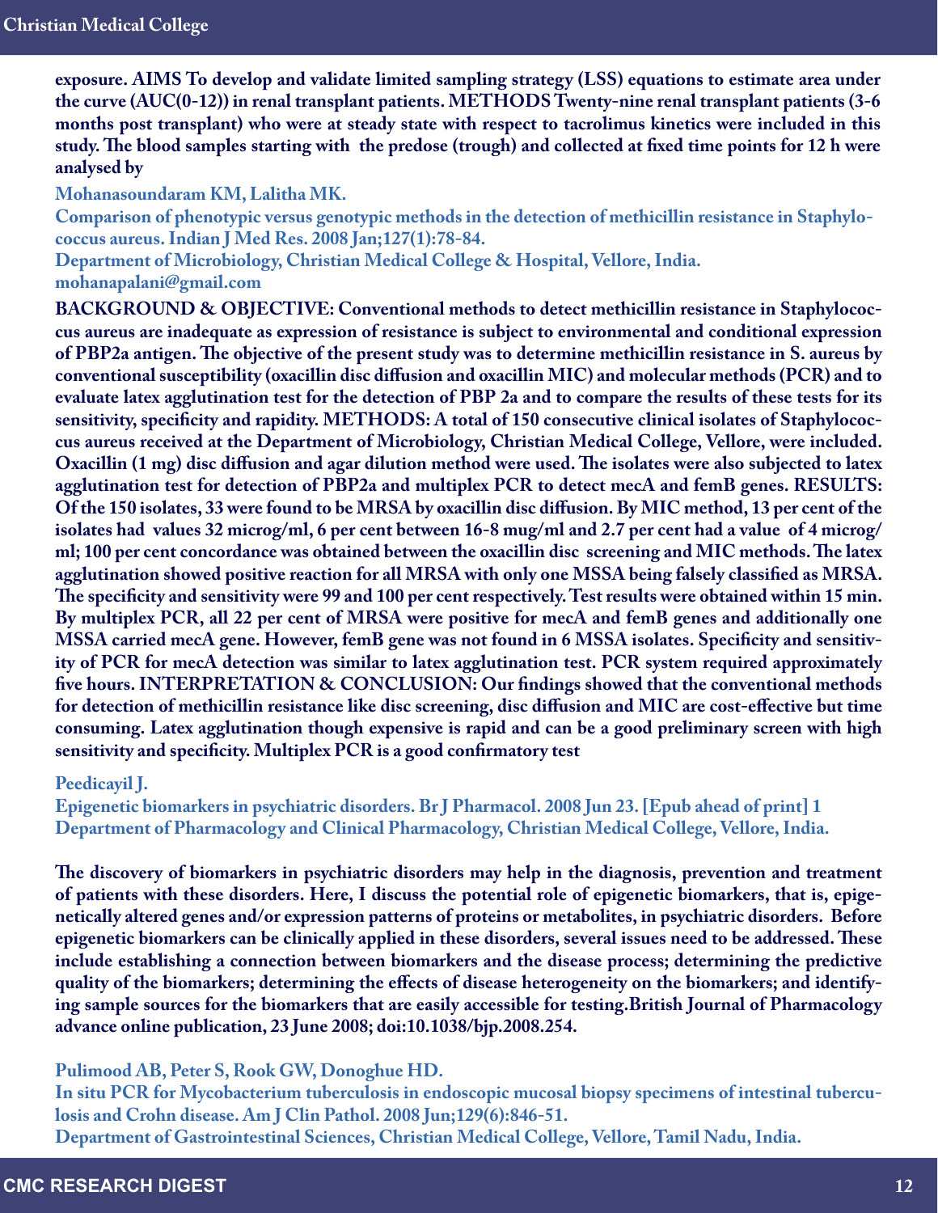**exposure. AIMS To develop and validate limited sampling strategy (LSS) equations to estimate area under the curve (AUC(0-12)) in renal transplant patients. METHODS Twenty-nine renal transplant patients (3-6 months post transplant) who were at steady state with respect to tacrolimus kinetics were included in this study. The blood samples starting with the predose (trough) and collected at fixed time points for 12 h were analysed by**

**Mohanasoundaram KM, Lalitha MK.**
**Comparison of phenotypic versus genotypic methods in the detection of methicillin resistance in Staphylococcus aureus. Indian J Med Res. 2008 Jan;127(1):78-84.**
**Department of Microbiology, Christian Medical College & Hospital, Vellore, India.**
**mohanapalani@gmail.com**

**BACKGROUND & OBJECTIVE: Conventional methods to detect methicillin resistance in Staphylococcus aureus are inadequate as expression of resistance is subject to environmental and conditional expression of PBP2a antigen. The objective of the present study was to determine methicillin resistance in S. aureus by conventional susceptibility (oxacillin disc diffusion and oxacillin MIC) and molecular methods (PCR) and to evaluate latex agglutination test for the detection of PBP 2a and to compare the results of these tests for its sensitivity, specificity and rapidity. METHODS: A total of 150 consecutive clinical isolates of Staphylococcus aureus received at the Department of Microbiology, Christian Medical College, Vellore, were included. Oxacillin (1 mg) disc diffusion and agar dilution method were used. The isolates were also subjected to latex agglutination test for detection of PBP2a and multiplex PCR to detect mecA and femB genes. RESULTS: Of the 150 isolates, 33 were found to be MRSA by oxacillin disc diffusion. By MIC method, 13 per cent of the isolates had values 32 microg/ml, 6 per cent between 16-8 mug/ml and 2.7 per cent had a value of 4 microg/ml; 100 per cent concordance was obtained between the oxacillin disc screening and MIC methods. The latex agglutination showed positive reaction for all MRSA with only one MSSA being falsely classified as MRSA. The specificity and sensitivity were 99 and 100 per cent respectively. Test results were obtained within 15 min. By multiplex PCR, all 22 per cent of MRSA were positive for mecA and femB genes and additionally one MSSA carried mecA gene. However, femB gene was not found in 6 MSSA isolates. Specificity and sensitivity of PCR for mecA detection was similar to latex agglutination test. PCR system required approximately five hours. INTERPRETATION & CONCLUSION: Our findings showed that the conventional methods for detection of methicillin resistance like disc screening, disc diffusion and MIC are cost-effective but time consuming. Latex agglutination though expensive is rapid and can be a good preliminary screen with high sensitivity and specificity. Multiplex PCR is a good confirmatory test**

**Peedicayil J.**
**Epigenetic biomarkers in psychiatric disorders. Br J Pharmacol. 2008 Jun 23. [Epub ahead of print] 1**
**Department of Pharmacology and Clinical Pharmacology, Christian Medical College, Vellore, India.**

**The discovery of biomarkers in psychiatric disorders may help in the diagnosis, prevention and treatment of patients with these disorders. Here, I discuss the potential role of epigenetic biomarkers, that is, epigenetically altered genes and/or expression patterns of proteins or metabolites, in psychiatric disorders. Before epigenetic biomarkers can be clinically applied in these disorders, several issues need to be addressed. These include establishing a connection between biomarkers and the disease process; determining the predictive quality of the biomarkers; determining the effects of disease heterogeneity on the biomarkers; and identifying sample sources for the biomarkers that are easily accessible for testing.British Journal of Pharmacology advance online publication, 23 June 2008; doi:10.1038/bjp.2008.254.**

**Pulimood AB, Peter S, Rook GW, Donoghue HD.**
**In situ PCR for Mycobacterium tuberculosis in endoscopic mucosal biopsy specimens of intestinal tuberculosis and Crohn disease. Am J Clin Pathol. 2008 Jun;129(6):846-51.**
**Department of Gastrointestinal Sciences, Christian Medical College, Vellore, Tamil Nadu, India.**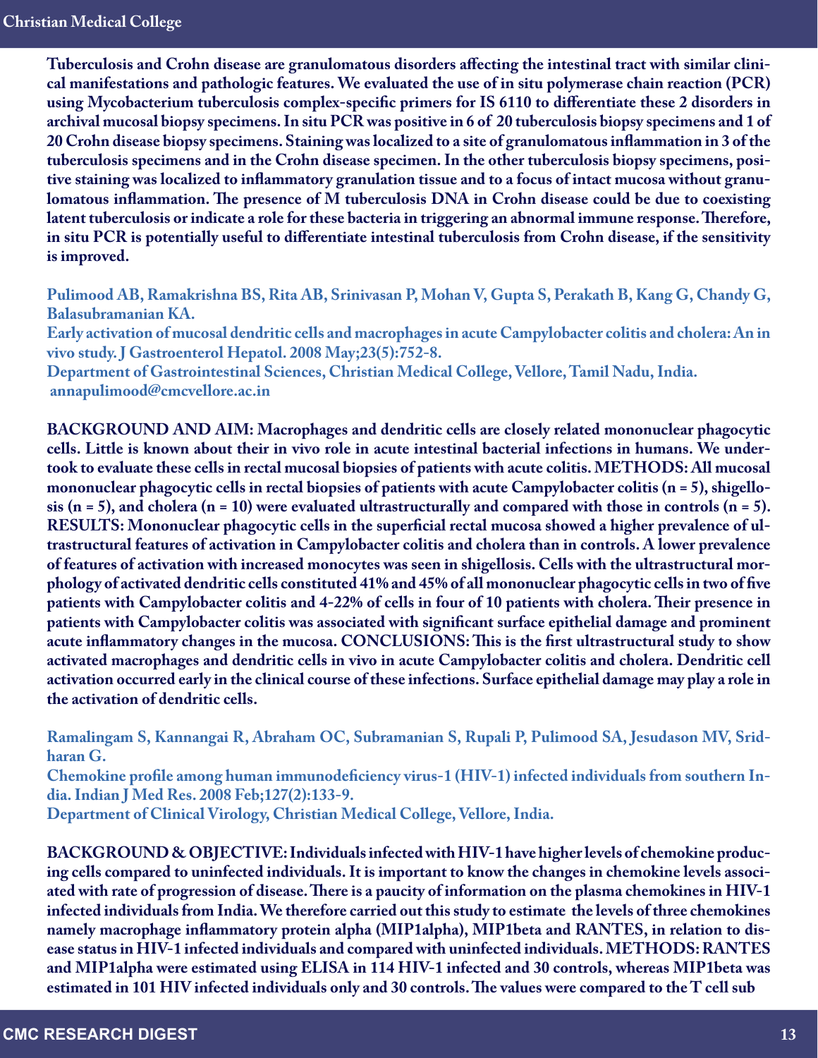Tuberculosis and Crohn disease are granulomatous disorders affecting the intestinal tract with similar clinical manifestations and pathologic features. We evaluated the use of in situ polymerase chain reaction (PCR) using Mycobacterium tuberculosis complex-specific primers for IS 6110 to differentiate these 2 disorders in archival mucosal biopsy specimens. In situ PCR was positive in 6 of 20 tuberculosis biopsy specimens and 1 of 20 Crohn disease biopsy specimens. Staining was localized to a site of granulomatous inflammation in 3 of the tuberculosis specimens and in the Crohn disease specimen. In the other tuberculosis biopsy specimens, positive staining was localized to inflammatory granulation tissue and to a focus of intact mucosa without granulomatous inflammation. The presence of M tuberculosis DNA in Crohn disease could be due to coexisting latent tuberculosis or indicate a role for these bacteria in triggering an abnormal immune response. Therefore, in situ PCR is potentially useful to differentiate intestinal tuberculosis from Crohn disease, if the sensitivity is improved.

**Pulimood AB, Ramakrishna BS, Rita AB, Srinivasan P, Mohan V, Gupta S, Perakath B, Kang G, Chandy G, Balasubramanian KA.**
**Early activation of mucosal dendritic cells and macrophages in acute Campylobacter colitis and cholera: An in vivo study. J Gastroenterol Hepatol. 2008 May;23(5):752-8.**
**Department of Gastrointestinal Sciences, Christian Medical College, Vellore, Tamil Nadu, India.**
**annapulimood@cmcvellore.ac.in**

BACKGROUND AND AIM: Macrophages and dendritic cells are closely related mononuclear phagocytic cells. Little is known about their in vivo role in acute intestinal bacterial infections in humans. We undertook to evaluate these cells in rectal mucosal biopsies of patients with acute colitis. METHODS: All mucosal mononuclear phagocytic cells in rectal biopsies of patients with acute Campylobacter colitis (n = 5), shigellosis (n = 5), and cholera (n = 10) were evaluated ultrastructurally and compared with those in controls (n = 5). RESULTS: Mononuclear phagocytic cells in the superficial rectal mucosa showed a higher prevalence of ultrastructural features of activation in Campylobacter colitis and cholera than in controls. A lower prevalence of features of activation with increased monocytes was seen in shigellosis. Cells with the ultrastructural morphology of activated dendritic cells constituted 41% and 45% of all mononuclear phagocytic cells in two of five patients with Campylobacter colitis and 4-22% of cells in four of 10 patients with cholera. Their presence in patients with Campylobacter colitis was associated with significant surface epithelial damage and prominent acute inflammatory changes in the mucosa. CONCLUSIONS: This is the first ultrastructural study to show activated macrophages and dendritic cells in vivo in acute Campylobacter colitis and cholera. Dendritic cell activation occurred early in the clinical course of these infections. Surface epithelial damage may play a role in the activation of dendritic cells.

**Ramalingam S, Kannangai R, Abraham OC, Subramanian S, Rupali P, Pulimood SA, Jesudason MV, Sridharan G.**
**Chemokine profile among human immunodeficiency virus-1 (HIV-1) infected individuals from southern India. Indian J Med Res. 2008 Feb;127(2):133-9.**
**Department of Clinical Virology, Christian Medical College, Vellore, India.**

BACKGROUND & OBJECTIVE: Individuals infected with HIV-1 have higher levels of chemokine producing cells compared to uninfected individuals. It is important to know the changes in chemokine levels associated with rate of progression of disease. There is a paucity of information on the plasma chemokines in HIV-1 infected individuals from India. We therefore carried out this study to estimate the levels of three chemokines namely macrophage inflammatory protein alpha (MIP1alpha), MIP1beta and RANTES, in relation to disease status in HIV-1 infected individuals and compared with uninfected individuals. METHODS: RANTES and MIP1alpha were estimated using ELISA in 114 HIV-1 infected and 30 controls, whereas MIP1beta was estimated in 101 HIV infected individuals only and 30 controls. The values were compared to the T cell sub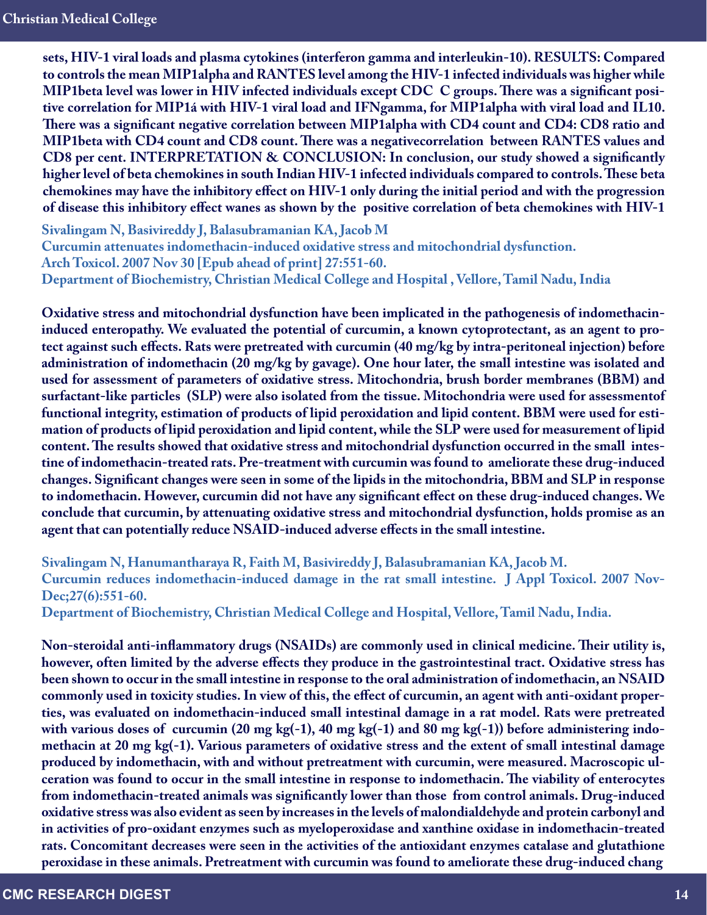**sets, HIV-1 viral loads and plasma cytokines (interferon gamma and interleukin-10). RESULTS: Compared to controls the mean MIP1alpha and RANTES level among the HIV-1 infected individuals was higher while MIP1beta level was lower in HIV infected individuals except CDC C groups. There was a significant positive correlation for MIP1á with HIV-1 viral load and IFNgamma, for MIP1alpha with viral load and IL10. There was a significant negative correlation between MIP1alpha with CD4 count and CD4: CD8 ratio and MIP1beta with CD4 count and CD8 count. There was a negativecorrelation between RANTES values and CD8 per cent. INTERPRETATION & CONCLUSION: In conclusion, our study showed a significantly higher level of beta chemokines in south Indian HIV-1 infected individuals compared to controls. These beta chemokines may have the inhibitory effect on HIV-1 only during the initial period and with the progression of disease this inhibitory effect wanes as shown by the positive correlation of beta chemokines with HIV-1**

**Sivalingam N, Basivireddy J, Balasubramanian KA, Jacob M**
**Curcumin attenuates indomethacin-induced oxidative stress and mitochondrial dysfunction.**
**Arch Toxicol. 2007 Nov 30 [Epub ahead of print] 27:551-60.**
**Department of Biochemistry, Christian Medical College and Hospital , Vellore, Tamil Nadu, India**

**Oxidative stress and mitochondrial dysfunction have been implicated in the pathogenesis of indomethacin-induced enteropathy. We evaluated the potential of curcumin, a known cytoprotectant, as an agent to protect against such effects. Rats were pretreated with curcumin (40 mg/kg by intra-peritoneal injection) before administration of indomethacin (20 mg/kg by gavage). One hour later, the small intestine was isolated and used for assessment of parameters of oxidative stress. Mitochondria, brush border membranes (BBM) and surfactant-like particles (SLP) were also isolated from the tissue. Mitochondria were used for assessmentof functional integrity, estimation of products of lipid peroxidation and lipid content. BBM were used for estimation of products of lipid peroxidation and lipid content, while the SLP were used for measurement of lipid content. The results showed that oxidative stress and mitochondrial dysfunction occurred in the small intestine of indomethacin-treated rats. Pre-treatment with curcumin was found to ameliorate these drug-induced changes. Significant changes were seen in some of the lipids in the mitochondria, BBM and SLP in response to indomethacin. However, curcumin did not have any significant effect on these drug-induced changes. We conclude that curcumin, by attenuating oxidative stress and mitochondrial dysfunction, holds promise as an agent that can potentially reduce NSAID-induced adverse effects in the small intestine.**

**Sivalingam N, Hanumantharaya R, Faith M, Basivireddy J, Balasubramanian KA, Jacob M.**
**Curcumin reduces indomethacin-induced damage in the rat small intestine. J Appl Toxicol. 2007 Nov-Dec;27(6):551-60.**
**Department of Biochemistry, Christian Medical College and Hospital, Vellore, Tamil Nadu, India.**

**Non-steroidal anti-inflammatory drugs (NSAIDs) are commonly used in clinical medicine. Their utility is, however, often limited by the adverse effects they produce in the gastrointestinal tract. Oxidative stress has been shown to occur in the small intestine in response to the oral administration of indomethacin, an NSAID commonly used in toxicity studies. In view of this, the effect of curcumin, an agent with anti-oxidant properties, was evaluated on indomethacin-induced small intestinal damage in a rat model. Rats were pretreated with various doses of curcumin (20 mg kg(-1), 40 mg kg(-1) and 80 mg kg(-1)) before administering indomethacin at 20 mg kg(-1). Various parameters of oxidative stress and the extent of small intestinal damage produced by indomethacin, with and without pretreatment with curcumin, were measured. Macroscopic ulceration was found to occur in the small intestine in response to indomethacin. The viability of enterocytes from indomethacin-treated animals was significantly lower than those from control animals. Drug-induced oxidative stress was also evident as seen by increases in the levels of malondialdehyde and protein carbonyl and in activities of pro-oxidant enzymes such as myeloperoxidase and xanthine oxidase in indomethacin-treated rats. Concomitant decreases were seen in the activities of the antioxidant enzymes catalase and glutathione peroxidase in these animals. Pretreatment with curcumin was found to ameliorate these drug-induced chang**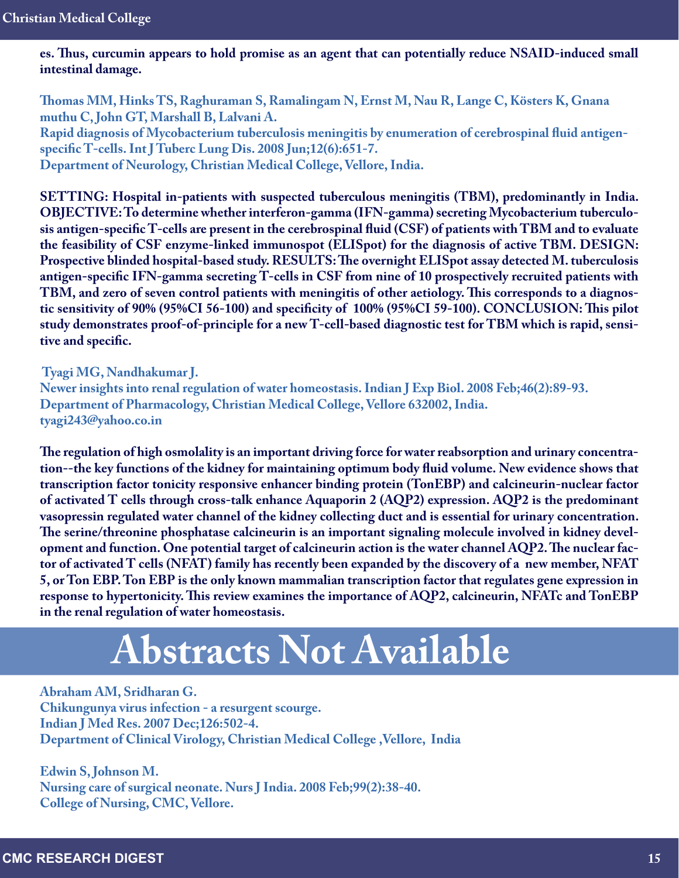**es. Thus, curcumin appears to hold promise as an agent that can potentially reduce NSAID-induced small intestinal damage.**

**Thomas MM, Hinks TS, Raghuraman S, Ramalingam N, Ernst M, Nau R, Lange C, Kösters K, Gnana muthu C, John GT, Marshall B, Lalvani A.**
**Rapid diagnosis of Mycobacterium tuberculosis meningitis by enumeration of cerebrospinal fluid antigen-specific T-cells. Int J Tuberc Lung Dis. 2008 Jun;12(6):651-7.**
**Department of Neurology, Christian Medical College, Vellore, India.**

**SETTING: Hospital in-patients with suspected tuberculous meningitis (TBM), predominantly in India. OBJECTIVE: To determine whether interferon-gamma (IFN-gamma) secreting Mycobacterium tuberculosis antigen-specific T-cells are present in the cerebrospinal fluid (CSF) of patients with TBM and to evaluate the feasibility of CSF enzyme-linked immunospot (ELISpot) for the diagnosis of active TBM. DESIGN: Prospective blinded hospital-based study. RESULTS: The overnight ELISpot assay detected M. tuberculosis antigen-specific IFN-gamma secreting T-cells in CSF from nine of 10 prospectively recruited patients with TBM, and zero of seven control patients with meningitis of other aetiology. This corresponds to a diagnostic sensitivity of 90% (95%CI 56-100) and specificity of 100% (95%CI 59-100). CONCLUSION: This pilot study demonstrates proof-of-principle for a new T-cell-based diagnostic test for TBM which is rapid, sensitive and specific.**

**Tyagi MG, Nandhakumar J.**
**Newer insights into renal regulation of water homeostasis. Indian J Exp Biol. 2008 Feb;46(2):89-93.**
**Department of Pharmacology, Christian Medical College, Vellore 632002, India.**
**tyagi243@yahoo.co.in**

**The regulation of high osmolality is an important driving force for water reabsorption and urinary concentration--the key functions of the kidney for maintaining optimum body fluid volume. New evidence shows that transcription factor tonicity responsive enhancer binding protein (TonEBP) and calcineurin-nuclear factor of activated T cells through cross-talk enhance Aquaporin 2 (AQP2) expression. AQP2 is the predominant vasopressin regulated water channel of the kidney collecting duct and is essential for urinary concentration. The serine/threonine phosphatase calcineurin is an important signaling molecule involved in kidney development and function. One potential target of calcineurin action is the water channel AQP2. The nuclear factor of activated T cells (NFAT) family has recently been expanded by the discovery of a new member, NFAT 5, or Ton EBP. Ton EBP is the only known mammalian transcription factor that regulates gene expression in response to hypertonicity. This review examines the importance of AQP2, calcineurin, NFATc and TonEBP in the renal regulation of water homeostasis.**

# Abstracts Not Available

**Abraham AM, Sridharan G.**
**Chikungunya virus infection - a resurgent scourge.**
**Indian J Med Res. 2007 Dec;126:502-4.**
**Department of Clinical Virology, Christian Medical College ,Vellore, India**

**Edwin S, Johnson M.**
**Nursing care of surgical neonate. Nurs J India. 2008 Feb;99(2):38-40.**
**College of Nursing, CMC, Vellore.**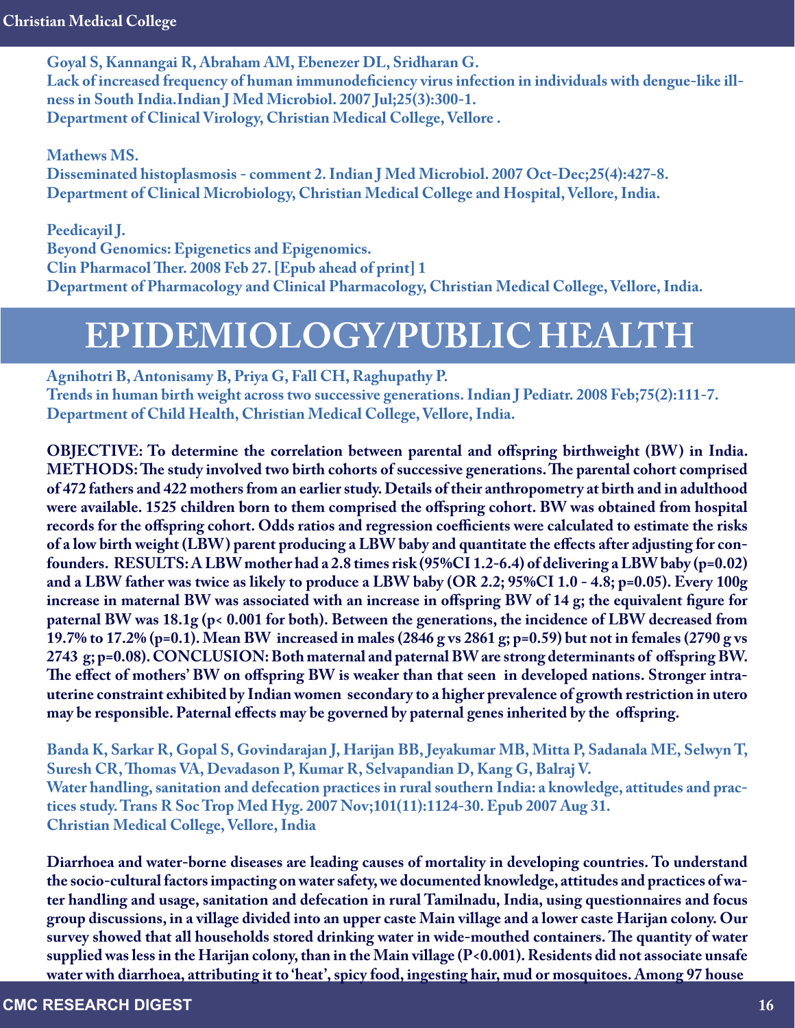Goyal S, Kannangai R, Abraham AM, Ebenezer DL, Sridharan G.
Lack of increased frequency of human immunodeficiency virus infection in individuals with dengue-like illness in South India.Indian J Med Microbiol. 2007 Jul;25(3):300-1.
Department of Clinical Virology, Christian Medical College, Vellore .

Mathews MS.
Disseminated histoplasmosis - comment 2. Indian J Med Microbiol. 2007 Oct-Dec;25(4):427-8.
Department of Clinical Microbiology, Christian Medical College and Hospital, Vellore, India.

Peedicayil J.
Beyond Genomics: Epigenetics and Epigenomics.
Clin Pharmacol Ther. 2008 Feb 27. [Epub ahead of print] 1
Department of Pharmacology and Clinical Pharmacology, Christian Medical College, Vellore, India.

# EPIDEMIOLOGY/PUBLIC HEALTH

Agnihotri B, Antonisamy B, Priya G, Fall CH, Raghupathy P.
Trends in human birth weight across two successive generations. Indian J Pediatr. 2008 Feb;75(2):111-7.
Department of Child Health, Christian Medical College, Vellore, India.

**OBJECTIVE: To determine the correlation between parental and offspring birthweight (BW) in India. METHODS: The study involved two birth cohorts of successive generations. The parental cohort comprised of 472 fathers and 422 mothers from an earlier study. Details of their anthropometry at birth and in adulthood were available. 1525 children born to them comprised the offspring cohort. BW was obtained from hospital records for the offspring cohort. Odds ratios and regression coefficients were calculated to estimate the risks of a low birth weight (LBW) parent producing a LBW baby and quantitate the effects after adjusting for confounders. RESULTS: A LBW mother had a 2.8 times risk (95%CI 1.2-6.4) of delivering a LBW baby (p=0.02) and a LBW father was twice as likely to produce a LBW baby (OR 2.2; 95%CI 1.0 - 4.8; p=0.05). Every 100g increase in maternal BW was associated with an increase in offspring BW of 14 g; the equivalent figure for paternal BW was 18.1g (p< 0.001 for both). Between the generations, the incidence of LBW decreased from 19.7% to 17.2% (p=0.1). Mean BW increased in males (2846 g vs 2861 g; p=0.59) but not in females (2790 g vs 2743 g; p=0.08). CONCLUSION: Both maternal and paternal BW are strong determinants of offspring BW. The effect of mothers' BW on offspring BW is weaker than that seen in developed nations. Stronger intrauterine constraint exhibited by Indian women secondary to a higher prevalence of growth restriction in utero may be responsible. Paternal effects may be governed by paternal genes inherited by the offspring.**

Banda K, Sarkar R, Gopal S, Govindarajan J, Harijan BB, Jeyakumar MB, Mitta P, Sadanala ME, Selwyn T, Suresh CR, Thomas VA, Devadason P, Kumar R, Selvapandian D, Kang G, Balraj V.
Water handling, sanitation and defecation practices in rural southern India: a knowledge, attitudes and practices study. Trans R Soc Trop Med Hyg. 2007 Nov;101(11):1124-30. Epub 2007 Aug 31.
Christian Medical College, Vellore, India

**Diarrhoea and water-borne diseases are leading causes of mortality in developing countries. To understand the socio-cultural factors impacting on water safety, we documented knowledge, attitudes and practices of water handling and usage, sanitation and defecation in rural Tamilnadu, India, using questionnaires and focus group discussions, in a village divided into an upper caste Main village and a lower caste Harijan colony. Our survey showed that all households stored drinking water in wide-mouthed containers. The quantity of water supplied was less in the Harijan colony, than in the Main village (P<0.001). Residents did not associate unsafe water with diarrhoea, attributing it to 'heat', spicy food, ingesting hair, mud or mosquitoes. Among 97 house**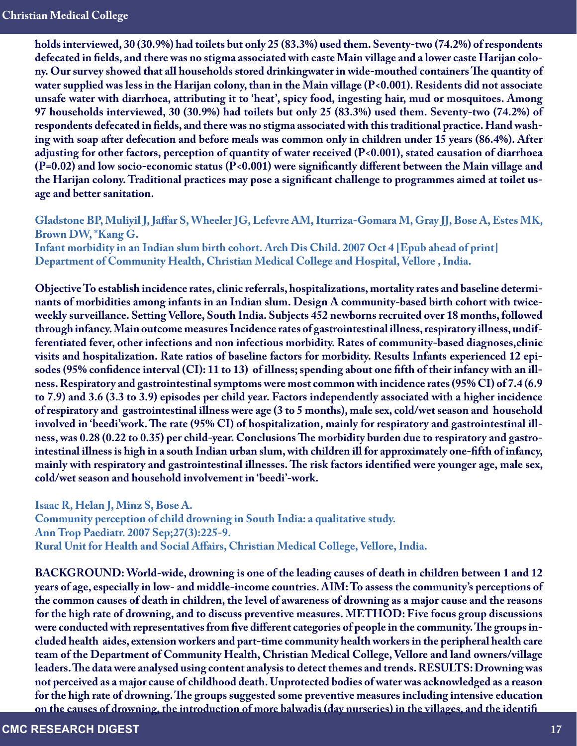**holds interviewed, 30 (30.9%) had toilets but only 25 (83.3%) used them. Seventy-two (74.2%) of respondents defecated in fields, and there was no stigma associated with caste Main village and a lower caste Harijan colony. Our survey showed that all households stored drinkingwater in wide-mouthed containers The quantity of water supplied was less in the Harijan colony, than in the Main village (P<0.001). Residents did not associate unsafe water with diarrhoea, attributing it to 'heat', spicy food, ingesting hair, mud or mosquitoes. Among 97 households interviewed, 30 (30.9%) had toilets but only 25 (83.3%) used them. Seventy-two (74.2%) of respondents defecated in fields, and there was no stigma associated with this traditional practice. Hand washing with soap after defecation and before meals was common only in children under 15 years (86.4%). After adjusting for other factors, perception of quantity of water received (P<0.001), stated causation of diarrhoea (P=0.02) and low socio-economic status (P<0.001) were significantly different between the Main village and the Harijan colony. Traditional practices may pose a significant challenge to programmes aimed at toilet usage and better sanitation.**

**Gladstone BP, Muliyil J, Jaffar S, Wheeler JG, Lefevre AM, Iturriza-Gomara M, Gray JJ, Bose A, Estes MK, Brown DW, *Kang G.**
**Infant morbidity in an Indian slum birth cohort. Arch Dis Child. 2007 Oct 4 [Epub ahead of print]**
**Department of Community Health, Christian Medical College and Hospital, Vellore , India.**

**Objective To establish incidence rates, clinic referrals, hospitalizations, mortality rates and baseline determinants of morbidities among infants in an Indian slum. Design A community-based birth cohort with twice-weekly surveillance. Setting Vellore, South India. Subjects 452 newborns recruited over 18 months, followed through infancy. Main outcome measures Incidence rates of gastrointestinal illness, respiratory illness, undifferentiated fever, other infections and non infectious morbidity. Rates of community-based diagnoses,clinic visits and hospitalization. Rate ratios of baseline factors for morbidity. Results Infants experienced 12 episodes (95% confidence interval (CI): 11 to 13) of illness; spending about one fifth of their infancy with an illness. Respiratory and gastrointestinal symptoms were most common with incidence rates (95% CI) of 7.4 (6.9 to 7.9) and 3.6 (3.3 to 3.9) episodes per child year. Factors independently associated with a higher incidence of respiratory and gastrointestinal illness were age (3 to 5 months), male sex, cold/wet season and household involved in 'beedi'work. The rate (95% CI) of hospitalization, mainly for respiratory and gastrointestinal illness, was 0.28 (0.22 to 0.35) per child-year. Conclusions The morbidity burden due to respiratory and gastrointestinal illness is high in a south Indian urban slum, with children ill for approximately one-fifth of infancy, mainly with respiratory and gastrointestinal illnesses. The risk factors identified were younger age, male sex, cold/wet season and household involvement in 'beedi'-work.**

**Isaac R, Helan J, Minz S, Bose A.**
**Community perception of child drowning in South India: a qualitative study.**
**Ann Trop Paediatr. 2007 Sep;27(3):225-9.**
**Rural Unit for Health and Social Affairs, Christian Medical College, Vellore, India.**

**BACKGROUND: World-wide, drowning is one of the leading causes of death in children between 1 and 12 years of age, especially in low- and middle-income countries. AIM: To assess the community's perceptions of the common causes of death in children, the level of awareness of drowning as a major cause and the reasons for the high rate of drowning, and to discuss preventive measures. METHOD: Five focus group discussions were conducted with representatives from five different categories of people in the community. The groups included health aides, extension workers and part-time community health workers in the peripheral health care team of the Department of Community Health, Christian Medical College, Vellore and land owners/village leaders. The data were analysed using content analysis to detect themes and trends. RESULTS: Drowning was not perceived as a major cause of childhood death. Unprotected bodies of water was acknowledged as a reason for the high rate of drowning. The groups suggested some preventive measures including intensive education on the causes of drowning, the introduction of more balwadis (day nurseries) in the villages, and the identifi**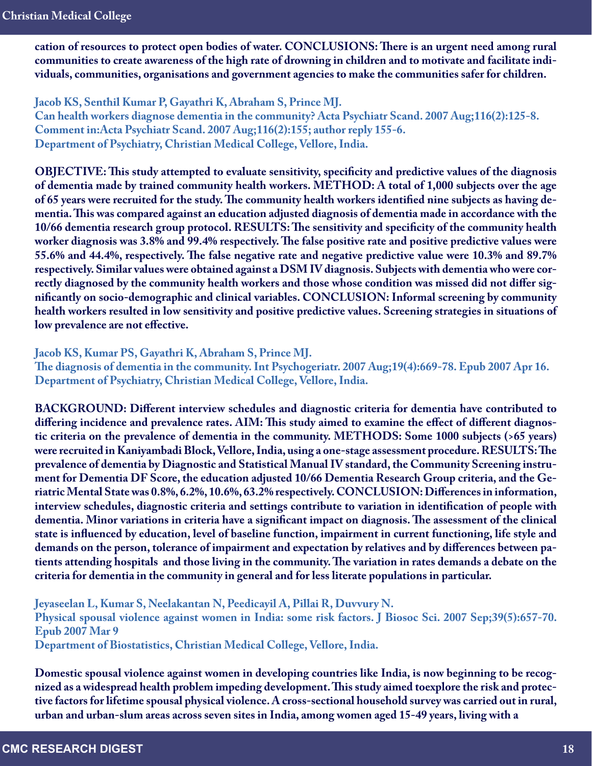**cation of resources to protect open bodies of water. CONCLUSIONS: There is an urgent need among rural communities to create awareness of the high rate of drowning in children and to motivate and facilitate individuals, communities, organisations and government agencies to make the communities safer for children.**

**Jacob KS, Senthil Kumar P, Gayathri K, Abraham S, Prince MJ.**
**Can health workers diagnose dementia in the community? Acta Psychiatr Scand. 2007 Aug;116(2):125-8.**
**Comment in:Acta Psychiatr Scand. 2007 Aug;116(2):155; author reply 155-6.**
**Department of Psychiatry, Christian Medical College, Vellore, India.**

**OBJECTIVE: This study attempted to evaluate sensitivity, specificity and predictive values of the diagnosis of dementia made by trained community health workers. METHOD: A total of 1,000 subjects over the age of 65 years were recruited for the study. The community health workers identified nine subjects as having dementia. This was compared against an education adjusted diagnosis of dementia made in accordance with the 10/66 dementia research group protocol. RESULTS: The sensitivity and specificity of the community health worker diagnosis was 3.8% and 99.4% respectively. The false positive rate and positive predictive values were 55.6% and 44.4%, respectively. The false negative rate and negative predictive value were 10.3% and 89.7% respectively. Similar values were obtained against a DSM IV diagnosis. Subjects with dementia who were correctly diagnosed by the community health workers and those whose condition was missed did not differ significantly on socio-demographic and clinical variables. CONCLUSION: Informal screening by community health workers resulted in low sensitivity and positive predictive values. Screening strategies in situations of low prevalence are not effective.**

**Jacob KS, Kumar PS, Gayathri K, Abraham S, Prince MJ.**
**The diagnosis of dementia in the community. Int Psychogeriatr. 2007 Aug;19(4):669-78. Epub 2007 Apr 16.**
**Department of Psychiatry, Christian Medical College, Vellore, India.**

**BACKGROUND: Different interview schedules and diagnostic criteria for dementia have contributed to differing incidence and prevalence rates. AIM: This study aimed to examine the effect of different diagnostic criteria on the prevalence of dementia in the community. METHODS: Some 1000 subjects (>65 years) were recruited in Kaniyambadi Block, Vellore, India, using a one-stage assessment procedure. RESULTS: The prevalence of dementia by Diagnostic and Statistical Manual IV standard, the Community Screening instrument for Dementia DF Score, the education adjusted 10/66 Dementia Research Group criteria, and the Geriatric Mental State was 0.8%, 6.2%, 10.6%, 63.2% respectively. CONCLUSION: Differences in information, interview schedules, diagnostic criteria and settings contribute to variation in identification of people with dementia. Minor variations in criteria have a significant impact on diagnosis. The assessment of the clinical state is influenced by education, level of baseline function, impairment in current functioning, life style and demands on the person, tolerance of impairment and expectation by relatives and by differences between patients attending hospitals and those living in the community. The variation in rates demands a debate on the criteria for dementia in the community in general and for less literate populations in particular.**

**Jeyaseelan L, Kumar S, Neelakantan N, Peedicayil A, Pillai R, Duvvury N.**
**Physical spousal violence against women in India: some risk factors. J Biosoc Sci. 2007 Sep;39(5):657-70. Epub 2007 Mar 9**
**Department of Biostatistics, Christian Medical College, Vellore, India.**

**Domestic spousal violence against women in developing countries like India, is now beginning to be recognized as a widespread health problem impeding development. This study aimed toexplore the risk and protective factors for lifetime spousal physical violence. A cross-sectional household survey was carried out in rural, urban and urban-slum areas across seven sites in India, among women aged 15-49 years, living with a**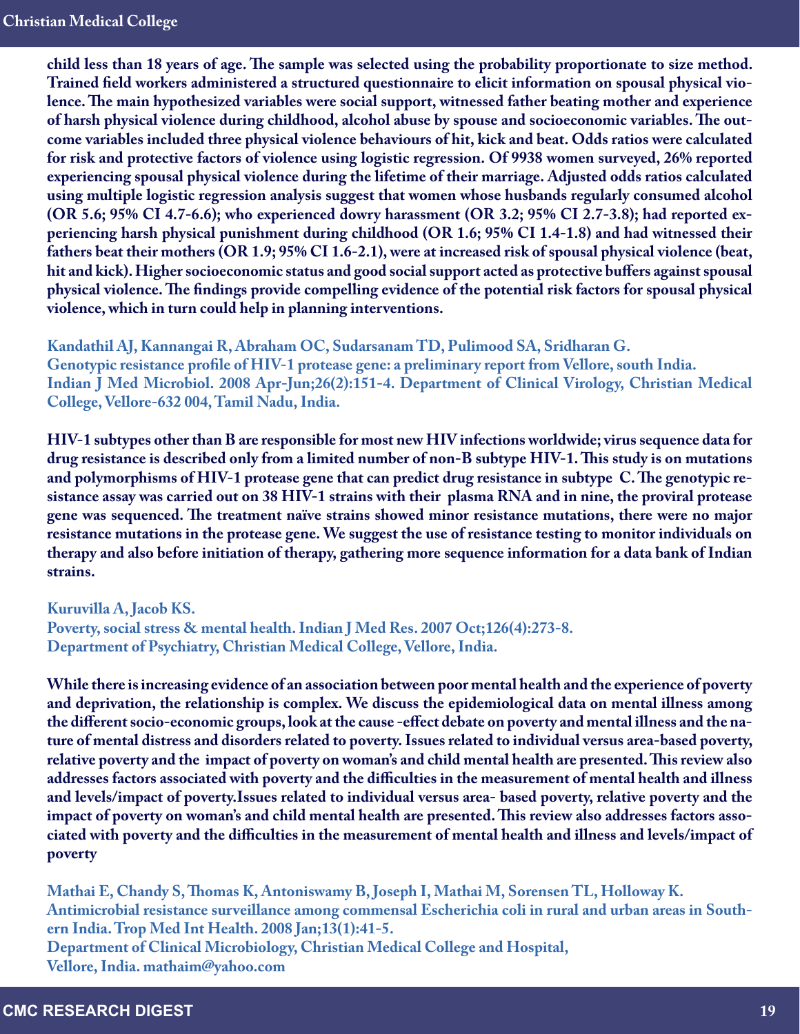**child less than 18 years of age. The sample was selected using the probability proportionate to size method. Trained field workers administered a structured questionnaire to elicit information on spousal physical violence. The main hypothesized variables were social support, witnessed father beating mother and experience of harsh physical violence during childhood, alcohol abuse by spouse and socioeconomic variables. The outcome variables included three physical violence behaviours of hit, kick and beat. Odds ratios were calculated for risk and protective factors of violence using logistic regression. Of 9938 women surveyed, 26% reported experiencing spousal physical violence during the lifetime of their marriage. Adjusted odds ratios calculated using multiple logistic regression analysis suggest that women whose husbands regularly consumed alcohol (OR 5.6; 95% CI 4.7-6.6); who experienced dowry harassment (OR 3.2; 95% CI 2.7-3.8); had reported experiencing harsh physical punishment during childhood (OR 1.6; 95% CI 1.4-1.8) and had witnessed their fathers beat their mothers (OR 1.9; 95% CI 1.6-2.1), were at increased risk of spousal physical violence (beat, hit and kick). Higher socioeconomic status and good social support acted as protective buffers against spousal physical violence. The findings provide compelling evidence of the potential risk factors for spousal physical violence, which in turn could help in planning interventions.**

**Kandathil AJ, Kannangai R, Abraham OC, Sudarsanam TD, Pulimood SA, Sridharan G.**
**Genotypic resistance profile of HIV-1 protease gene: a preliminary report from Vellore, south India.**
**Indian J Med Microbiol. 2008 Apr-Jun;26(2):151-4. Department of Clinical Virology, Christian Medical College, Vellore-632 004, Tamil Nadu, India.**

**HIV-1 subtypes other than B are responsible for most new HIV infections worldwide; virus sequence data for drug resistance is described only from a limited number of non-B subtype HIV-1. This study is on mutations and polymorphisms of HIV-1 protease gene that can predict drug resistance in subtype C. The genotypic resistance assay was carried out on 38 HIV-1 strains with their plasma RNA and in nine, the proviral protease gene was sequenced. The treatment naïve strains showed minor resistance mutations, there were no major resistance mutations in the protease gene. We suggest the use of resistance testing to monitor individuals on therapy and also before initiation of therapy, gathering more sequence information for a data bank of Indian strains.**

**Kuruvilla A, Jacob KS.**
**Poverty, social stress & mental health. Indian J Med Res. 2007 Oct;126(4):273-8.**
**Department of Psychiatry, Christian Medical College, Vellore, India.**

**While there is increasing evidence of an association between poor mental health and the experience of poverty and deprivation, the relationship is complex. We discuss the epidemiological data on mental illness among the different socio-economic groups, look at the cause -effect debate on poverty and mental illness and the nature of mental distress and disorders related to poverty. Issues related to individual versus area-based poverty, relative poverty and the impact of poverty on woman's and child mental health are presented. This review also addresses factors associated with poverty and the difficulties in the measurement of mental health and illness and levels/impact of poverty.Issues related to individual versus area- based poverty, relative poverty and the impact of poverty on woman's and child mental health are presented. This review also addresses factors associated with poverty and the difficulties in the measurement of mental health and illness and levels/impact of poverty**

**Mathai E, Chandy S, Thomas K, Antoniswamy B, Joseph I, Mathai M, Sorensen TL, Holloway K.**
**Antimicrobial resistance surveillance among commensal Escherichia coli in rural and urban areas in Southern India. Trop Med Int Health. 2008 Jan;13(1):41-5.**
**Department of Clinical Microbiology, Christian Medical College and Hospital,**
**Vellore, India. mathaim@yahoo.com**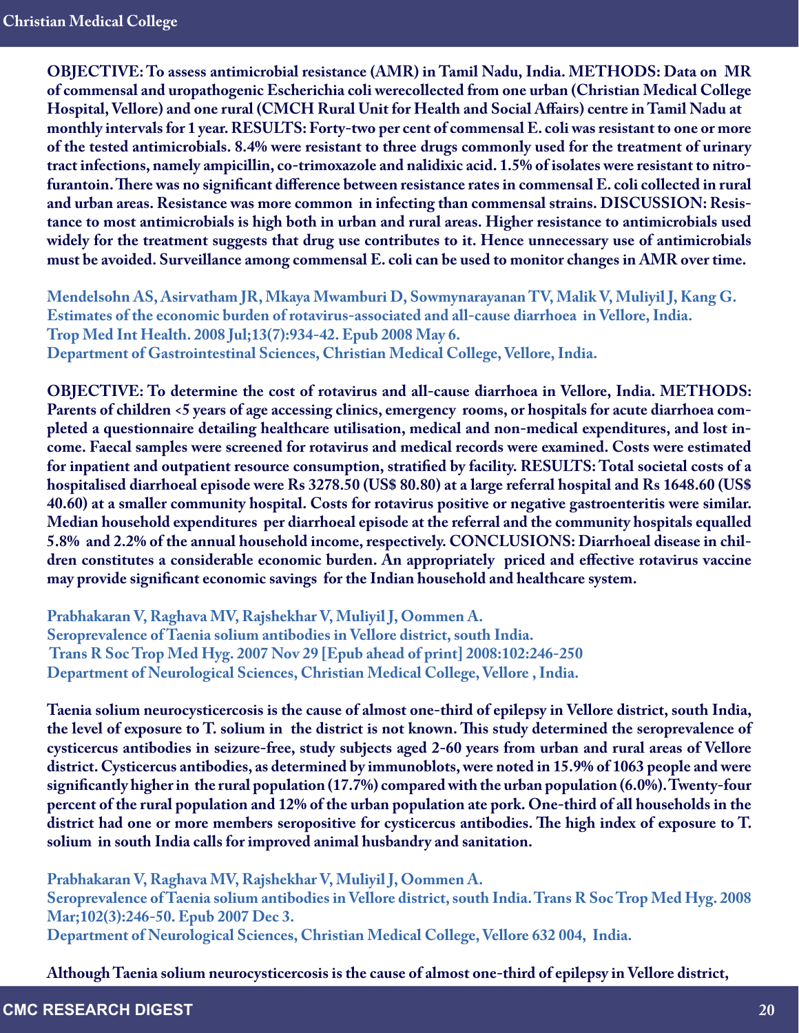**OBJECTIVE: To assess antimicrobial resistance (AMR) in Tamil Nadu, India. METHODS: Data on MR of commensal and uropathogenic Escherichia coli werecollected from one urban (Christian Medical College Hospital, Vellore) and one rural (CMCH Rural Unit for Health and Social Affairs) centre in Tamil Nadu at monthly intervals for 1 year. RESULTS: Forty-two per cent of commensal E. coli was resistant to one or more of the tested antimicrobials. 8.4% were resistant to three drugs commonly used for the treatment of urinary tract infections, namely ampicillin, co-trimoxazole and nalidixic acid. 1.5% of isolates were resistant to nitrofurantoin. There was no significant difference between resistance rates in commensal E. coli collected in rural and urban areas. Resistance was more common in infecting than commensal strains. DISCUSSION: Resistance to most antimicrobials is high both in urban and rural areas. Higher resistance to antimicrobials used widely for the treatment suggests that drug use contributes to it. Hence unnecessary use of antimicrobials must be avoided. Surveillance among commensal E. coli can be used to monitor changes in AMR over time.**

**Mendelsohn AS, Asirvatham JR, Mkaya Mwamburi D, Sowmynarayanan TV, Malik V, Muliyil J, Kang G.**
**Estimates of the economic burden of rotavirus-associated and all-cause diarrhoea in Vellore, India.**
**Trop Med Int Health. 2008 Jul;13(7):934-42. Epub 2008 May 6.**
**Department of Gastrointestinal Sciences, Christian Medical College, Vellore, India.**

**OBJECTIVE: To determine the cost of rotavirus and all-cause diarrhoea in Vellore, India. METHODS: Parents of children <5 years of age accessing clinics, emergency rooms, or hospitals for acute diarrhoea completed a questionnaire detailing healthcare utilisation, medical and non-medical expenditures, and lost income. Faecal samples were screened for rotavirus and medical records were examined. Costs were estimated for inpatient and outpatient resource consumption, stratified by facility. RESULTS: Total societal costs of a hospitalised diarrhoeal episode were Rs 3278.50 (US$ 80.80) at a large referral hospital and Rs 1648.60 (US$ 40.60) at a smaller community hospital. Costs for rotavirus positive or negative gastroenteritis were similar. Median household expenditures per diarrhoeal episode at the referral and the community hospitals equalled 5.8% and 2.2% of the annual household income, respectively. CONCLUSIONS: Diarrhoeal disease in children constitutes a considerable economic burden. An appropriately priced and effective rotavirus vaccine may provide significant economic savings for the Indian household and healthcare system.**

**Prabhakaran V, Raghava MV, Rajshekhar V, Muliyil J, Oommen A.**
**Seroprevalence of Taenia solium antibodies in Vellore district, south India.**
**Trans R Soc Trop Med Hyg. 2007 Nov 29 [Epub ahead of print] 2008:102:246-250**
**Department of Neurological Sciences, Christian Medical College, Vellore , India.**

**Taenia solium neurocysticercosis is the cause of almost one-third of epilepsy in Vellore district, south India, the level of exposure to T. solium in the district is not known. This study determined the seroprevalence of cysticercus antibodies in seizure-free, study subjects aged 2-60 years from urban and rural areas of Vellore district. Cysticercus antibodies, as determined by immunoblots, were noted in 15.9% of 1063 people and were significantly higher in the rural population (17.7%) compared with the urban population (6.0%). Twenty-four percent of the rural population and 12% of the urban population ate pork. One-third of all households in the district had one or more members seropositive for cysticercus antibodies. The high index of exposure to T. solium in south India calls for improved animal husbandry and sanitation.**

**Prabhakaran V, Raghava MV, Rajshekhar V, Muliyil J, Oommen A.**
**Seroprevalence of Taenia solium antibodies in Vellore district, south India. Trans R Soc Trop Med Hyg. 2008 Mar;102(3):246-50. Epub 2007 Dec 3.**
**Department of Neurological Sciences, Christian Medical College, Vellore 632 004, India.**

**Although Taenia solium neurocysticercosis is the cause of almost one-third of epilepsy in Vellore district,**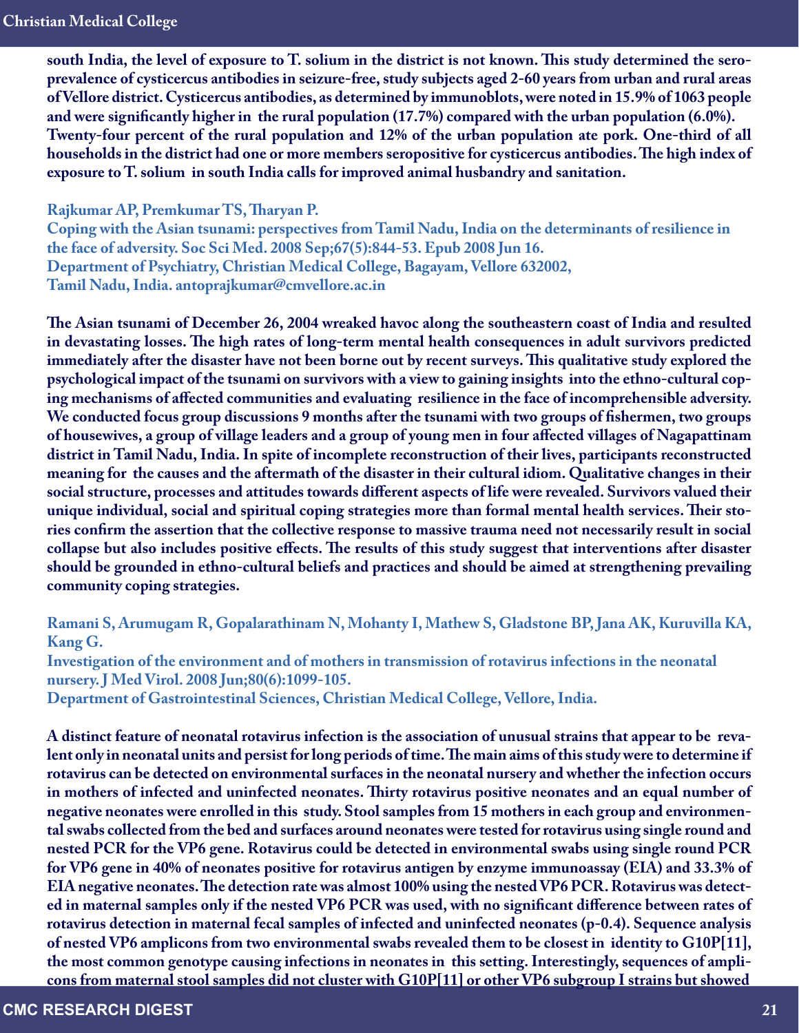south India, the level of exposure to T. solium in the district is not known. This study determined the seroprevalence of cysticercus antibodies in seizure-free, study subjects aged 2-60 years from urban and rural areas of Vellore district. Cysticercus antibodies, as determined by immunoblots, were noted in 15.9% of 1063 people and were significantly higher in the rural population (17.7%) compared with the urban population (6.0%). Twenty-four percent of the rural population and 12% of the urban population ate pork. One-third of all households in the district had one or more members seropositive for cysticercus antibodies. The high index of exposure to T. solium in south India calls for improved animal husbandry and sanitation.

**Rajkumar AP, Premkumar TS, Tharyan P.**
**Coping with the Asian tsunami: perspectives from Tamil Nadu, India on the determinants of resilience in the face of adversity. Soc Sci Med. 2008 Sep;67(5):844-53. Epub 2008 Jun 16.**
**Department of Psychiatry, Christian Medical College, Bagayam, Vellore 632002, Tamil Nadu, India. antoprajkumar@cmvellore.ac.in**

The Asian tsunami of December 26, 2004 wreaked havoc along the southeastern coast of India and resulted in devastating losses. The high rates of long-term mental health consequences in adult survivors predicted immediately after the disaster have not been borne out by recent surveys. This qualitative study explored the psychological impact of the tsunami on survivors with a view to gaining insights into the ethno-cultural coping mechanisms of affected communities and evaluating resilience in the face of incomprehensible adversity. We conducted focus group discussions 9 months after the tsunami with two groups of fishermen, two groups of housewives, a group of village leaders and a group of young men in four affected villages of Nagapattinam district in Tamil Nadu, India. In spite of incomplete reconstruction of their lives, participants reconstructed meaning for the causes and the aftermath of the disaster in their cultural idiom. Qualitative changes in their social structure, processes and attitudes towards different aspects of life were revealed. Survivors valued their unique individual, social and spiritual coping strategies more than formal mental health services. Their stories confirm the assertion that the collective response to massive trauma need not necessarily result in social collapse but also includes positive effects. The results of this study suggest that interventions after disaster should be grounded in ethno-cultural beliefs and practices and should be aimed at strengthening prevailing community coping strategies.

**Ramani S, Arumugam R, Gopalarathinam N, Mohanty I, Mathew S, Gladstone BP, Jana AK, Kuruvilla KA, Kang G.**
**Investigation of the environment and of mothers in transmission of rotavirus infections in the neonatal nursery. J Med Virol. 2008 Jun;80(6):1099-105.**
**Department of Gastrointestinal Sciences, Christian Medical College, Vellore, India.**

A distinct feature of neonatal rotavirus infection is the association of unusual strains that appear to be revalent only in neonatal units and persist for long periods of time. The main aims of this study were to determine if rotavirus can be detected on environmental surfaces in the neonatal nursery and whether the infection occurs in mothers of infected and uninfected neonates. Thirty rotavirus positive neonates and an equal number of negative neonates were enrolled in this study. Stool samples from 15 mothers in each group and environmental swabs collected from the bed and surfaces around neonates were tested for rotavirus using single round and nested PCR for the VP6 gene. Rotavirus could be detected in environmental swabs using single round PCR for VP6 gene in 40% of neonates positive for rotavirus antigen by enzyme immunoassay (EIA) and 33.3% of EIA negative neonates. The detection rate was almost 100% using the nested VP6 PCR. Rotavirus was detected in maternal samples only if the nested VP6 PCR was used, with no significant difference between rates of rotavirus detection in maternal fecal samples of infected and uninfected neonates (p-0.4). Sequence analysis of nested VP6 amplicons from two environmental swabs revealed them to be closest in identity to G10P[11], the most common genotype causing infections in neonates in this setting. Interestingly, sequences of amplicons from maternal stool samples did not cluster with G10P[11] or other VP6 subgroup I strains but showed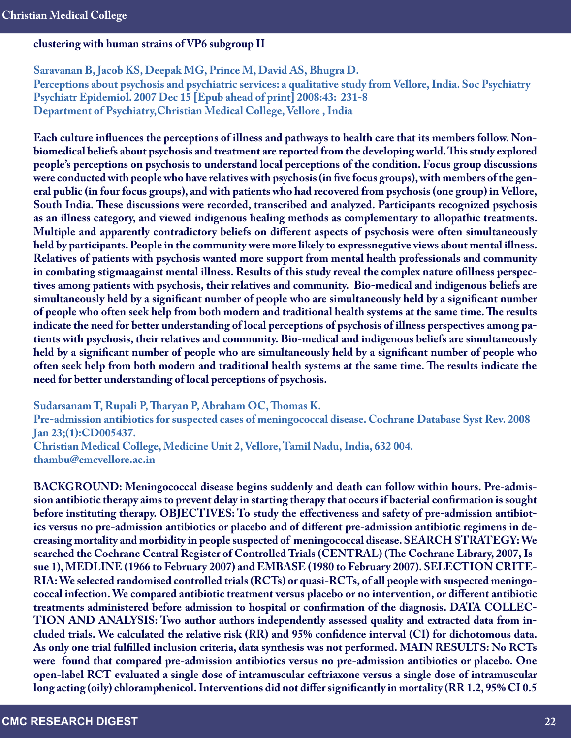**clustering with human strains of VP6 subgroup II**

**Saravanan B, Jacob KS, Deepak MG, Prince M, David AS, Bhugra D.**
**Perceptions about psychosis and psychiatric services: a qualitative study from Vellore, India. Soc Psychiatry Psychiatr Epidemiol. 2007 Dec 15 [Epub ahead of print] 2008:43: 231-8**
**Department of Psychiatry,Christian Medical College, Vellore , India**

**Each culture influences the perceptions of illness and pathways to health care that its members follow. Non-biomedical beliefs about psychosis and treatment are reported from the developing world. This study explored people's perceptions on psychosis to understand local perceptions of the condition. Focus group discussions were conducted with people who have relatives with psychosis (in five focus groups), with members of the general public (in four focus groups), and with patients who had recovered from psychosis (one group) in Vellore, South India. These discussions were recorded, transcribed and analyzed. Participants recognized psychosis as an illness category, and viewed indigenous healing methods as complementary to allopathic treatments. Multiple and apparently contradictory beliefs on different aspects of psychosis were often simultaneously held by participants. People in the community were more likely to expressnegative views about mental illness. Relatives of patients with psychosis wanted more support from mental health professionals and community in combating stigmaagainst mental illness. Results of this study reveal the complex nature ofillness perspectives among patients with psychosis, their relatives and community. Bio-medical and indigenous beliefs are simultaneously held by a significant number of people who are simultaneously held by a significant number of people who often seek help from both modern and traditional health systems at the same time. The results indicate the need for better understanding of local perceptions of psychosis of illness perspectives among patients with psychosis, their relatives and community. Bio-medical and indigenous beliefs are simultaneously held by a significant number of people who are simultaneously held by a significant number of people who often seek help from both modern and traditional health systems at the same time. The results indicate the need for better understanding of local perceptions of psychosis.**

**Sudarsanam T, Rupali P, Tharyan P, Abraham OC, Thomas K.**
**Pre-admission antibiotics for suspected cases of meningococcal disease. Cochrane Database Syst Rev. 2008 Jan 23;(1):CD005437.**
**Christian Medical College, Medicine Unit 2, Vellore, Tamil Nadu, India, 632 004.**
**thambu@cmcvellore.ac.in**

**BACKGROUND: Meningococcal disease begins suddenly and death can follow within hours. Pre-admission antibiotic therapy aims to prevent delay in starting therapy that occurs if bacterial confirmation is sought before instituting therapy. OBJECTIVES: To study the effectiveness and safety of pre-admission antibiotics versus no pre-admission antibiotics or placebo and of different pre-admission antibiotic regimens in decreasing mortality and morbidity in people suspected of meningococcal disease. SEARCH STRATEGY: We searched the Cochrane Central Register of Controlled Trials (CENTRAL) (The Cochrane Library, 2007, Issue 1), MEDLINE (1966 to February 2007) and EMBASE (1980 to February 2007). SELECTION CRITERIA: We selected randomised controlled trials (RCTs) or quasi-RCTs, of all people with suspected meningococcal infection. We compared antibiotic treatment versus placebo or no intervention, or different antibiotic treatments administered before admission to hospital or confirmation of the diagnosis. DATA COLLECTION AND ANALYSIS: Two author authors independently assessed quality and extracted data from included trials. We calculated the relative risk (RR) and 95% confidence interval (CI) for dichotomous data. As only one trial fulfilled inclusion criteria, data synthesis was not performed. MAIN RESULTS: No RCTs were found that compared pre-admission antibiotics versus no pre-admission antibiotics or placebo. One open-label RCT evaluated a single dose of intramuscular ceftriaxone versus a single dose of intramuscular long acting (oily) chloramphenicol. Interventions did not differ significantly in mortality (RR 1.2, 95% CI 0.5**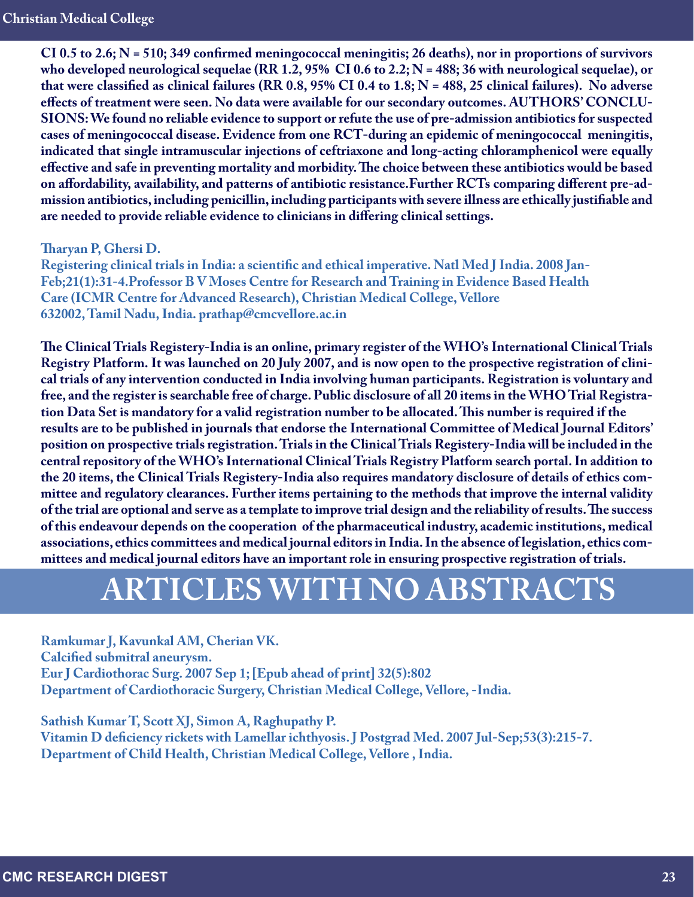**CI 0.5 to 2.6; N = 510; 349 confirmed meningococcal meningitis; 26 deaths), nor in proportions of survivors who developed neurological sequelae (RR 1.2, 95% CI 0.6 to 2.2; N = 488; 36 with neurological sequelae), or that were classified as clinical failures (RR 0.8, 95% CI 0.4 to 1.8; N = 488, 25 clinical failures). No adverse effects of treatment were seen. No data were available for our secondary outcomes. AUTHORS' CONCLUSIONS: We found no reliable evidence to support or refute the use of pre-admission antibiotics for suspected cases of meningococcal disease. Evidence from one RCT-during an epidemic of meningococcal meningitis, indicated that single intramuscular injections of ceftriaxone and long-acting chloramphenicol were equally effective and safe in preventing mortality and morbidity. The choice between these antibiotics would be based on affordability, availability, and patterns of antibiotic resistance. Further RCTs comparing different pre-admission antibiotics, including penicillin, including participants with severe illness are ethically justifiable and are needed to provide reliable evidence to clinicians in differing clinical settings.**

**Tharyan P, Ghersi D.**
**Registering clinical trials in India: a scientific and ethical imperative. Natl Med J India. 2008 Jan-Feb;21(1):31-4. Professor B V Moses Centre for Research and Training in Evidence Based Health Care (ICMR Centre for Advanced Research), Christian Medical College, Vellore 632002, Tamil Nadu, India. prathap@cmcvellore.ac.in**

**The Clinical Trials Registery-India is an online, primary register of the WHO's International Clinical Trials Registry Platform. It was launched on 20 July 2007, and is now open to the prospective registration of clinical trials of any intervention conducted in India involving human participants. Registration is voluntary and free, and the register is searchable free of charge. Public disclosure of all 20 items in the WHO Trial Registration Data Set is mandatory for a valid registration number to be allocated. This number is required if the results are to be published in journals that endorse the International Committee of Medical Journal Editors' position on prospective trials registration. Trials in the Clinical Trials Registery-India will be included in the central repository of the WHO's International Clinical Trials Registry Platform search portal. In addition to the 20 items, the Clinical Trials Registery-India also requires mandatory disclosure of details of ethics committee and regulatory clearances. Further items pertaining to the methods that improve the internal validity of the trial are optional and serve as a template to improve trial design and the reliability of results. The success of this endeavour depends on the cooperation of the pharmaceutical industry, academic institutions, medical associations, ethics committees and medical journal editors in India. In the absence of legislation, ethics committees and medical journal editors have an important role in ensuring prospective registration of trials.**

# ARTICLES WITH NO ABSTRACTS

**Ramkumar J, Kavunkal AM, Cherian VK.**
**Calcified submitral aneurysm.**
**Eur J Cardiothorac Surg. 2007 Sep 1; [Epub ahead of print] 32(5):802**
**Department of Cardiothoracic Surgery, Christian Medical College, Vellore, -India.**

**Sathish Kumar T, Scott XJ, Simon A, Raghupathy P.**
**Vitamin D deficiency rickets with Lamellar ichthyosis. J Postgrad Med. 2007 Jul-Sep;53(3):215-7.**
**Department of Child Health, Christian Medical College, Vellore , India.**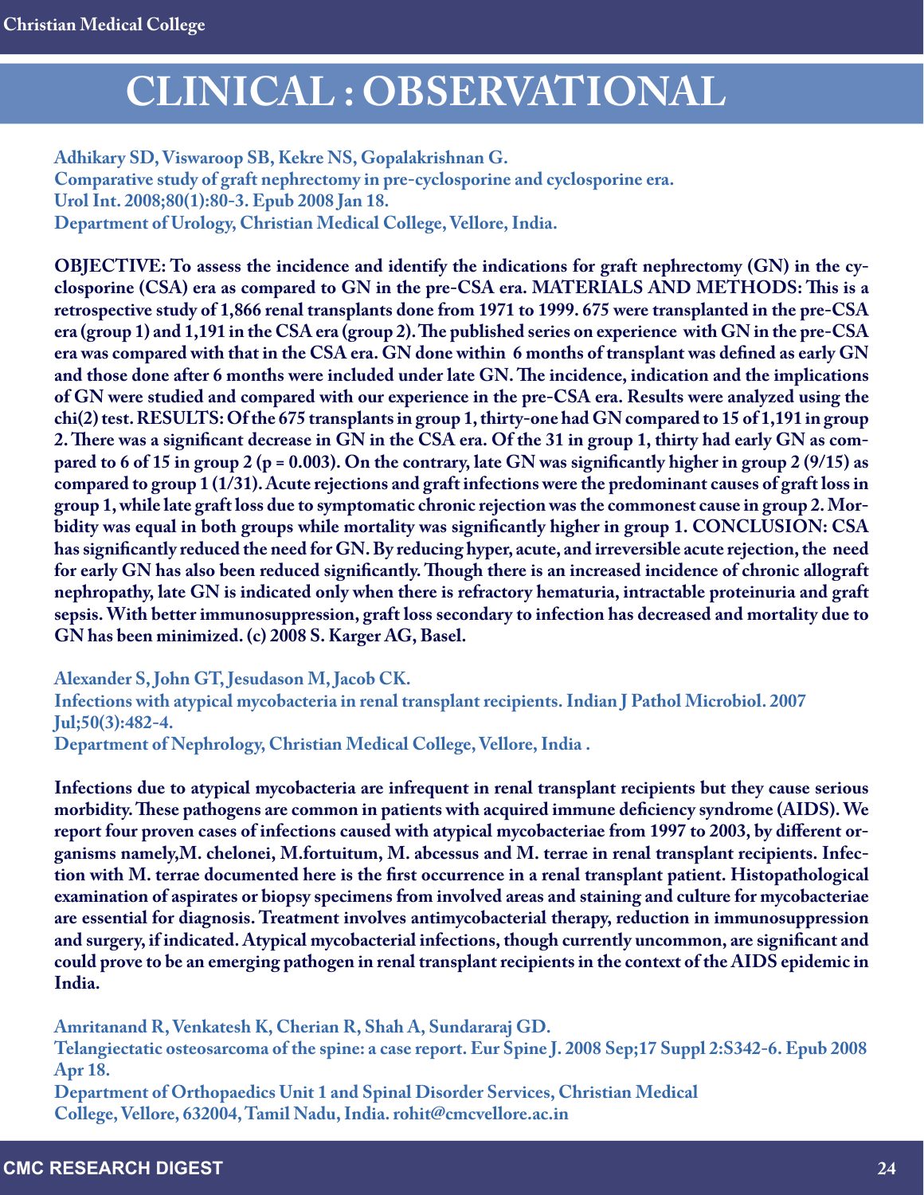# CLINICAL : OBSERVATIONAL

**Adhikary SD, Viswaroop SB, Kekre NS, Gopalakrishnan G.**
**Comparative study of graft nephrectomy in pre-cyclosporine and cyclosporine era.**
**Urol Int. 2008;80(1):80-3. Epub 2008 Jan 18.**
**Department of Urology, Christian Medical College, Vellore, India.**

**OBJECTIVE: To assess the incidence and identify the indications for graft nephrectomy (GN) in the cyclosporine (CSA) era as compared to GN in the pre-CSA era. MATERIALS AND METHODS: This is a retrospective study of 1,866 renal transplants done from 1971 to 1999. 675 were transplanted in the pre-CSA era (group 1) and 1,191 in the CSA era (group 2). The published series on experience with GN in the pre-CSA era was compared with that in the CSA era. GN done within 6 months of transplant was defined as early GN and those done after 6 months were included under late GN. The incidence, indication and the implications of GN were studied and compared with our experience in the pre-CSA era. Results were analyzed using the chi(2) test. RESULTS: Of the 675 transplants in group 1, thirty-one had GN compared to 15 of 1,191 in group 2. There was a significant decrease in GN in the CSA era. Of the 31 in group 1, thirty had early GN as compared to 6 of 15 in group 2 ($p = 0.003$). On the contrary, late GN was significantly higher in group 2 (9/15) as compared to group 1 (1/31). Acute rejections and graft infections were the predominant causes of graft loss in group 1, while late graft loss due to symptomatic chronic rejection was the commonest cause in group 2. Morbidity was equal in both groups while mortality was significantly higher in group 1. CONCLUSION: CSA has significantly reduced the need for GN. By reducing hyper, acute, and irreversible acute rejection, the need for early GN has also been reduced significantly. Though there is an increased incidence of chronic allograft nephropathy, late GN is indicated only when there is refractory hematuria, intractable proteinuria and graft sepsis. With better immunosuppression, graft loss secondary to infection has decreased and mortality due to GN has been minimized. (c) 2008 S. Karger AG, Basel.**

**Alexander S, John GT, Jesudason M, Jacob CK.**
**Infections with atypical mycobacteria in renal transplant recipients. Indian J Pathol Microbiol. 2007 Jul;50(3):482-4.**
**Department of Nephrology, Christian Medical College, Vellore, India .**

**Infections due to atypical mycobacteria are infrequent in renal transplant recipients but they cause serious morbidity. These pathogens are common in patients with acquired immune deficiency syndrome (AIDS). We report four proven cases of infections caused with atypical mycobacteriae from 1997 to 2003, by different organisms namely,M. chelonei, M.fortuitum, M. abcessus and M. terrae in renal transplant recipients. Infection with M. terrae documented here is the first occurrence in a renal transplant patient. Histopathological examination of aspirates or biopsy specimens from involved areas and staining and culture for mycobacteriae are essential for diagnosis. Treatment involves antimycobacterial therapy, reduction in immunosuppression and surgery, if indicated. Atypical mycobacterial infections, though currently uncommon, are significant and could prove to be an emerging pathogen in renal transplant recipients in the context of the AIDS epidemic in India.**

**Amritanand R, Venkatesh K, Cherian R, Shah A, Sundararaj GD.**
**Telangiectatic osteosarcoma of the spine: a case report. Eur Spine J. 2008 Sep;17 Suppl 2:S342-6. Epub 2008 Apr 18.**
**Department of Orthopaedics Unit 1 and Spinal Disorder Services, Christian Medical College, Vellore, 632004, Tamil Nadu, India. rohit@cmcvellore.ac.in**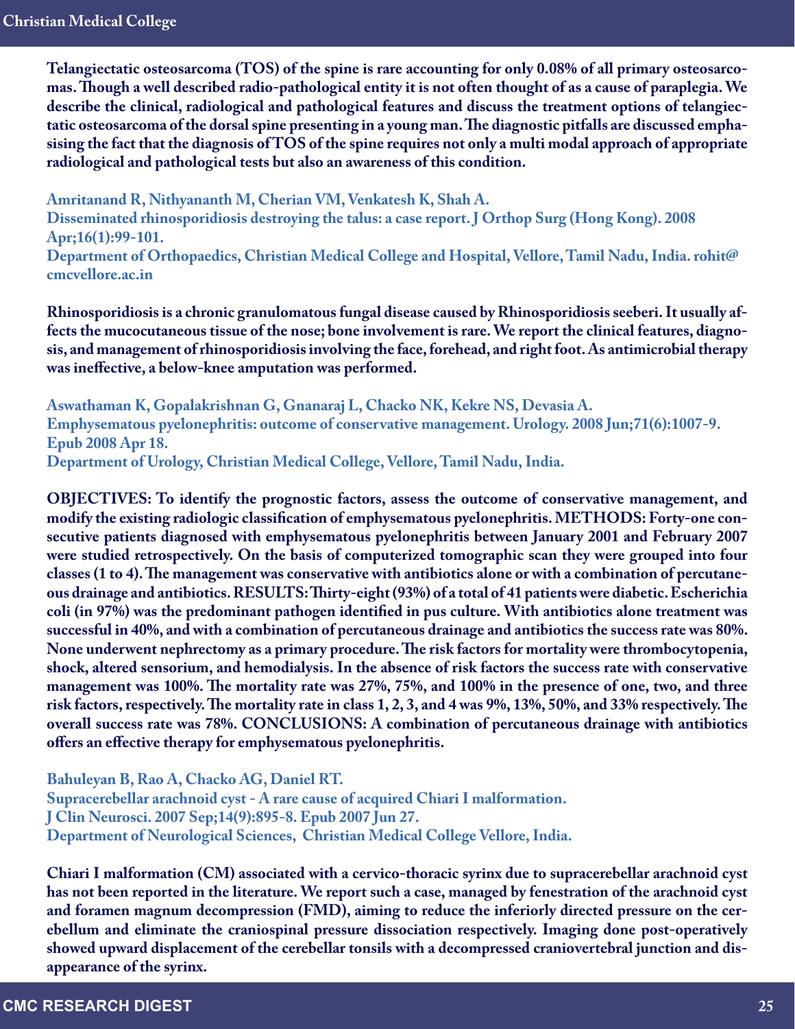**Telangiectatic osteosarcoma (TOS) of the spine is rare accounting for only 0.08% of all primary osteosarcomas. Though a well described radio-pathological entity it is not often thought of as a cause of paraplegia. We describe the clinical, radiological and pathological features and discuss the treatment options of telangiectatic osteosarcoma of the dorsal spine presenting in a young man. The diagnostic pitfalls are discussed emphasising the fact that the diagnosis of TOS of the spine requires not only a multi modal approach of appropriate radiological and pathological tests but also an awareness of this condition.**

**Amritanand R, Nithyananth M, Cherian VM, Venkatesh K, Shah A.**
**Disseminated rhinosporidiosis destroying the talus: a case report. J Orthop Surg (Hong Kong). 2008 Apr;16(1):99-101.**
**Department of Orthopaedics, Christian Medical College and Hospital, Vellore, Tamil Nadu, India. rohit@cmcvellore.ac.in**

**Rhinosporidiosis is a chronic granulomatous fungal disease caused by Rhinosporidiosis seeberi. It usually affects the mucocutaneous tissue of the nose; bone involvement is rare. We report the clinical features, diagnosis, and management of rhinosporidiosis involving the face, forehead, and right foot. As antimicrobial therapy was ineffective, a below-knee amputation was performed.**

**Aswathaman K, Gopalakrishnan G, Gnanaraj L, Chacko NK, Kekre NS, Devasia A.**
**Emphysematous pyelonephritis: outcome of conservative management. Urology. 2008 Jun;71(6):1007-9. Epub 2008 Apr 18.**
**Department of Urology, Christian Medical College, Vellore, Tamil Nadu, India.**

**OBJECTIVES: To identify the prognostic factors, assess the outcome of conservative management, and modify the existing radiologic classification of emphysematous pyelonephritis. METHODS: Forty-one consecutive patients diagnosed with emphysematous pyelonephritis between January 2001 and February 2007 were studied retrospectively. On the basis of computerized tomographic scan they were grouped into four classes (1 to 4). The management was conservative with antibiotics alone or with a combination of percutaneous drainage and antibiotics. RESULTS: Thirty-eight (93%) of a total of 41 patients were diabetic. Escherichia coli (in 97%) was the predominant pathogen identified in pus culture. With antibiotics alone treatment was successful in 40%, and with a combination of percutaneous drainage and antibiotics the success rate was 80%. None underwent nephrectomy as a primary procedure. The risk factors for mortality were thrombocytopenia, shock, altered sensorium, and hemodialysis. In the absence of risk factors the success rate with conservative management was 100%. The mortality rate was 27%, 75%, and 100% in the presence of one, two, and three risk factors, respectively. The mortality rate in class 1, 2, 3, and 4 was 9%, 13%, 50%, and 33% respectively. The overall success rate was 78%. CONCLUSIONS: A combination of percutaneous drainage with antibiotics offers an effective therapy for emphysematous pyelonephritis.**

**Bahuleyan B, Rao A, Chacko AG, Daniel RT.**
**Supracerebellar arachnoid cyst - A rare cause of acquired Chiari I malformation.**
**J Clin Neurosci. 2007 Sep;14(9):895-8. Epub 2007 Jun 27.**
**Department of Neurological Sciences, Christian Medical College Vellore, India.**

**Chiari I malformation (CM) associated with a cervico-thoracic syrinx due to supracerebellar arachnoid cyst has not been reported in the literature. We report such a case, managed by fenestration of the arachnoid cyst and foramen magnum decompression (FMD), aiming to reduce the inferiorly directed pressure on the cerebellum and eliminate the craniospinal pressure dissociation respectively. Imaging done post-operatively showed upward displacement of the cerebellar tonsils with a decompressed craniovertebral junction and disappearance of the syrinx.**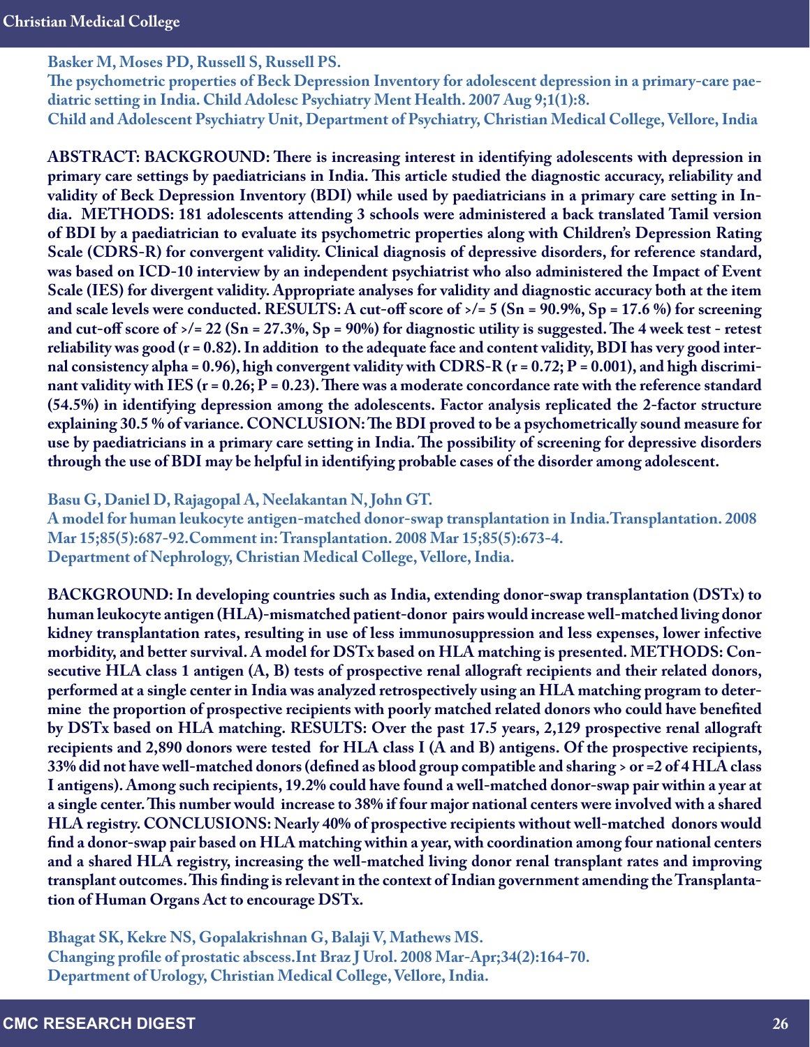**Basker M, Moses PD, Russell S, Russell PS.**
**The psychometric properties of Beck Depression Inventory for adolescent depression in a primary-care paediatric setting in India. Child Adolesc Psychiatry Ment Health. 2007 Aug 9;1(1):8.**
**Child and Adolescent Psychiatry Unit, Department of Psychiatry, Christian Medical College, Vellore, India**

**ABSTRACT: BACKGROUND: There is increasing interest in identifying adolescents with depression in primary care settings by paediatricians in India. This article studied the diagnostic accuracy, reliability and validity of Beck Depression Inventory (BDI) while used by paediatricians in a primary care setting in India. METHODS: 181 adolescents attending 3 schools were administered a back translated Tamil version of BDI by a paediatrician to evaluate its psychometric properties along with Children's Depression Rating Scale (CDRS-R) for convergent validity. Clinical diagnosis of depressive disorders, for reference standard, was based on ICD-10 interview by an independent psychiatrist who also administered the Impact of Event Scale (IES) for divergent validity. Appropriate analyses for validity and diagnostic accuracy both at the item and scale levels were conducted. RESULTS: A cut-off score of >/= 5 (Sn = 90.9%, Sp = 17.6 %) for screening and cut-off score of >/= 22 (Sn = 27.3%, Sp = 90%) for diagnostic utility is suggested. The 4 week test - retest reliability was good (r = 0.82). In addition to the adequate face and content validity, BDI has very good internal consistency alpha = 0.96), high convergent validity with CDRS-R (r = 0.72; P = 0.001), and high discriminant validity with IES (r = 0.26; P = 0.23). There was a moderate concordance rate with the reference standard (54.5%) in identifying depression among the adolescents. Factor analysis replicated the 2-factor structure explaining 30.5 % of variance. CONCLUSION: The BDI proved to be a psychometrically sound measure for use by paediatricians in a primary care setting in India. The possibility of screening for depressive disorders through the use of BDI may be helpful in identifying probable cases of the disorder among adolescent.**

**Basu G, Daniel D, Rajagopal A, Neelakantan N, John GT.**
**A model for human leukocyte antigen-matched donor-swap transplantation in India. Transplantation. 2008 Mar 15;85(5):687-92. Comment in: Transplantation. 2008 Mar 15;85(5):673-4.**
**Department of Nephrology, Christian Medical College, Vellore, India.**

**BACKGROUND: In developing countries such as India, extending donor-swap transplantation (DSTx) to human leukocyte antigen (HLA)-mismatched patient-donor pairs would increase well-matched living donor kidney transplantation rates, resulting in use of less immunosuppression and less expenses, lower infective morbidity, and better survival. A model for DSTx based on HLA matching is presented. METHODS: Consecutive HLA class 1 antigen (A, B) tests of prospective renal allograft recipients and their related donors, performed at a single center in India was analyzed retrospectively using an HLA matching program to determine the proportion of prospective recipients with poorly matched related donors who could have benefited by DSTx based on HLA matching. RESULTS: Over the past 17.5 years, 2,129 prospective renal allograft recipients and 2,890 donors were tested for HLA class I (A and B) antigens. Of the prospective recipients, 33% did not have well-matched donors (defined as blood group compatible and sharing > or =2 of 4 HLA class I antigens). Among such recipients, 19.2% could have found a well-matched donor-swap pair within a year at a single center. This number would increase to 38% if four major national centers were involved with a shared HLA registry. CONCLUSIONS: Nearly 40% of prospective recipients without well-matched donors would find a donor-swap pair based on HLA matching within a year, with coordination among four national centers and a shared HLA registry, increasing the well-matched living donor renal transplant rates and improving transplant outcomes. This finding is relevant in the context of Indian government amending the Transplantation of Human Organs Act to encourage DSTx.**

**Bhagat SK, Kekre NS, Gopalakrishnan G, Balaji V, Mathews MS.**
**Changing profile of prostatic abscess. Int Braz J Urol. 2008 Mar-Apr;34(2):164-70.**
**Department of Urology, Christian Medical College, Vellore, India.**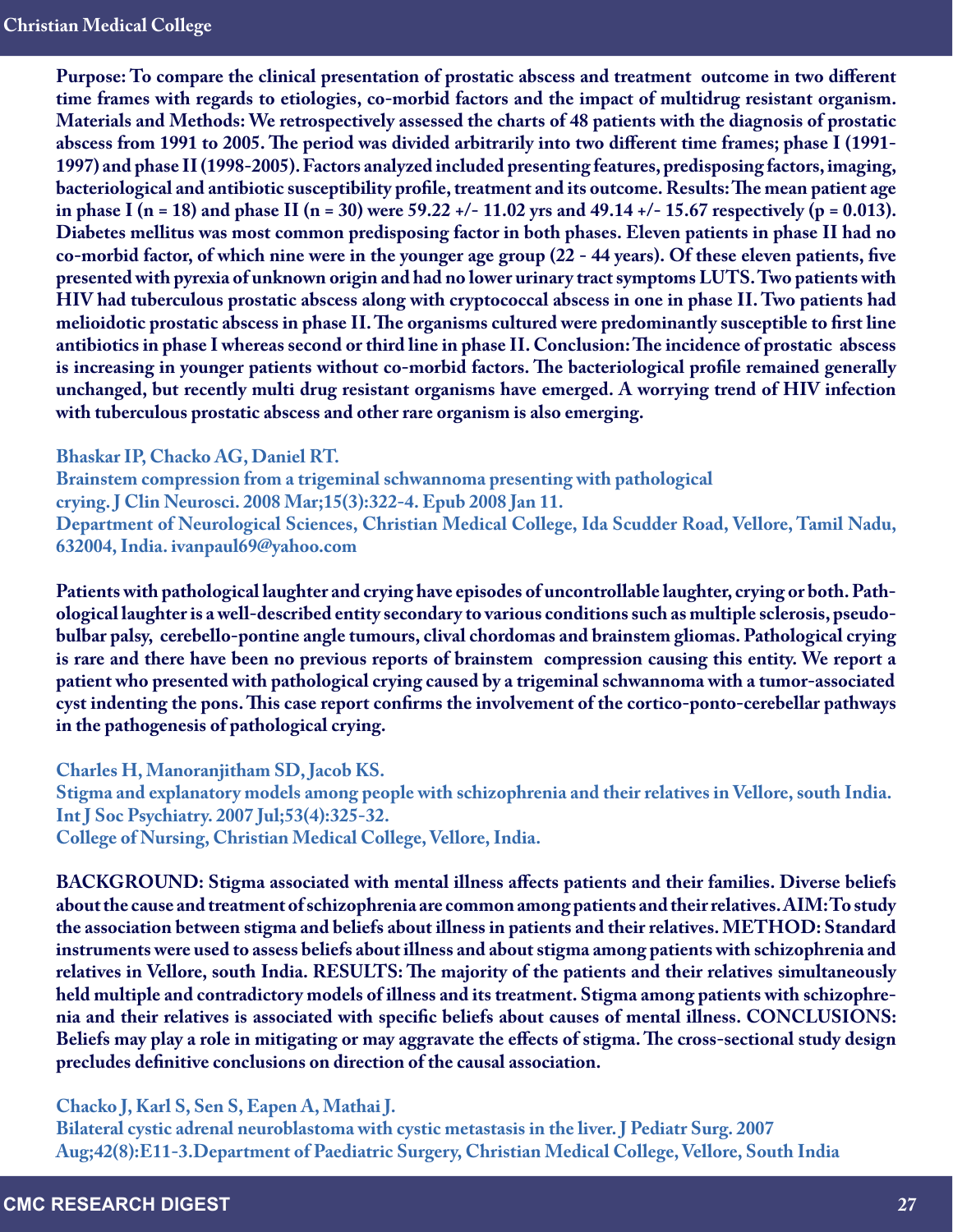**Purpose: To compare the clinical presentation of prostatic abscess and treatment outcome in two different time frames with regards to etiologies, co-morbid factors and the impact of multidrug resistant organism. Materials and Methods: We retrospectively assessed the charts of 48 patients with the diagnosis of prostatic abscess from 1991 to 2005. The period was divided arbitrarily into two different time frames; phase I (1991-1997) and phase II (1998-2005). Factors analyzed included presenting features, predisposing factors, imaging, bacteriological and antibiotic susceptibility profile, treatment and its outcome. Results: The mean patient age in phase I (n = 18) and phase II (n = 30) were 59.22 +/- 11.02 yrs and 49.14 +/- 15.67 respectively (p = 0.013). Diabetes mellitus was most common predisposing factor in both phases. Eleven patients in phase II had no co-morbid factor, of which nine were in the younger age group (22 - 44 years). Of these eleven patients, five presented with pyrexia of unknown origin and had no lower urinary tract symptoms LUTS. Two patients with HIV had tuberculous prostatic abscess along with cryptococcal abscess in one in phase II. Two patients had melioidotic prostatic abscess in phase II. The organisms cultured were predominantly susceptible to first line antibiotics in phase I whereas second or third line in phase II. Conclusion: The incidence of prostatic abscess is increasing in younger patients without co-morbid factors. The bacteriological profile remained generally unchanged, but recently multi drug resistant organisms have emerged. A worrying trend of HIV infection with tuberculous prostatic abscess and other rare organism is also emerging.**

**Bhaskar IP, Chacko AG, Daniel RT.**
**Brainstem compression from a trigeminal schwannoma presenting with pathological crying. J Clin Neurosci. 2008 Mar;15(3):322-4. Epub 2008 Jan 11.**
**Department of Neurological Sciences, Christian Medical College, Ida Scudder Road, Vellore, Tamil Nadu, 632004, India. ivanpaul69@yahoo.com**

**Patients with pathological laughter and crying have episodes of uncontrollable laughter, crying or both. Pathological laughter is a well-described entity secondary to various conditions such as multiple sclerosis, pseudobulbar palsy, cerebello-pontine angle tumours, clival chordomas and brainstem gliomas. Pathological crying is rare and there have been no previous reports of brainstem compression causing this entity. We report a patient who presented with pathological crying caused by a trigeminal schwannoma with a tumor-associated cyst indenting the pons. This case report confirms the involvement of the cortico-ponto-cerebellar pathways in the pathogenesis of pathological crying.**

**Charles H, Manoranjitham SD, Jacob KS.**
**Stigma and explanatory models among people with schizophrenia and their relatives in Vellore, south India. Int J Soc Psychiatry. 2007 Jul;53(4):325-32.**
**College of Nursing, Christian Medical College, Vellore, India.**

**BACKGROUND: Stigma associated with mental illness affects patients and their families. Diverse beliefs about the cause and treatment of schizophrenia are common among patients and their relatives. AIM: To study the association between stigma and beliefs about illness in patients and their relatives. METHOD: Standard instruments were used to assess beliefs about illness and about stigma among patients with schizophrenia and relatives in Vellore, south India. RESULTS: The majority of the patients and their relatives simultaneously held multiple and contradictory models of illness and its treatment. Stigma among patients with schizophrenia and their relatives is associated with specific beliefs about causes of mental illness. CONCLUSIONS: Beliefs may play a role in mitigating or may aggravate the effects of stigma. The cross-sectional study design precludes definitive conclusions on direction of the causal association.**

**Chacko J, Karl S, Sen S, Eapen A, Mathai J.**
**Bilateral cystic adrenal neuroblastoma with cystic metastasis in the liver. J Pediatr Surg. 2007 Aug;42(8):E11-3. Department of Paediatric Surgery, Christian Medical College, Vellore, South India**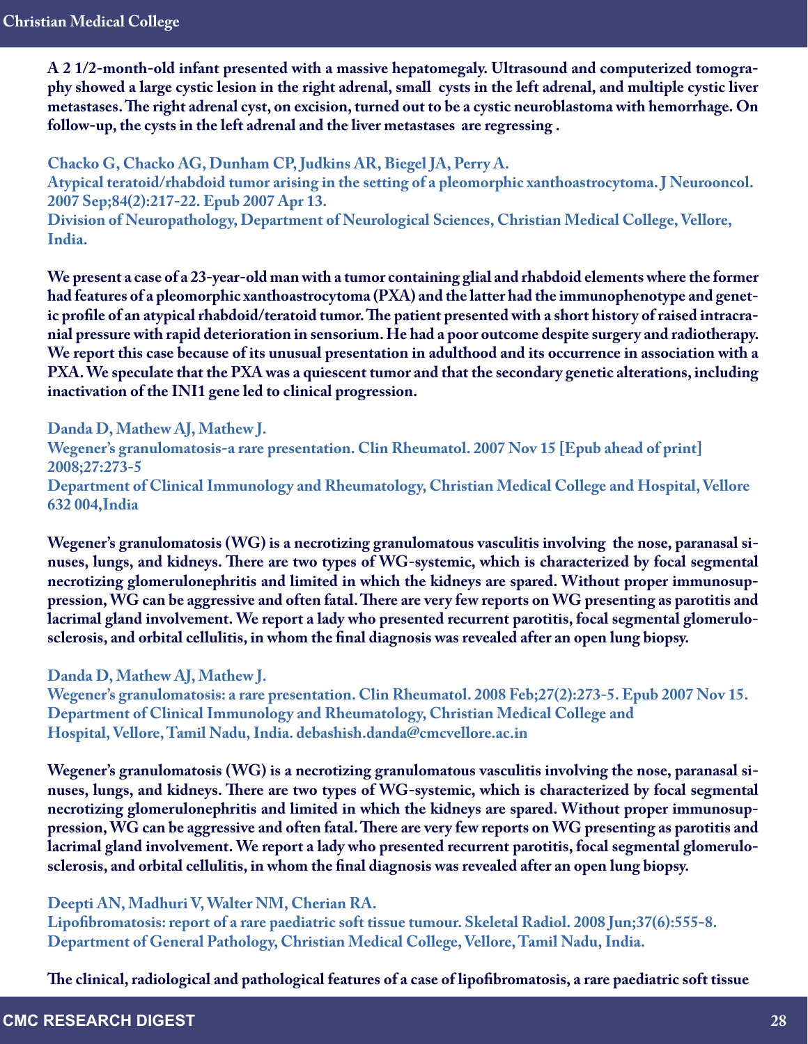A 2 1/2-month-old infant presented with a massive hepatomegaly. Ultrasound and computerized tomography showed a large cystic lesion in the right adrenal, small cysts in the left adrenal, and multiple cystic liver metastases. The right adrenal cyst, on excision, turned out to be a cystic neuroblastoma with hemorrhage. On follow-up, the cysts in the left adrenal and the liver metastases are regressing .

**Chacko G, Chacko AG, Dunham CP, Judkins AR, Biegel JA, Perry A.**
**Atypical teratoid/rhabdoid tumor arising in the setting of a pleomorphic xanthoastrocytoma. J Neurooncol. 2007 Sep;84(2):217-22. Epub 2007 Apr 13.**
**Division of Neuropathology, Department of Neurological Sciences, Christian Medical College, Vellore, India.**

We present a case of a 23-year-old man with a tumor containing glial and rhabdoid elements where the former had features of a pleomorphic xanthoastrocytoma (PXA) and the latter had the immunophenotype and genetic profile of an atypical rhabdoid/teratoid tumor. The patient presented with a short history of raised intracranial pressure with rapid deterioration in sensorium. He had a poor outcome despite surgery and radiotherapy. We report this case because of its unusual presentation in adulthood and its occurrence in association with a PXA. We speculate that the PXA was a quiescent tumor and that the secondary genetic alterations, including inactivation of the INI1 gene led to clinical progression.

**Danda D, Mathew AJ, Mathew J.**
**Wegener's granulomatosis-a rare presentation. Clin Rheumatol. 2007 Nov 15 [Epub ahead of print] 2008;27:273-5**
**Department of Clinical Immunology and Rheumatology, Christian Medical College and Hospital, Vellore 632 004,India**

Wegener's granulomatosis (WG) is a necrotizing granulomatous vasculitis involving the nose, paranasal sinuses, lungs, and kidneys. There are two types of WG-systemic, which is characterized by focal segmental necrotizing glomerulonephritis and limited in which the kidneys are spared. Without proper immunosuppression, WG can be aggressive and often fatal. There are very few reports on WG presenting as parotitis and lacrimal gland involvement. We report a lady who presented recurrent parotitis, focal segmental glomerulosclerosis, and orbital cellulitis, in whom the final diagnosis was revealed after an open lung biopsy.

**Danda D, Mathew AJ, Mathew J.**
**Wegener's granulomatosis: a rare presentation. Clin Rheumatol. 2008 Feb;27(2):273-5. Epub 2007 Nov 15.**
**Department of Clinical Immunology and Rheumatology, Christian Medical College and Hospital, Vellore, Tamil Nadu, India. debashish.danda@cmcvellore.ac.in**

Wegener's granulomatosis (WG) is a necrotizing granulomatous vasculitis involving the nose, paranasal sinuses, lungs, and kidneys. There are two types of WG-systemic, which is characterized by focal segmental necrotizing glomerulonephritis and limited in which the kidneys are spared. Without proper immunosuppression, WG can be aggressive and often fatal. There are very few reports on WG presenting as parotitis and lacrimal gland involvement. We report a lady who presented recurrent parotitis, focal segmental glomerulosclerosis, and orbital cellulitis, in whom the final diagnosis was revealed after an open lung biopsy.

**Deepti AN, Madhuri V, Walter NM, Cherian RA.**
**Lipofibromatosis: report of a rare paediatric soft tissue tumour. Skeletal Radiol. 2008 Jun;37(6):555-8.**
**Department of General Pathology, Christian Medical College, Vellore, Tamil Nadu, India.**

The clinical, radiological and pathological features of a case of lipofibromatosis, a rare paediatric soft tissue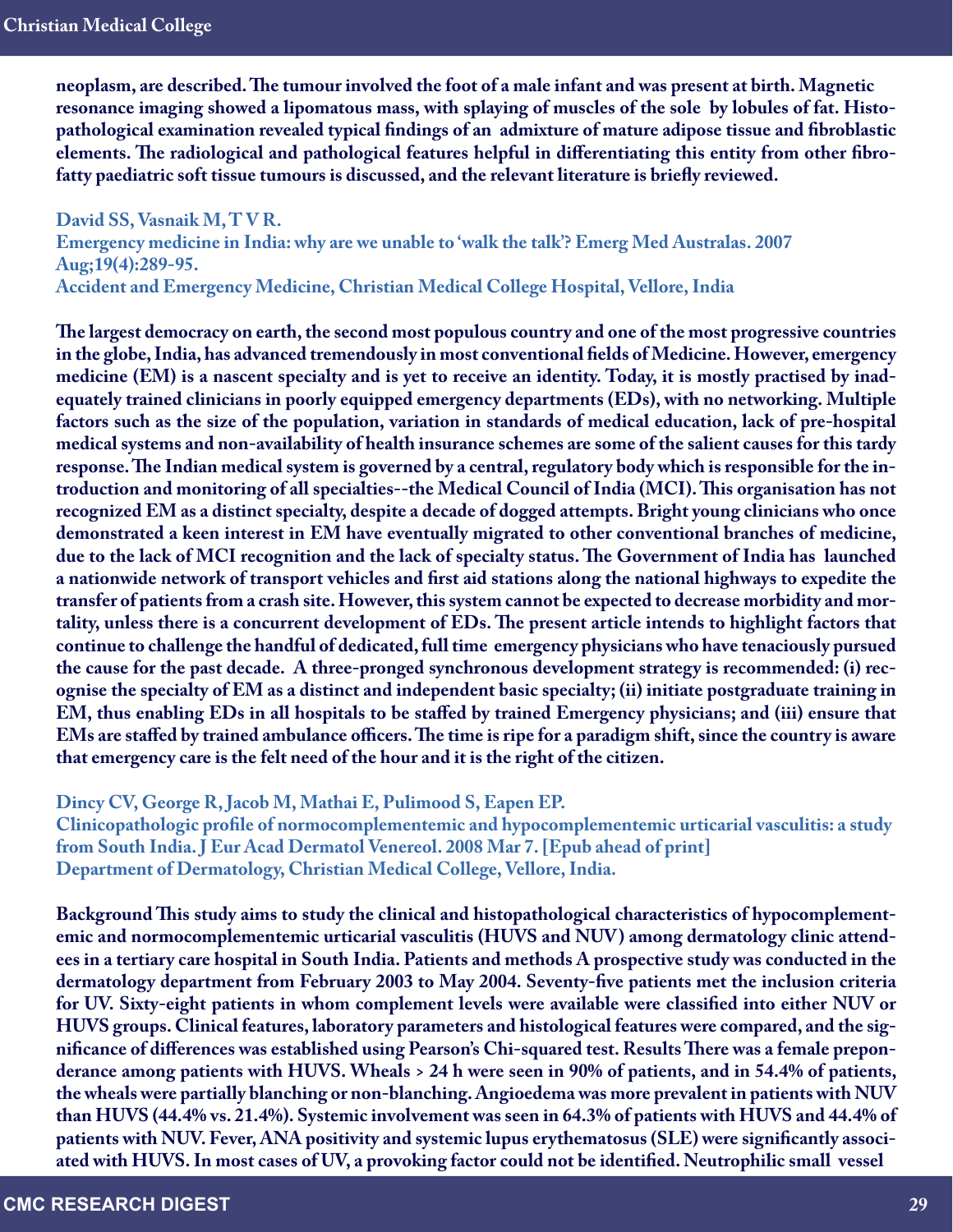**neoplasm, are described. The tumour involved the foot of a male infant and was present at birth. Magnetic resonance imaging showed a lipomatous mass, with splaying of muscles of the sole by lobules of fat. Histopathological examination revealed typical findings of an admixture of mature adipose tissue and fibroblastic elements. The radiological and pathological features helpful in differentiating this entity from other fibrofatty paediatric soft tissue tumours is discussed, and the relevant literature is briefly reviewed.**

**David SS, Vasnaik M, T V R.**
**Emergency medicine in India: why are we unable to 'walk the talk'? Emerg Med Australas. 2007 Aug;19(4):289-95.**
**Accident and Emergency Medicine, Christian Medical College Hospital, Vellore, India**

**The largest democracy on earth, the second most populous country and one of the most progressive countries in the globe, India, has advanced tremendously in most conventional fields of Medicine. However, emergency medicine (EM) is a nascent specialty and is yet to receive an identity. Today, it is mostly practised by inadequately trained clinicians in poorly equipped emergency departments (EDs), with no networking. Multiple factors such as the size of the population, variation in standards of medical education, lack of pre-hospital medical systems and non-availability of health insurance schemes are some of the salient causes for this tardy response. The Indian medical system is governed by a central, regulatory body which is responsible for the introduction and monitoring of all specialties--the Medical Council of India (MCI). This organisation has not recognized EM as a distinct specialty, despite a decade of dogged attempts. Bright young clinicians who once demonstrated a keen interest in EM have eventually migrated to other conventional branches of medicine, due to the lack of MCI recognition and the lack of specialty status. The Government of India has launched a nationwide network of transport vehicles and first aid stations along the national highways to expedite the transfer of patients from a crash site. However, this system cannot be expected to decrease morbidity and mortality, unless there is a concurrent development of EDs. The present article intends to highlight factors that continue to challenge the handful of dedicated, full time emergency physicians who have tenaciously pursued the cause for the past decade. A three-pronged synchronous development strategy is recommended: (i) recognise the specialty of EM as a distinct and independent basic specialty; (ii) initiate postgraduate training in EM, thus enabling EDs in all hospitals to be staffed by trained Emergency physicians; and (iii) ensure that EMs are staffed by trained ambulance officers. The time is ripe for a paradigm shift, since the country is aware that emergency care is the felt need of the hour and it is the right of the citizen.**

**Dincy CV, George R, Jacob M, Mathai E, Pulimood S, Eapen EP.**
**Clinicopathologic profile of normocomplementemic and hypocomplementemic urticarial vasculitis: a study from South India. J Eur Acad Dermatol Venereol. 2008 Mar 7. [Epub ahead of print]**
**Department of Dermatology, Christian Medical College, Vellore, India.**

**Background This study aims to study the clinical and histopathological characteristics of hypocomplementemic and normocomplementemic urticarial vasculitis (HUVS and NUV) among dermatology clinic attendees in a tertiary care hospital in South India. Patients and methods A prospective study was conducted in the dermatology department from February 2003 to May 2004. Seventy-five patients met the inclusion criteria for UV. Sixty-eight patients in whom complement levels were available were classified into either NUV or HUVS groups. Clinical features, laboratory parameters and histological features were compared, and the significance of differences was established using Pearson's Chi-squared test. Results There was a female preponderance among patients with HUVS. Wheals > 24 h were seen in 90% of patients, and in 54.4% of patients, the wheals were partially blanching or non-blanching. Angioedema was more prevalent in patients with NUV than HUVS (44.4% vs. 21.4%). Systemic involvement was seen in 64.3% of patients with HUVS and 44.4% of patients with NUV. Fever, ANA positivity and systemic lupus erythematosus (SLE) were significantly associated with HUVS. In most cases of UV, a provoking factor could not be identified. Neutrophilic small vessel**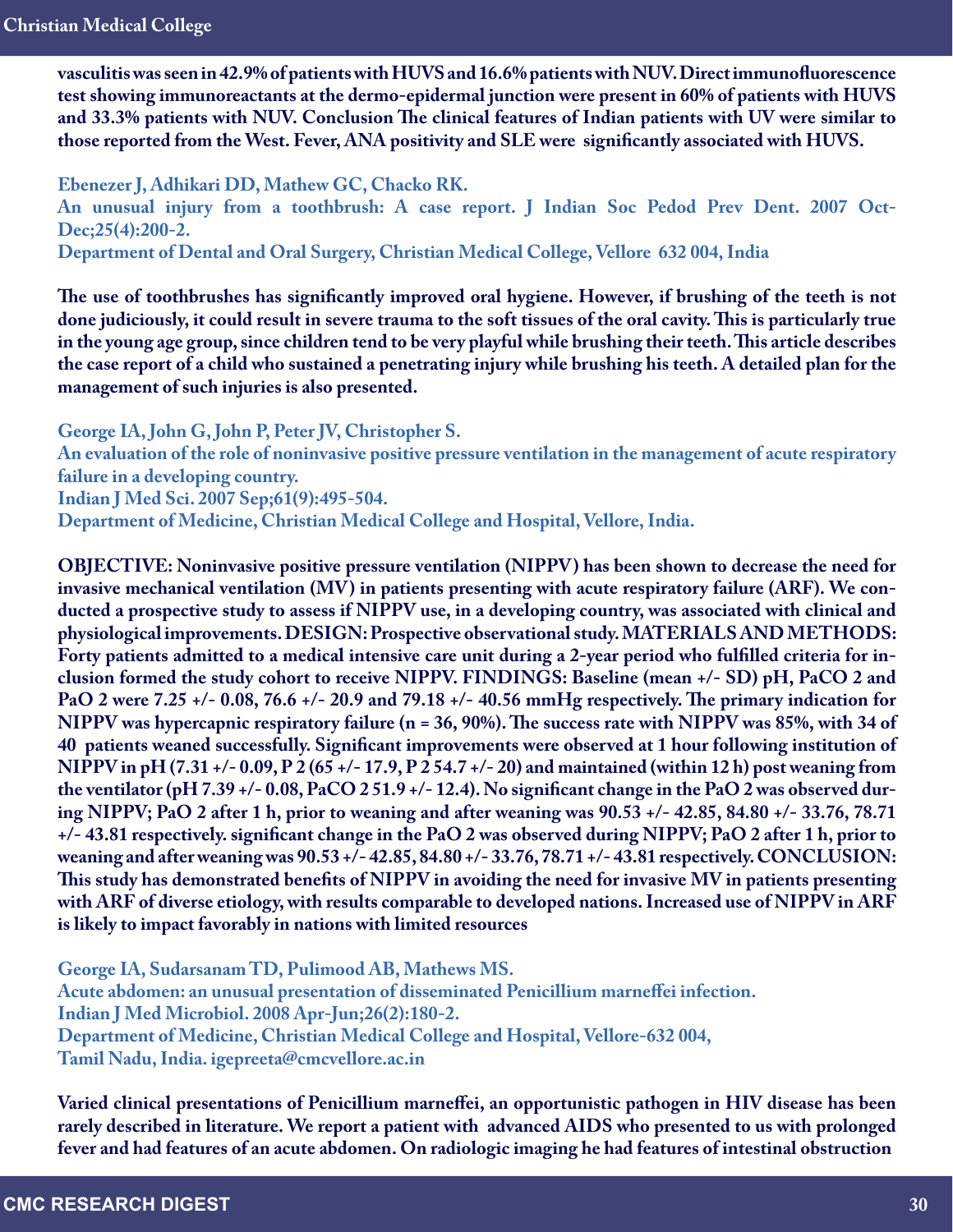**vasculitis was seen in 42.9% of patients with HUVS and 16.6% patients with NUV. Direct immunofluorescence test showing immunoreactants at the dermo-epidermal junction were present in 60% of patients with HUVS and 33.3% patients with NUV. Conclusion The clinical features of Indian patients with UV were similar to those reported from the West. Fever, ANA positivity and SLE were significantly associated with HUVS.**

**Ebenezer J, Adhikari DD, Mathew GC, Chacko RK.**
**An unusual injury from a toothbrush: A case report. J Indian Soc Pedod Prev Dent. 2007 Oct-Dec;25(4):200-2.**
**Department of Dental and Oral Surgery, Christian Medical College, Vellore 632 004, India**

**The use of toothbrushes has significantly improved oral hygiene. However, if brushing of the teeth is not done judiciously, it could result in severe trauma to the soft tissues of the oral cavity. This is particularly true in the young age group, since children tend to be very playful while brushing their teeth. This article describes the case report of a child who sustained a penetrating injury while brushing his teeth. A detailed plan for the management of such injuries is also presented.**

**George IA, John G, John P, Peter JV, Christopher S.**
**An evaluation of the role of noninvasive positive pressure ventilation in the management of acute respiratory failure in a developing country.**
**Indian J Med Sci. 2007 Sep;61(9):495-504.**
**Department of Medicine, Christian Medical College and Hospital, Vellore, India.**

**OBJECTIVE: Noninvasive positive pressure ventilation (NIPPV) has been shown to decrease the need for invasive mechanical ventilation (MV) in patients presenting with acute respiratory failure (ARF). We conducted a prospective study to assess if NIPPV use, in a developing country, was associated with clinical and physiological improvements. DESIGN: Prospective observational study. MATERIALS AND METHODS: Forty patients admitted to a medical intensive care unit during a 2-year period who fulfilled criteria for inclusion formed the study cohort to receive NIPPV. FINDINGS: Baseline (mean +/- SD) pH, PaCO 2 and PaO 2 were 7.25 +/- 0.08, 76.6 +/- 20.9 and 79.18 +/- 40.56 mmHg respectively. The primary indication for NIPPV was hypercapnic respiratory failure (n = 36, 90%). The success rate with NIPPV was 85%, with 34 of 40 patients weaned successfully. Significant improvements were observed at 1 hour following institution of NIPPV in pH (7.31 +/- 0.09, P 2 (65 +/- 17.9, P 2 54.7 +/- 20) and maintained (within 12 h) post weaning from the ventilator (pH 7.39 +/- 0.08, PaCO 2 51.9 +/- 12.4). No significant change in the PaO 2 was observed during NIPPV; PaO 2 after 1 h, prior to weaning and after weaning was 90.53 +/- 42.85, 84.80 +/- 33.76, 78.71 +/- 43.81 respectively. significant change in the PaO 2 was observed during NIPPV; PaO 2 after 1 h, prior to weaning and after weaning was 90.53 +/- 42.85, 84.80 +/- 33.76, 78.71 +/- 43.81 respectively. CONCLUSION: This study has demonstrated benefits of NIPPV in avoiding the need for invasive MV in patients presenting with ARF of diverse etiology, with results comparable to developed nations. Increased use of NIPPV in ARF is likely to impact favorably in nations with limited resources**

**George IA, Sudarsanam TD, Pulimood AB, Mathews MS.**
**Acute abdomen: an unusual presentation of disseminated Penicillium marneffei infection.**
**Indian J Med Microbiol. 2008 Apr-Jun;26(2):180-2.**
**Department of Medicine, Christian Medical College and Hospital, Vellore-632 004, Tamil Nadu, India. igepreeta@cmcvellore.ac.in**

**Varied clinical presentations of Penicillium marneffei, an opportunistic pathogen in HIV disease has been rarely described in literature. We report a patient with advanced AIDS who presented to us with prolonged fever and had features of an acute abdomen. On radiologic imaging he had features of intestinal obstruction**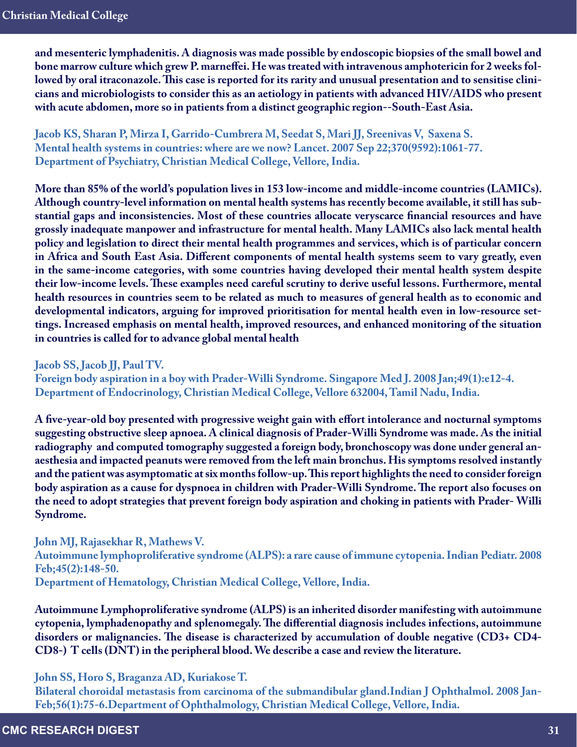**and mesenteric lymphadenitis. A diagnosis was made possible by endoscopic biopsies of the small bowel and bone marrow culture which grew P. marneffei. He was treated with intravenous amphotericin for 2 weeks followed by oral itraconazole. This case is reported for its rarity and unusual presentation and to sensitise clinicians and microbiologists to consider this as an aetiology in patients with advanced HIV/AIDS who present with acute abdomen, more so in patients from a distinct geographic region--South-East Asia.**

**Jacob KS, Sharan P, Mirza I, Garrido-Cumbrera M, Seedat S, Mari JJ, Sreenivas V, Saxena S.**
**Mental health systems in countries: where are we now? Lancet. 2007 Sep 22;370(9592):1061-77.**
**Department of Psychiatry, Christian Medical College, Vellore, India.**

**More than 85% of the world's population lives in 153 low-income and middle-income countries (LAMICs). Although country-level information on mental health systems has recently become available, it still has substantial gaps and inconsistencies. Most of these countries allocate veryscarce financial resources and have grossly inadequate manpower and infrastructure for mental health. Many LAMICs also lack mental health policy and legislation to direct their mental health programmes and services, which is of particular concern in Africa and South East Asia. Different components of mental health systems seem to vary greatly, even in the same-income categories, with some countries having developed their mental health system despite their low-income levels. These examples need careful scrutiny to derive useful lessons. Furthermore, mental health resources in countries seem to be related as much to measures of general health as to economic and developmental indicators, arguing for improved prioritisation for mental health even in low-resource settings. Increased emphasis on mental health, improved resources, and enhanced monitoring of the situation in countries is called for to advance global mental health**

**Jacob SS, Jacob JJ, Paul TV.**
**Foreign body aspiration in a boy with Prader-Willi Syndrome. Singapore Med J. 2008 Jan;49(1):e12-4.**
**Department of Endocrinology, Christian Medical College, Vellore 632004, Tamil Nadu, India.**

**A five-year-old boy presented with progressive weight gain with effort intolerance and nocturnal symptoms suggesting obstructive sleep apnoea. A clinical diagnosis of Prader-Willi Syndrome was made. As the initial radiography and computed tomography suggested a foreign body, bronchoscopy was done under general anaesthesia and impacted peanuts were removed from the left main bronchus. His symptoms resolved instantly and the patient was asymptomatic at six months follow-up. This report highlights the need to consider foreign body aspiration as a cause for dyspnoea in children with Prader-Willi Syndrome. The report also focuses on the need to adopt strategies that prevent foreign body aspiration and choking in patients with Prader- Willi Syndrome.**

**John MJ, Rajasekhar R, Mathews V.**
**Autoimmune lymphoproliferative syndrome (ALPS): a rare cause of immune cytopenia. Indian Pediatr. 2008 Feb;45(2):148-50.**
**Department of Hematology, Christian Medical College, Vellore, India.**

**Autoimmune Lymphoproliferative syndrome (ALPS) is an inherited disorder manifesting with autoimmune cytopenia, lymphadenopathy and splenomegaly. The differential diagnosis includes infections, autoimmune disorders or malignancies. The disease is characterized by accumulation of double negative (CD3+ CD4- CD8-) T cells (DNT) in the peripheral blood. We describe a case and review the literature.**

**John SS, Horo S, Braganza AD, Kuriakose T.**
**Bilateral choroidal metastasis from carcinoma of the submandibular gland.Indian J Ophthalmol. 2008 Jan-Feb;56(1):75-6.Department of Ophthalmology, Christian Medical College, Vellore, India.**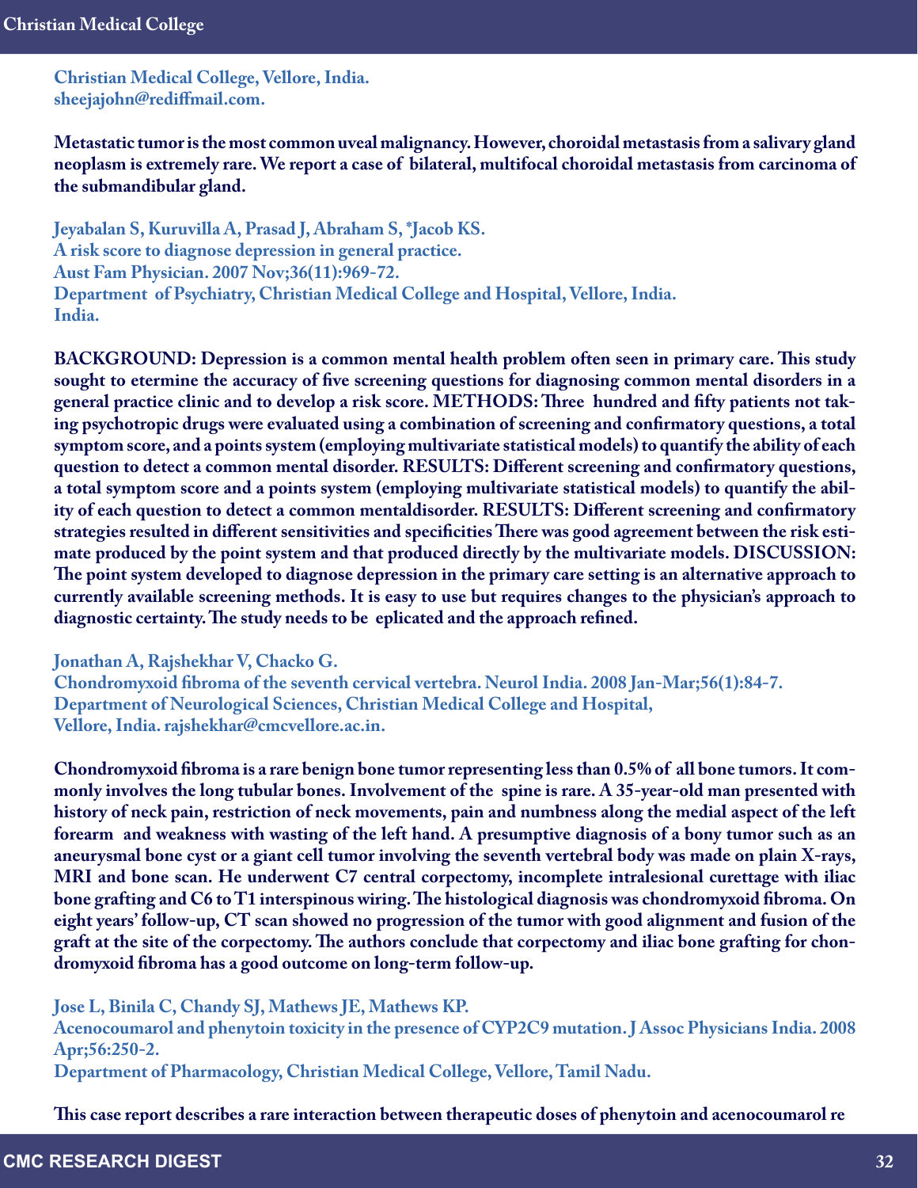Christian Medical College, Vellore, India.
sheejajohn@rediffmail.com.

**Metastatic tumor is the most common uveal malignancy. However, choroidal metastasis from a salivary gland neoplasm is extremely rare. We report a case of bilateral, multifocal choroidal metastasis from carcinoma of the submandibular gland.**

Jeyabalan S, Kuruvilla A, Prasad J, Abraham S, *Jacob KS.
A risk score to diagnose depression in general practice.
Aust Fam Physician. 2007 Nov;36(11):969-72.
Department of Psychiatry, Christian Medical College and Hospital, Vellore, India.
India.

**BACKGROUND: Depression is a common mental health problem often seen in primary care. This study sought to etermine the accuracy of five screening questions for diagnosing common mental disorders in a general practice clinic and to develop a risk score. METHODS: Three hundred and fifty patients not taking psychotropic drugs were evaluated using a combination of screening and confirmatory questions, a total symptom score, and a points system (employing multivariate statistical models) to quantify the ability of each question to detect a common mental disorder. RESULTS: Different screening and confirmatory questions, a total symptom score and a points system (employing multivariate statistical models) to quantify the ability of each question to detect a common mentaldisorder. RESULTS: Different screening and confirmatory strategies resulted in different sensitivities and specificities There was good agreement between the risk estimate produced by the point system and that produced directly by the multivariate models. DISCUSSION: The point system developed to diagnose depression in the primary care setting is an alternative approach to currently available screening methods. It is easy to use but requires changes to the physician's approach to diagnostic certainty. The study needs to be eplicated and the approach refined.**

Jonathan A, Rajshekhar V, Chacko G.
Chondromyxoid fibroma of the seventh cervical vertebra. Neurol India. 2008 Jan-Mar;56(1):84-7.
Department of Neurological Sciences, Christian Medical College and Hospital,
Vellore, India. rajshekhar@cmcvellore.ac.in.

**Chondromyxoid fibroma is a rare benign bone tumor representing less than 0.5% of all bone tumors. It commonly involves the long tubular bones. Involvement of the spine is rare. A 35-year-old man presented with history of neck pain, restriction of neck movements, pain and numbness along the medial aspect of the left forearm and weakness with wasting of the left hand. A presumptive diagnosis of a bony tumor such as an aneurysmal bone cyst or a giant cell tumor involving the seventh vertebral body was made on plain X-rays, MRI and bone scan. He underwent C7 central corpectomy, incomplete intralesional curettage with iliac bone grafting and C6 to T1 interspinous wiring. The histological diagnosis was chondromyxoid fibroma. On eight years' follow-up, CT scan showed no progression of the tumor with good alignment and fusion of the graft at the site of the corpectomy. The authors conclude that corpectomy and iliac bone grafting for chondromyxoid fibroma has a good outcome on long-term follow-up.**

Jose L, Binila C, Chandy SJ, Mathews JE, Mathews KP.
Acenocoumarol and phenytoin toxicity in the presence of CYP2C9 mutation. J Assoc Physicians India. 2008 Apr;56:250-2.
Department of Pharmacology, Christian Medical College, Vellore, Tamil Nadu.

**This case report describes a rare interaction between therapeutic doses of phenytoin and acenocoumarol re**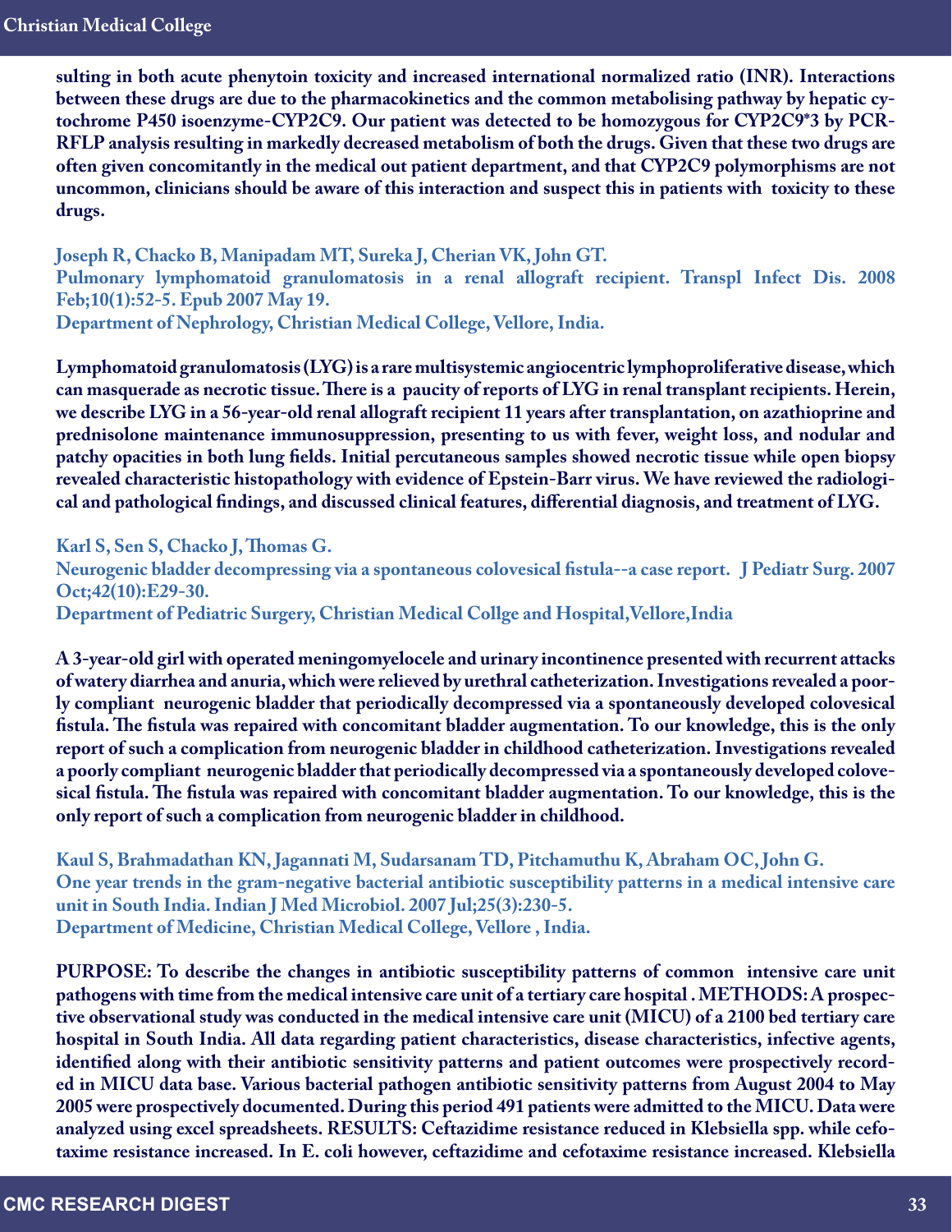**sulting in both acute phenytoin toxicity and increased international normalized ratio (INR). Interactions between these drugs are due to the pharmacokinetics and the common metabolising pathway by hepatic cytochrome P450 isoenzyme-CYP2C9. Our patient was detected to be homozygous for CYP2C9*3 by PCR-RFLP analysis resulting in markedly decreased metabolism of both the drugs. Given that these two drugs are often given concomitantly in the medical out patient department, and that CYP2C9 polymorphisms are not uncommon, clinicians should be aware of this interaction and suspect this in patients with toxicity to these drugs.**

**Joseph R, Chacko B, Manipadam MT, Sureka J, Cherian VK, John GT.**
**Pulmonary lymphomatoid granulomatosis in a renal allograft recipient. Transpl Infect Dis. 2008 Feb;10(1):52-5. Epub 2007 May 19.**
**Department of Nephrology, Christian Medical College, Vellore, India.**

**Lymphomatoid granulomatosis (LYG) is a rare multisystemic angiocentric lymphoproliferative disease, which can masquerade as necrotic tissue. There is a paucity of reports of LYG in renal transplant recipients. Herein, we describe LYG in a 56-year-old renal allograft recipient 11 years after transplantation, on azathioprine and prednisolone maintenance immunosuppression, presenting to us with fever, weight loss, and nodular and patchy opacities in both lung fields. Initial percutaneous samples showed necrotic tissue while open biopsy revealed characteristic histopathology with evidence of Epstein-Barr virus. We have reviewed the radiological and pathological findings, and discussed clinical features, differential diagnosis, and treatment of LYG.**

**Karl S, Sen S, Chacko J, Thomas G.**
**Neurogenic bladder decompressing via a spontaneous colovesical fistula--a case report. J Pediatr Surg. 2007 Oct;42(10):E29-30.**
**Department of Pediatric Surgery, Christian Medical Collge and Hospital,Vellore,India**

**A 3-year-old girl with operated meningomyelocele and urinary incontinence presented with recurrent attacks of watery diarrhea and anuria, which were relieved by urethral catheterization. Investigations revealed a poorly compliant neurogenic bladder that periodically decompressed via a spontaneously developed colovesical fistula. The fistula was repaired with concomitant bladder augmentation. To our knowledge, this is the only report of such a complication from neurogenic bladder in childhood catheterization. Investigations revealed a poorly compliant neurogenic bladder that periodically decompressed via a spontaneously developed colovesical fistula. The fistula was repaired with concomitant bladder augmentation. To our knowledge, this is the only report of such a complication from neurogenic bladder in childhood.**

**Kaul S, Brahmadathan KN, Jagannati M, Sudarsanam TD, Pitchamuthu K, Abraham OC, John G.**
**One year trends in the gram-negative bacterial antibiotic susceptibility patterns in a medical intensive care unit in South India. Indian J Med Microbiol. 2007 Jul;25(3):230-5.**
**Department of Medicine, Christian Medical College, Vellore , India.**

**PURPOSE: To describe the changes in antibiotic susceptibility patterns of common intensive care unit pathogens with time from the medical intensive care unit of a tertiary care hospital . METHODS: A prospective observational study was conducted in the medical intensive care unit (MICU) of a 2100 bed tertiary care hospital in South India. All data regarding patient characteristics, disease characteristics, infective agents, identified along with their antibiotic sensitivity patterns and patient outcomes were prospectively recorded in MICU data base. Various bacterial pathogen antibiotic sensitivity patterns from August 2004 to May 2005 were prospectively documented. During this period 491 patients were admitted to the MICU. Data were analyzed using excel spreadsheets. RESULTS: Ceftazidime resistance reduced in Klebsiella spp. while cefotaxime resistance increased. In E. coli however, ceftazidime and cefotaxime resistance increased. Klebsiella**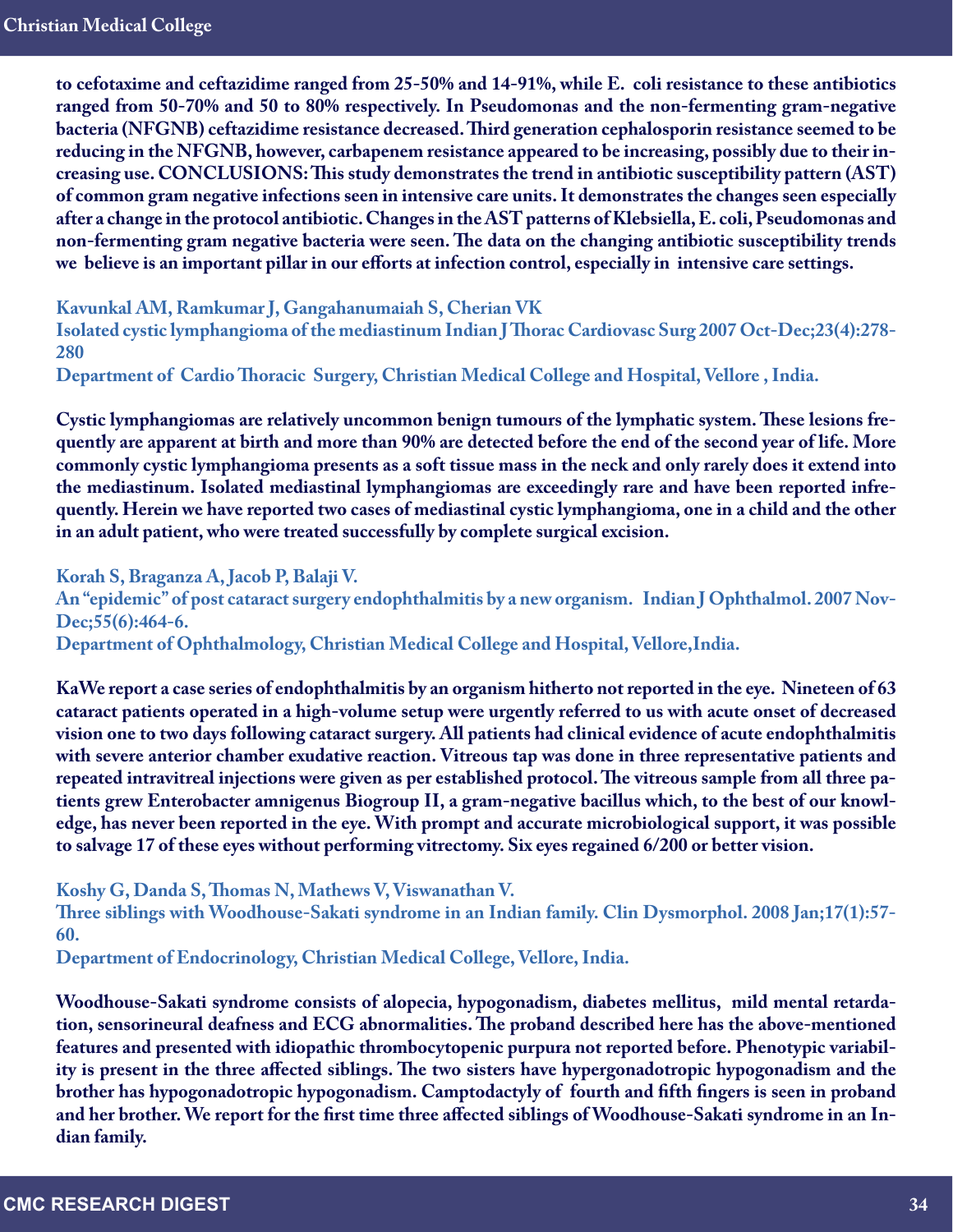to cefotaxime and ceftazidime ranged from 25-50% and 14-91%, while E. coli resistance to these antibiotics ranged from 50-70% and 50 to 80% respectively. In Pseudomonas and the non-fermenting gram-negative bacteria (NFGNB) ceftazidime resistance decreased. Third generation cephalosporin resistance seemed to be reducing in the NFGNB, however, carbapenem resistance appeared to be increasing, possibly due to their increasing use. CONCLUSIONS: This study demonstrates the trend in antibiotic susceptibility pattern (AST) of common gram negative infections seen in intensive care units. It demonstrates the changes seen especially after a change in the protocol antibiotic. Changes in the AST patterns of Klebsiella, E. coli, Pseudomonas and non-fermenting gram negative bacteria were seen. The data on the changing antibiotic susceptibility trends we believe is an important pillar in our efforts at infection control, especially in intensive care settings.

**Kavunkal AM, Ramkumar J, Gangahanumaiah S, Cherian VK**
**Isolated cystic lymphangioma of the mediastinum Indian J Thorac Cardiovasc Surg 2007 Oct-Dec;23(4):278-280**
**Department of Cardio Thoracic Surgery, Christian Medical College and Hospital, Vellore , India.**

Cystic lymphangiomas are relatively uncommon benign tumours of the lymphatic system. These lesions frequently are apparent at birth and more than 90% are detected before the end of the second year of life. More commonly cystic lymphangioma presents as a soft tissue mass in the neck and only rarely does it extend into the mediastinum. Isolated mediastinal lymphangiomas are exceedingly rare and have been reported infrequently. Herein we have reported two cases of mediastinal cystic lymphangioma, one in a child and the other in an adult patient, who were treated successfully by complete surgical excision.

**Korah S, Braganza A, Jacob P, Balaji V.**
**An "epidemic" of post cataract surgery endophthalmitis by a new organism. Indian J Ophthalmol. 2007 Nov-Dec;55(6):464-6.**
**Department of Ophthalmology, Christian Medical College and Hospital, Vellore,India.**

KaWe report a case series of endophthalmitis by an organism hitherto not reported in the eye. Nineteen of 63 cataract patients operated in a high-volume setup were urgently referred to us with acute onset of decreased vision one to two days following cataract surgery. All patients had clinical evidence of acute endophthalmitis with severe anterior chamber exudative reaction. Vitreous tap was done in three representative patients and repeated intravitreal injections were given as per established protocol. The vitreous sample from all three patients grew Enterobacter amnigenus Biogroup II, a gram-negative bacillus which, to the best of our knowledge, has never been reported in the eye. With prompt and accurate microbiological support, it was possible to salvage 17 of these eyes without performing vitrectomy. Six eyes regained 6/200 or better vision.

**Koshy G, Danda S, Thomas N, Mathews V, Viswanathan V.**
**Three siblings with Woodhouse-Sakati syndrome in an Indian family. Clin Dysmorphol. 2008 Jan;17(1):57-60.**
**Department of Endocrinology, Christian Medical College, Vellore, India.**

Woodhouse-Sakati syndrome consists of alopecia, hypogonadism, diabetes mellitus, mild mental retardation, sensorineural deafness and ECG abnormalities. The proband described here has the above-mentioned features and presented with idiopathic thrombocytopenic purpura not reported before. Phenotypic variability is present in the three affected siblings. The two sisters have hypergonadotropic hypogonadism and the brother has hypogonadotropic hypogonadism. Camptodactyly of fourth and fifth fingers is seen in proband and her brother. We report for the first time three affected siblings of Woodhouse-Sakati syndrome in an Indian family.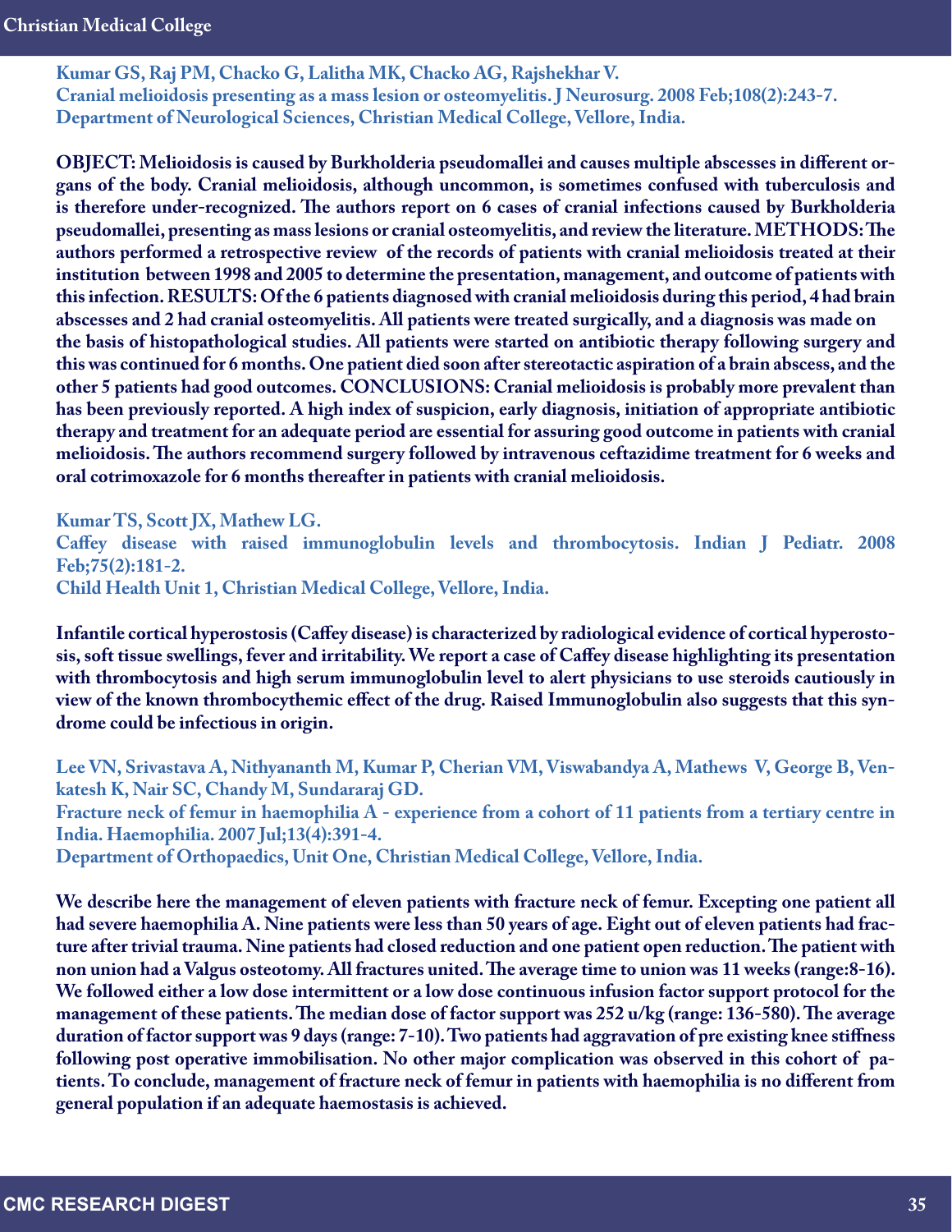**Kumar GS, Raj PM, Chacko G, Lalitha MK, Chacko AG, Rajshekhar V.**
**Cranial melioidosis presenting as a mass lesion or osteomyelitis. J Neurosurg. 2008 Feb;108(2):243-7.**
**Department of Neurological Sciences, Christian Medical College, Vellore, India.**

**OBJECT: Melioidosis is caused by Burkholderia pseudomallei and causes multiple abscesses in different organs of the body. Cranial melioidosis, although uncommon, is sometimes confused with tuberculosis and is therefore under-recognized. The authors report on 6 cases of cranial infections caused by Burkholderia pseudomallei, presenting as mass lesions or cranial osteomyelitis, and review the literature. METHODS: The authors performed a retrospective review of the records of patients with cranial melioidosis treated at their institution between 1998 and 2005 to determine the presentation, management, and outcome of patients with this infection. RESULTS: Of the 6 patients diagnosed with cranial melioidosis during this period, 4 had brain abscesses and 2 had cranial osteomyelitis. All patients were treated surgically, and a diagnosis was made on the basis of histopathological studies. All patients were started on antibiotic therapy following surgery and this was continued for 6 months. One patient died soon after stereotactic aspiration of a brain abscess, and the other 5 patients had good outcomes. CONCLUSIONS: Cranial melioidosis is probably more prevalent than has been previously reported. A high index of suspicion, early diagnosis, initiation of appropriate antibiotic therapy and treatment for an adequate period are essential for assuring good outcome in patients with cranial melioidosis. The authors recommend surgery followed by intravenous ceftazidime treatment for 6 weeks and oral cotrimoxazole for 6 months thereafter in patients with cranial melioidosis.**

**Kumar TS, Scott JX, Mathew LG.**
**Caffey disease with raised immunoglobulin levels and thrombocytosis. Indian J Pediatr. 2008 Feb;75(2):181-2.**
**Child Health Unit 1, Christian Medical College, Vellore, India.**

**Infantile cortical hyperostosis (Caffey disease) is characterized by radiological evidence of cortical hyperostosis, soft tissue swellings, fever and irritability. We report a case of Caffey disease highlighting its presentation with thrombocytosis and high serum immunoglobulin level to alert physicians to use steroids cautiously in view of the known thrombocythemic effect of the drug. Raised Immunoglobulin also suggests that this syndrome could be infectious in origin.**

**Lee VN, Srivastava A, Nithyananth M, Kumar P, Cherian VM, Viswabandya A, Mathews V, George B, Venkatesh K, Nair SC, Chandy M, Sundararaj GD.**
**Fracture neck of femur in haemophilia A - experience from a cohort of 11 patients from a tertiary centre in India. Haemophilia. 2007 Jul;13(4):391-4.**
**Department of Orthopaedics, Unit One, Christian Medical College, Vellore, India.**

**We describe here the management of eleven patients with fracture neck of femur. Excepting one patient all had severe haemophilia A. Nine patients were less than 50 years of age. Eight out of eleven patients had fracture after trivial trauma. Nine patients had closed reduction and one patient open reduction. The patient with non union had a Valgus osteotomy. All fractures united. The average time to union was 11 weeks (range:8-16). We followed either a low dose intermittent or a low dose continuous infusion factor support protocol for the management of these patients. The median dose of factor support was 252 u/kg (range: 136-580). The average duration of factor support was 9 days (range: 7-10). Two patients had aggravation of pre existing knee stiffness following post operative immobilisation. No other major complication was observed in this cohort of patients. To conclude, management of fracture neck of femur in patients with haemophilia is no different from general population if an adequate haemostasis is achieved.**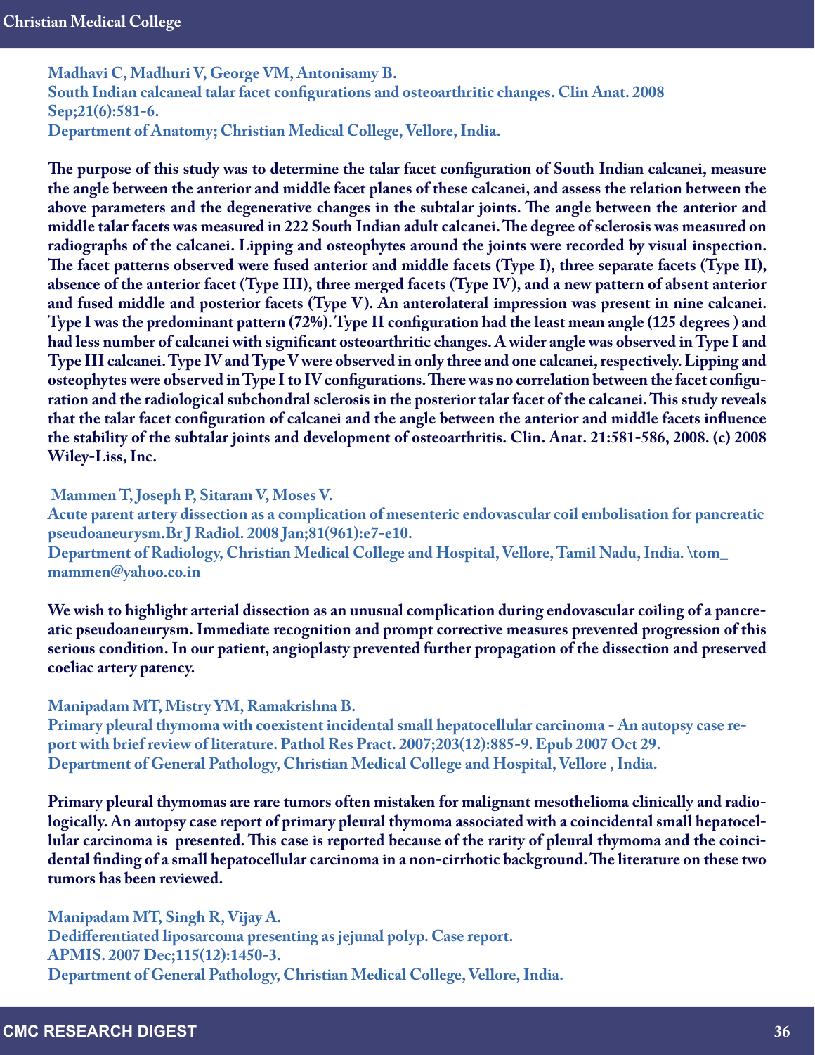**Madhavi C, Madhuri V, George VM, Antonisamy B.**
**South Indian calcaneal talar facet configurations and osteoarthritic changes. Clin Anat. 2008 Sep;21(6):581-6.**
**Department of Anatomy; Christian Medical College, Vellore, India.**

**The purpose of this study was to determine the talar facet configuration of South Indian calcanei, measure the angle between the anterior and middle facet planes of these calcanei, and assess the relation between the above parameters and the degenerative changes in the subtalar joints. The angle between the anterior and middle talar facets was measured in 222 South Indian adult calcanei. The degree of sclerosis was measured on radiographs of the calcanei. Lipping and osteophytes around the joints were recorded by visual inspection. The facet patterns observed were fused anterior and middle facets (Type I), three separate facets (Type II), absence of the anterior facet (Type III), three merged facets (Type IV), and a new pattern of absent anterior and fused middle and posterior facets (Type V). An anterolateral impression was present in nine calcanei. Type I was the predominant pattern (72%). Type II configuration had the least mean angle (125 degrees ) and had less number of calcanei with significant osteoarthritic changes. A wider angle was observed in Type I and Type III calcanei. Type IV and Type V were observed in only three and one calcanei, respectively. Lipping and osteophytes were observed in Type I to IV configurations. There was no correlation between the facet configuration and the radiological subchondral sclerosis in the posterior talar facet of the calcanei. This study reveals that the talar facet configuration of calcanei and the angle between the anterior and middle facets influence the stability of the subtalar joints and development of osteoarthritis. Clin. Anat. 21:581-586, 2008. (c) 2008 Wiley-Liss, Inc.**

**Mammen T, Joseph P, Sitaram V, Moses V.**
**Acute parent artery dissection as a complication of mesenteric endovascular coil embolisation for pancreatic pseudoaneurysm.Br J Radiol. 2008 Jan;81(961):e7-e10.**
**Department of Radiology, Christian Medical College and Hospital, Vellore, Tamil Nadu, India. \tom_mammen@yahoo.co.in**

**We wish to highlight arterial dissection as an unusual complication during endovascular coiling of a pancreatic pseudoaneurysm. Immediate recognition and prompt corrective measures prevented progression of this serious condition. In our patient, angioplasty prevented further propagation of the dissection and preserved coeliac artery patency.**

**Manipadam MT, Mistry YM, Ramakrishna B.**
**Primary pleural thymoma with coexistent incidental small hepatocellular carcinoma - An autopsy case report with brief review of literature. Pathol Res Pract. 2007;203(12):885-9. Epub 2007 Oct 29.**
**Department of General Pathology, Christian Medical College and Hospital, Vellore , India.**

**Primary pleural thymomas are rare tumors often mistaken for malignant mesothelioma clinically and radiologically. An autopsy case report of primary pleural thymoma associated with a coincidental small hepatocellular carcinoma is presented. This case is reported because of the rarity of pleural thymoma and the coincidental finding of a small hepatocellular carcinoma in a non-cirrhotic background. The literature on these two tumors has been reviewed.**

**Manipadam MT, Singh R, Vijay A.**
**Dedifferentiated liposarcoma presenting as jejunal polyp. Case report.**
**APMIS. 2007 Dec;115(12):1450-3.**
**Department of General Pathology, Christian Medical College, Vellore, India.**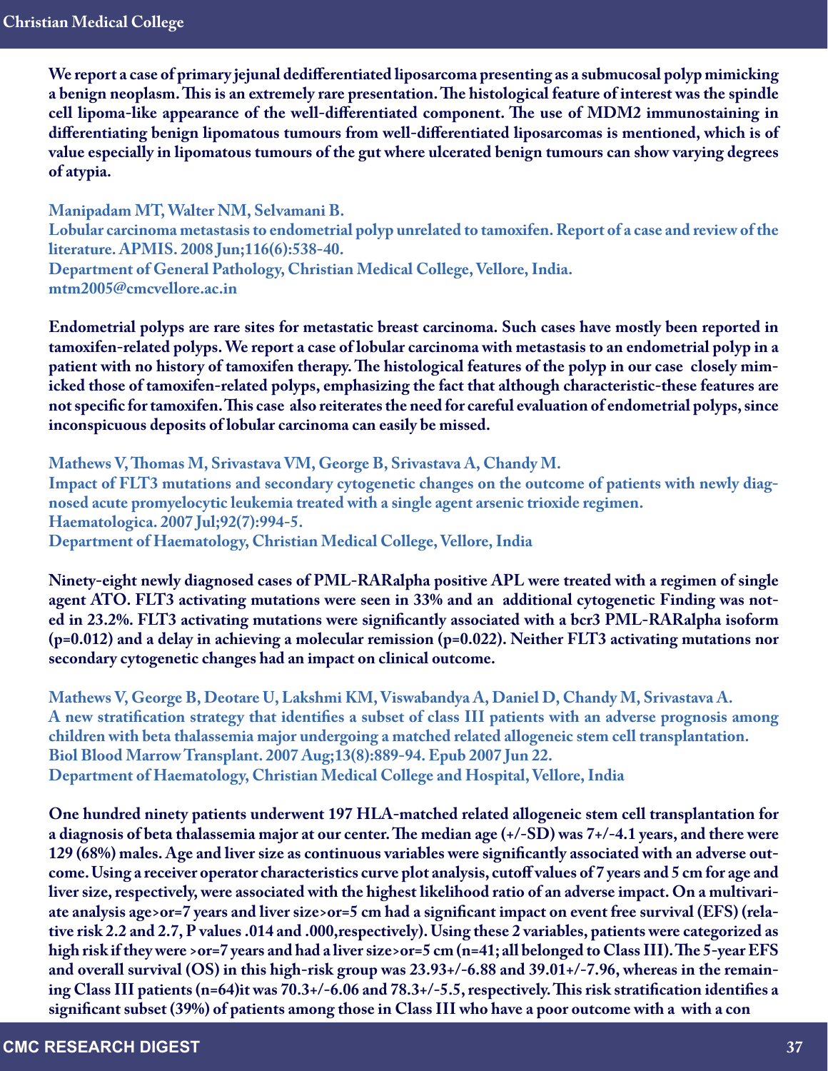**We report a case of primary jejunal dedifferentiated liposarcoma presenting as a submucosal polyp mimicking a benign neoplasm. This is an extremely rare presentation. The histological feature of interest was the spindle cell lipoma-like appearance of the well-differentiated component. The use of MDM2 immunostaining in differentiating benign lipomatous tumours from well-differentiated liposarcomas is mentioned, which is of value especially in lipomatous tumours of the gut where ulcerated benign tumours can show varying degrees of atypia.**

**Manipadam MT, Walter NM, Selvamani B.**
**Lobular carcinoma metastasis to endometrial polyp unrelated to tamoxifen. Report of a case and review of the literature. APMIS. 2008 Jun;116(6):538-40.**
**Department of General Pathology, Christian Medical College, Vellore, India.**
**mtm2005@cmcvellore.ac.in**

**Endometrial polyps are rare sites for metastatic breast carcinoma. Such cases have mostly been reported in tamoxifen-related polyps. We report a case of lobular carcinoma with metastasis to an endometrial polyp in a patient with no history of tamoxifen therapy. The histological features of the polyp in our case closely mimicked those of tamoxifen-related polyps, emphasizing the fact that although characteristic-these features are not specific for tamoxifen. This case also reiterates the need for careful evaluation of endometrial polyps, since inconspicuous deposits of lobular carcinoma can easily be missed.**

**Mathews V, Thomas M, Srivastava VM, George B, Srivastava A, Chandy M.**
**Impact of FLT3 mutations and secondary cytogenetic changes on the outcome of patients with newly diagnosed acute promyelocytic leukemia treated with a single agent arsenic trioxide regimen.**
**Haematologica. 2007 Jul;92(7):994-5.**
**Department of Haematology, Christian Medical College, Vellore, India**

**Ninety-eight newly diagnosed cases of PML-RARalpha positive APL were treated with a regimen of single agent ATO. FLT3 activating mutations were seen in 33% and an additional cytogenetic Finding was noted in 23.2%. FLT3 activating mutations were significantly associated with a bcr3 PML-RARalpha isoform (p=0.012) and a delay in achieving a molecular remission (p=0.022). Neither FLT3 activating mutations nor secondary cytogenetic changes had an impact on clinical outcome.**

**Mathews V, George B, Deotare U, Lakshmi KM, Viswabandya A, Daniel D, Chandy M, Srivastava A.**
**A new stratification strategy that identifies a subset of class III patients with an adverse prognosis among children with beta thalassemia major undergoing a matched related allogeneic stem cell transplantation.**
**Biol Blood Marrow Transplant. 2007 Aug;13(8):889-94. Epub 2007 Jun 22.**
**Department of Haematology, Christian Medical College and Hospital, Vellore, India**

**One hundred ninety patients underwent 197 HLA-matched related allogeneic stem cell transplantation for a diagnosis of beta thalassemia major at our center. The median age (+/-SD) was 7+/-4.1 years, and there were 129 (68%) males. Age and liver size as continuous variables were significantly associated with an adverse outcome. Using a receiver operator characteristics curve plot analysis, cutoff values of 7 years and 5 cm for age and liver size, respectively, were associated with the highest likelihood ratio of an adverse impact. On a multivariate analysis age>or=7 years and liver size>or=5 cm had a significant impact on event free survival (EFS) (relative risk 2.2 and 2.7, P values .014 and .000,respectively). Using these 2 variables, patients were categorized as high risk if they were >or=7 years and had a liver size>or=5 cm (n=41; all belonged to Class III). The 5-year EFS and overall survival (OS) in this high-risk group was 23.93+/-6.88 and 39.01+/-7.96, whereas in the remaining Class III patients (n=64)it was 70.3+/-6.06 and 78.3+/-5.5, respectively. This risk stratification identifies a significant subset (39%) of patients among those in Class III who have a poor outcome with a with a con**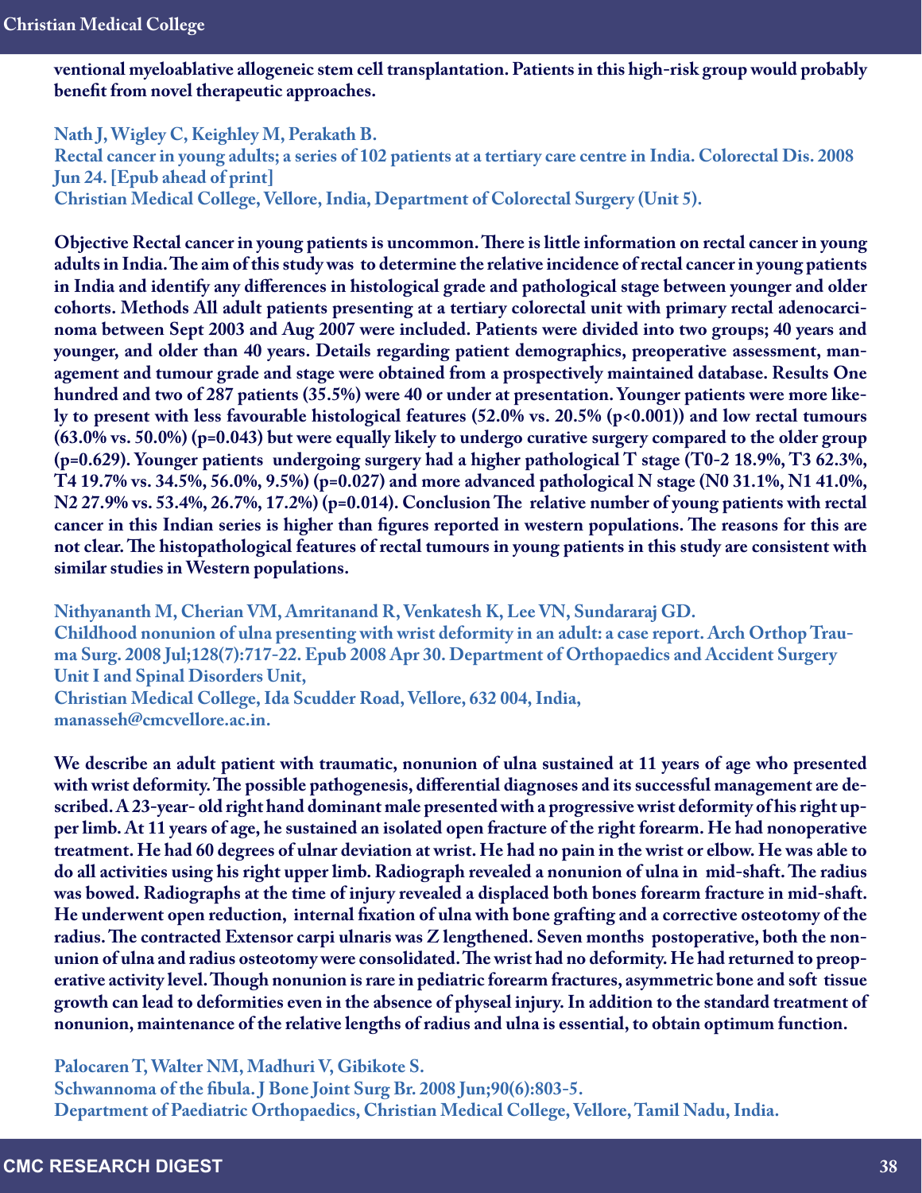**ventional myeloablative allogeneic stem cell transplantation. Patients in this high-risk group would probably benefit from novel therapeutic approaches.**

**Nath J, Wigley C, Keighley M, Perakath B.**
**Rectal cancer in young adults; a series of 102 patients at a tertiary care centre in India. Colorectal Dis. 2008 Jun 24. [Epub ahead of print]**
**Christian Medical College, Vellore, India, Department of Colorectal Surgery (Unit 5).**

**Objective Rectal cancer in young patients is uncommon. There is little information on rectal cancer in young adults in India. The aim of this study was to determine the relative incidence of rectal cancer in young patients in India and identify any differences in histological grade and pathological stage between younger and older cohorts. Methods All adult patients presenting at a tertiary colorectal unit with primary rectal adenocarcinoma between Sept 2003 and Aug 2007 were included. Patients were divided into two groups; 40 years and younger, and older than 40 years. Details regarding patient demographics, preoperative assessment, management and tumour grade and stage were obtained from a prospectively maintained database. Results One hundred and two of 287 patients (35.5%) were 40 or under at presentation. Younger patients were more likely to present with less favourable histological features (52.0% vs. 20.5% ($p<0.001$)) and low rectal tumours (63.0% vs. 50.0%) ($p=0.043$) but were equally likely to undergo curative surgery compared to the older group ($p=0.629$). Younger patients undergoing surgery had a higher pathological T stage (T0-2 18.9%, T3 62.3%, T4 19.7% vs. 34.5%, 56.0%, 9.5%) ($p=0.027$) and more advanced pathological N stage (N0 31.1%, N1 41.0%, N2 27.9% vs. 53.4%, 26.7%, 17.2%) ($p=0.014$). Conclusion The relative number of young patients with rectal cancer in this Indian series is higher than figures reported in western populations. The reasons for this are not clear. The histopathological features of rectal tumours in young patients in this study are consistent with similar studies in Western populations.**

**Nithyananth M, Cherian VM, Amritanand R, Venkatesh K, Lee VN, Sundararaj GD.**
**Childhood nonunion of ulna presenting with wrist deformity in an adult: a case report. Arch Orthop Trauma Surg. 2008 Jul;128(7):717-22. Epub 2008 Apr 30. Department of Orthopaedics and Accident Surgery Unit I and Spinal Disorders Unit,**
**Christian Medical College, Ida Scudder Road, Vellore, 632 004, India,**
**manasseh@cmcvellore.ac.in.**

**We describe an adult patient with traumatic, nonunion of ulna sustained at 11 years of age who presented with wrist deformity. The possible pathogenesis, differential diagnoses and its successful management are described. A 23-year- old right hand dominant male presented with a progressive wrist deformity of his right upper limb. At 11 years of age, he sustained an isolated open fracture of the right forearm. He had nonoperative treatment. He had 60 degrees of ulnar deviation at wrist. He had no pain in the wrist or elbow. He was able to do all activities using his right upper limb. Radiograph revealed a nonunion of ulna in mid-shaft. The radius was bowed. Radiographs at the time of injury revealed a displaced both bones forearm fracture in mid-shaft. He underwent open reduction, internal fixation of ulna with bone grafting and a corrective osteotomy of the radius. The contracted Extensor carpi ulnaris was Z lengthened. Seven months postoperative, both the nonunion of ulna and radius osteotomy were consolidated. The wrist had no deformity. He had returned to preoperative activity level. Though nonunion is rare in pediatric forearm fractures, asymmetric bone and soft tissue growth can lead to deformities even in the absence of physeal injury. In addition to the standard treatment of nonunion, maintenance of the relative lengths of radius and ulna is essential, to obtain optimum function.**

**Palocaren T, Walter NM, Madhuri V, Gibikote S.**
**Schwannoma of the fibula. J Bone Joint Surg Br. 2008 Jun;90(6):803-5.**
**Department of Paediatric Orthopaedics, Christian Medical College, Vellore, Tamil Nadu, India.**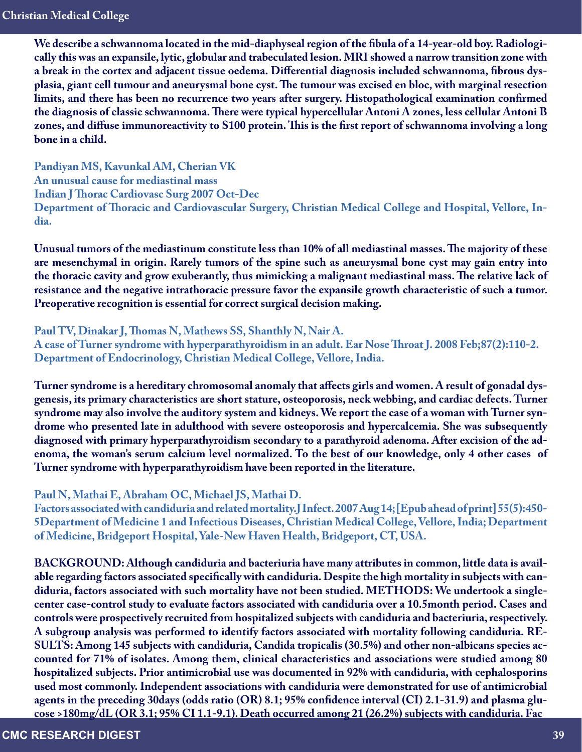**We describe a schwannoma located in the mid-diaphyseal region of the fibula of a 14-year-old boy. Radiologically this was an expansile, lytic, globular and trabeculated lesion. MRI showed a narrow transition zone with a break in the cortex and adjacent tissue oedema. Differential diagnosis included schwannoma, fibrous dysplasia, giant cell tumour and aneurysmal bone cyst. The tumour was excised en bloc, with marginal resection limits, and there has been no recurrence two years after surgery. Histopathological examination confirmed the diagnosis of classic schwannoma. There were typical hypercellular Antoni A zones, less cellular Antoni B zones, and diffuse immunoreactivity to S100 protein. This is the first report of schwannoma involving a long bone in a child.**

**Pandiyan MS, Kavunkal AM, Cherian VK**
**An unusual cause for mediastinal mass**
**Indian J Thorac Cardiovasc Surg 2007 Oct-Dec**
**Department of Thoracic and Cardiovascular Surgery, Christian Medical College and Hospital, Vellore, India.**

**Unusual tumors of the mediastinum constitute less than 10% of all mediastinal masses. The majority of these are mesenchymal in origin. Rarely tumors of the spine such as aneurysmal bone cyst may gain entry into the thoracic cavity and grow exuberantly, thus mimicking a malignant mediastinal mass. The relative lack of resistance and the negative intrathoracic pressure favor the expansile growth characteristic of such a tumor. Preoperative recognition is essential for correct surgical decision making.**

**Paul TV, Dinakar J, Thomas N, Mathews SS, Shanthly N, Nair A.**
**A case of Turner syndrome with hyperparathyroidism in an adult. Ear Nose Throat J. 2008 Feb;87(2):110-2.**
**Department of Endocrinology, Christian Medical College, Vellore, India.**

**Turner syndrome is a hereditary chromosomal anomaly that affects girls and women. A result of gonadal dysgenesis, its primary characteristics are short stature, osteoporosis, neck webbing, and cardiac defects. Turner syndrome may also involve the auditory system and kidneys. We report the case of a woman with Turner syndrome who presented late in adulthood with severe osteoporosis and hypercalcemia. She was subsequently diagnosed with primary hyperparathyroidism secondary to a parathyroid adenoma. After excision of the adenoma, the woman's serum calcium level normalized. To the best of our knowledge, only 4 other cases of Turner syndrome with hyperparathyroidism have been reported in the literature.**

**Paul N, Mathai E, Abraham OC, Michael JS, Mathai D.**
**Factors associated with candiduria and related mortality. J Infect. 2007 Aug 14; [Epub ahead of print] 55(5):450-5 Department of Medicine 1 and Infectious Diseases, Christian Medical College, Vellore, India; Department of Medicine, Bridgeport Hospital, Yale-New Haven Health, Bridgeport, CT, USA.**

**BACKGROUND: Although candiduria and bacteriuria have many attributes in common, little data is available regarding factors associated specifically with candiduria. Despite the high mortality in subjects with candiduria, factors associated with such mortality have not been studied. METHODS: We undertook a single-center case-control study to evaluate factors associated with candiduria over a 10.5month period. Cases and controls were prospectively recruited from hospitalized subjects with candiduria and bacteriuria, respectively. A subgroup analysis was performed to identify factors associated with mortality following candiduria. RESULTS: Among 145 subjects with candiduria, Candida tropicalis (30.5%) and other non-albicans species accounted for 71% of isolates. Among them, clinical characteristics and associations were studied among 80 hospitalized subjects. Prior antimicrobial use was documented in 92% with candiduria, with cephalosporins used most commonly. Independent associations with candiduria were demonstrated for use of antimicrobial agents in the preceding 30days (odds ratio (OR) 8.1; 95% confidence interval (CI) 2.1-31.9) and plasma glucose >180mg/dL (OR 3.1; 95% CI 1.1-9.1). Death occurred among 21 (26.2%) subjects with candiduria. Fac**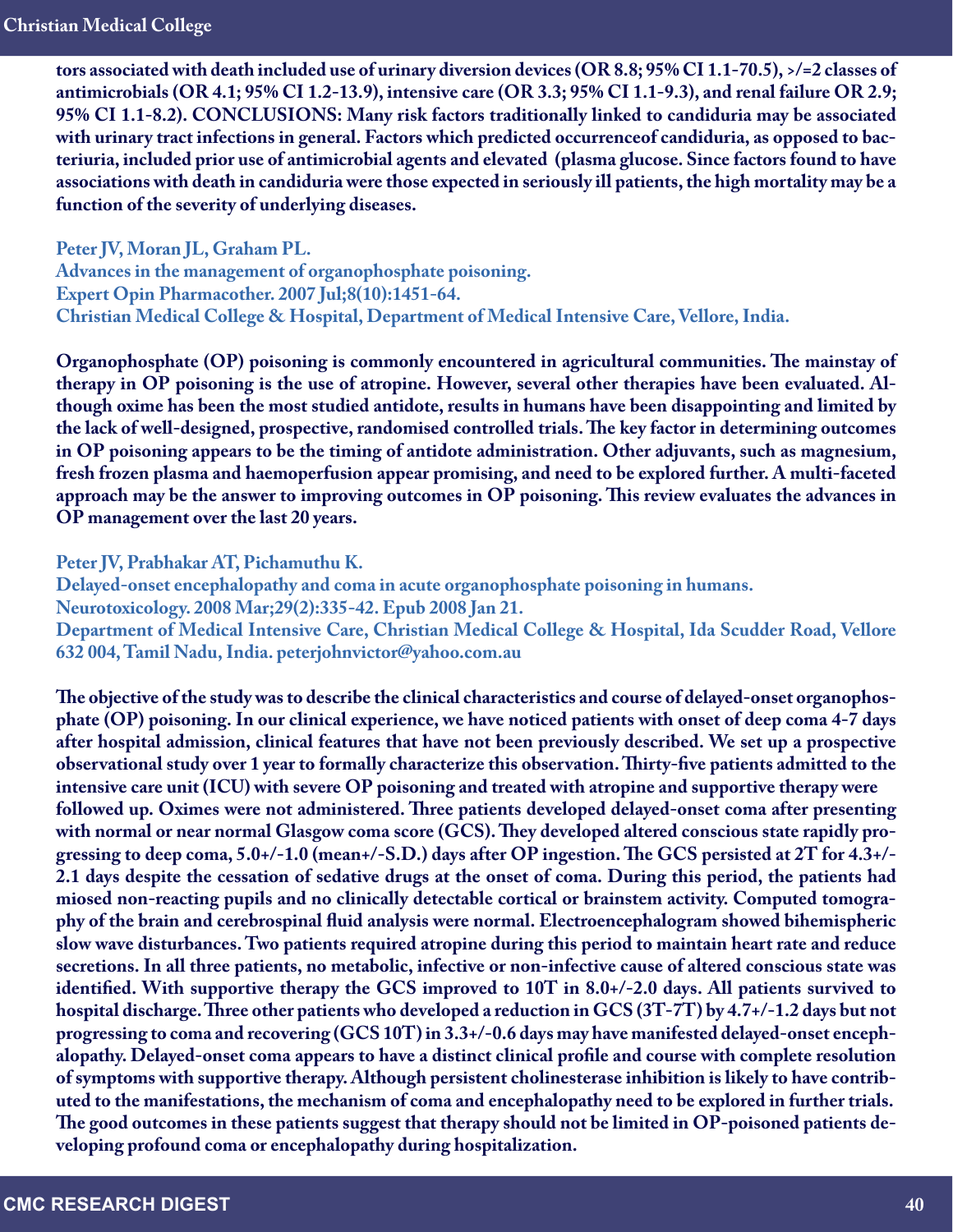**tors associated with death included use of urinary diversion devices (OR 8.8; 95% CI 1.1-70.5), >/=2 classes of antimicrobials (OR 4.1; 95% CI 1.2-13.9), intensive care (OR 3.3; 95% CI 1.1-9.3), and renal failure OR 2.9; 95% CI 1.1-8.2). CONCLUSIONS: Many risk factors traditionally linked to candiduria may be associated with urinary tract infections in general. Factors which predicted occurrenceof candiduria, as opposed to bacteriuria, included prior use of antimicrobial agents and elevated (plasma glucose. Since factors found to have associations with death in candiduria were those expected in seriously ill patients, the high mortality may be a function of the severity of underlying diseases.**

**Peter JV, Moran JL, Graham PL.**
**Advances in the management of organophosphate poisoning.**
**Expert Opin Pharmacother. 2007 Jul;8(10):1451-64.**
**Christian Medical College & Hospital, Department of Medical Intensive Care, Vellore, India.**

**Organophosphate (OP) poisoning is commonly encountered in agricultural communities. The mainstay of therapy in OP poisoning is the use of atropine. However, several other therapies have been evaluated. Although oxime has been the most studied antidote, results in humans have been disappointing and limited by the lack of well-designed, prospective, randomised controlled trials. The key factor in determining outcomes in OP poisoning appears to be the timing of antidote administration. Other adjuvants, such as magnesium, fresh frozen plasma and haemoperfusion appear promising, and need to be explored further. A multi-faceted approach may be the answer to improving outcomes in OP poisoning. This review evaluates the advances in OP management over the last 20 years.**

**Peter JV, Prabhakar AT, Pichamuthu K.**
**Delayed-onset encephalopathy and coma in acute organophosphate poisoning in humans.**
**Neurotoxicology. 2008 Mar;29(2):335-42. Epub 2008 Jan 21.**
**Department of Medical Intensive Care, Christian Medical College & Hospital, Ida Scudder Road, Vellore 632 004, Tamil Nadu, India. peterjohnvictor@yahoo.com.au**

**The objective of the study was to describe the clinical characteristics and course of delayed-onset organophosphate (OP) poisoning. In our clinical experience, we have noticed patients with onset of deep coma 4-7 days after hospital admission, clinical features that have not been previously described. We set up a prospective observational study over 1 year to formally characterize this observation. Thirty-five patients admitted to the intensive care unit (ICU) with severe OP poisoning and treated with atropine and supportive therapy were followed up. Oximes were not administered. Three patients developed delayed-onset coma after presenting with normal or near normal Glasgow coma score (GCS). They developed altered conscious state rapidly progressing to deep coma, 5.0+/-1.0 (mean+/-S.D.) days after OP ingestion. The GCS persisted at 2T for 4.3+/-2.1 days despite the cessation of sedative drugs at the onset of coma. During this period, the patients had miosed non-reacting pupils and no clinically detectable cortical or brainstem activity. Computed tomography of the brain and cerebrospinal fluid analysis were normal. Electroencephalogram showed bihemispheric slow wave disturbances. Two patients required atropine during this period to maintain heart rate and reduce secretions. In all three patients, no metabolic, infective or non-infective cause of altered conscious state was identified. With supportive therapy the GCS improved to 10T in 8.0+/-2.0 days. All patients survived to hospital discharge. Three other patients who developed a reduction in GCS (3T-7T) by 4.7+/-1.2 days but not progressing to coma and recovering (GCS 10T) in 3.3+/-0.6 days may have manifested delayed-onset encephalopathy. Delayed-onset coma appears to have a distinct clinical profile and course with complete resolution of symptoms with supportive therapy. Although persistent cholinesterase inhibition is likely to have contributed to the manifestations, the mechanism of coma and encephalopathy need to be explored in further trials. The good outcomes in these patients suggest that therapy should not be limited in OP-poisoned patients developing profound coma or encephalopathy during hospitalization.**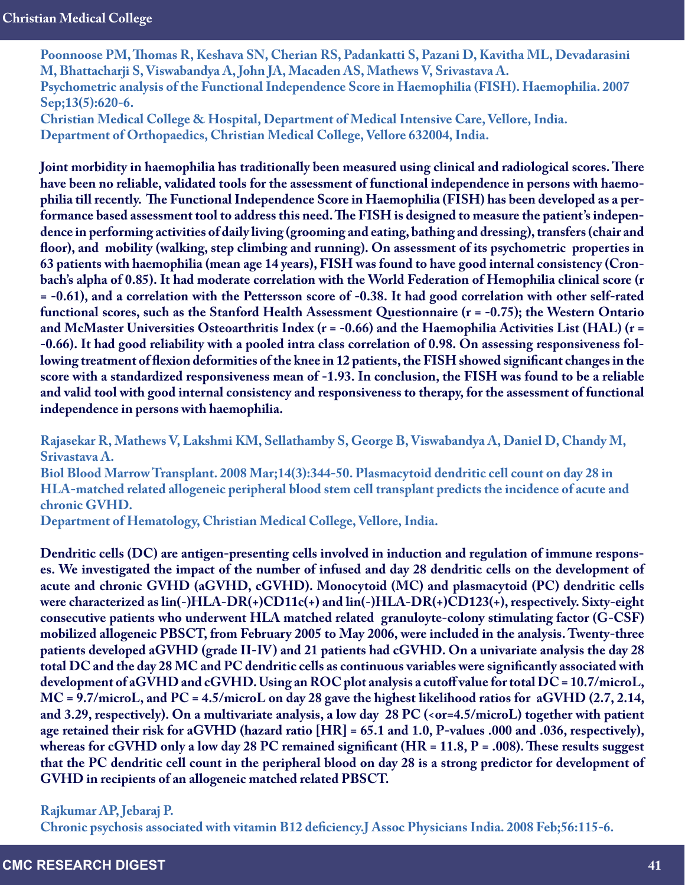**Poonnoose PM, Thomas R, Keshava SN, Cherian RS, Padankatti S, Pazani D, Kavitha ML, Devadarasini M, Bhattacharji S, Viswabandya A, John JA, Macaden AS, Mathews V, Srivastava A.**
**Psychometric analysis of the Functional Independence Score in Haemophilia (FISH). Haemophilia. 2007 Sep;13(5):620-6.**
**Christian Medical College & Hospital, Department of Medical Intensive Care, Vellore, India.**
**Department of Orthopaedics, Christian Medical College, Vellore 632004, India.**

**Joint morbidity in haemophilia has traditionally been measured using clinical and radiological scores. There have been no reliable, validated tools for the assessment of functional independence in persons with haemophilia till recently. The Functional Independence Score in Haemophilia (FISH) has been developed as a performance based assessment tool to address this need. The FISH is designed to measure the patient's independence in performing activities of daily living (grooming and eating, bathing and dressing), transfers (chair and floor), and mobility (walking, step climbing and running). On assessment of its psychometric properties in 63 patients with haemophilia (mean age 14 years), FISH was found to have good internal consistency (Cronbach's alpha of 0.85). It had moderate correlation with the World Federation of Hemophilia clinical score (r = -0.61), and a correlation with the Pettersson score of -0.38. It had good correlation with other self-rated functional scores, such as the Stanford Health Assessment Questionnaire (r = -0.75); the Western Ontario and McMaster Universities Osteoarthritis Index (r = -0.66) and the Haemophilia Activities List (HAL) (r = -0.66). It had good reliability with a pooled intra class correlation of 0.98. On assessing responsiveness following treatment of flexion deformities of the knee in 12 patients, the FISH showed significant changes in the score with a standardized responsiveness mean of -1.93. In conclusion, the FISH was found to be a reliable and valid tool with good internal consistency and responsiveness to therapy, for the assessment of functional independence in persons with haemophilia.**

**Rajasekar R, Mathews V, Lakshmi KM, Sellathamby S, George B, Viswabandya A, Daniel D, Chandy M, Srivastava A.**
**Biol Blood Marrow Transplant. 2008 Mar;14(3):344-50. Plasmacytoid dendritic cell count on day 28 in HLA-matched related allogeneic peripheral blood stem cell transplant predicts the incidence of acute and chronic GVHD.**
**Department of Hematology, Christian Medical College, Vellore, India.**

**Dendritic cells (DC) are antigen-presenting cells involved in induction and regulation of immune responses. We investigated the impact of the number of infused and day 28 dendritic cells on the development of acute and chronic GVHD (aGVHD, cGVHD). Monocytoid (MC) and plasmacytoid (PC) dendritic cells were characterized as lin(-)HLA-DR(+)CD11c(+) and lin(-)HLA-DR(+)CD123(+), respectively. Sixty-eight consecutive patients who underwent HLA matched related granuloyte-colony stimulating factor (G-CSF) mobilized allogeneic PBSCT, from February 2005 to May 2006, were included in the analysis. Twenty-three patients developed aGVHD (grade II-IV) and 21 patients had cGVHD. On a univariate analysis the day 28 total DC and the day 28 MC and PC dendritic cells as continuous variables were significantly associated with development of aGVHD and cGVHD. Using an ROC plot analysis a cutoff value for total DC = 10.7/microL, MC = 9.7/microL, and PC = 4.5/microL on day 28 gave the highest likelihood ratios for aGVHD (2.7, 2.14, and 3.29, respectively). On a multivariate analysis, a low day 28 PC (<or=4.5/microL) together with patient age retained their risk for aGVHD (hazard ratio [HR] = 65.1 and 1.0, P-values .000 and .036, respectively), whereas for cGVHD only a low day 28 PC remained significant (HR = 11.8, P = .008). These results suggest that the PC dendritic cell count in the peripheral blood on day 28 is a strong predictor for development of GVHD in recipients of an allogeneic matched related PBSCT.**

**Rajkumar AP, Jebaraj P.**
**Chronic psychosis associated with vitamin B12 deficiency.J Assoc Physicians India. 2008 Feb;56:115-6.**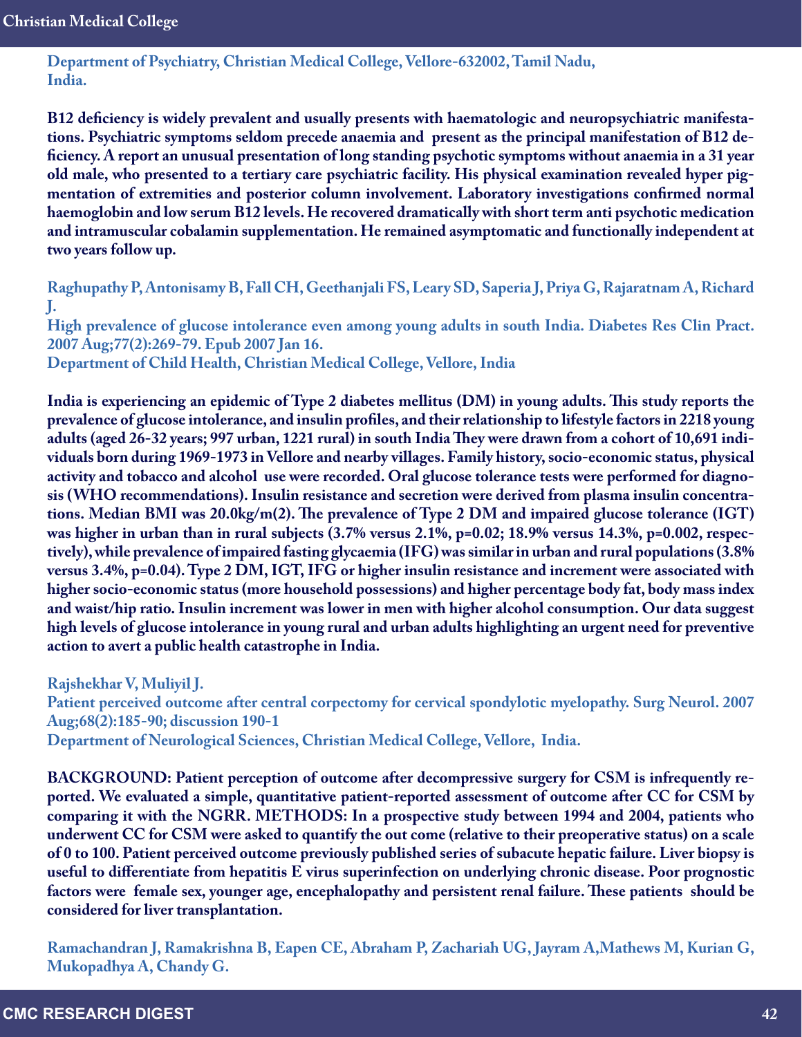Department of Psychiatry, Christian Medical College, Vellore-632002, Tamil Nadu, India.

**B12 deficiency is widely prevalent and usually presents with haematologic and neuropsychiatric manifestations. Psychiatric symptoms seldom precede anaemia and present as the principal manifestation of B12 deficiency. A report an unusual presentation of long standing psychotic symptoms without anaemia in a 31 year old male, who presented to a tertiary care psychiatric facility. His physical examination revealed hyper pigmentation of extremities and posterior column involvement. Laboratory investigations confirmed normal haemoglobin and low serum B12 levels. He recovered dramatically with short term anti psychotic medication and intramuscular cobalamin supplementation. He remained asymptomatic and functionally independent at two years follow up.**

Raghupathy P, Antonisamy B, Fall CH, Geethanjali FS, Leary SD, Saperia J, Priya G, Rajaratnam A, Richard J.

High prevalence of glucose intolerance even among young adults in south India. Diabetes Res Clin Pract. 2007 Aug;77(2):269-79. Epub 2007 Jan 16.

Department of Child Health, Christian Medical College, Vellore, India

**India is experiencing an epidemic of Type 2 diabetes mellitus (DM) in young adults. This study reports the prevalence of glucose intolerance, and insulin profiles, and their relationship to lifestyle factors in 2218 young adults (aged 26-32 years; 997 urban, 1221 rural) in south India They were drawn from a cohort of 10,691 individuals born during 1969-1973 in Vellore and nearby villages. Family history, socio-economic status, physical activity and tobacco and alcohol use were recorded. Oral glucose tolerance tests were performed for diagnosis (WHO recommendations). Insulin resistance and secretion were derived from plasma insulin concentrations. Median BMI was 20.0kg/m(2). The prevalence of Type 2 DM and impaired glucose tolerance (IGT) was higher in urban than in rural subjects (3.7% versus 2.1%, p=0.02; 18.9% versus 14.3%, p=0.002, respectively), while prevalence of impaired fasting glycaemia (IFG) was similar in urban and rural populations (3.8% versus 3.4%, p=0.04). Type 2 DM, IGT, IFG or higher insulin resistance and increment were associated with higher socio-economic status (more household possessions) and higher percentage body fat, body mass index and waist/hip ratio. Insulin increment was lower in men with higher alcohol consumption. Our data suggest high levels of glucose intolerance in young rural and urban adults highlighting an urgent need for preventive action to avert a public health catastrophe in India.**

Rajshekhar V, Muliyil J.

Patient perceived outcome after central corpectomy for cervical spondylotic myelopathy. Surg Neurol. 2007 Aug;68(2):185-90; discussion 190-1

Department of Neurological Sciences, Christian Medical College, Vellore, India.

**BACKGROUND: Patient perception of outcome after decompressive surgery for CSM is infrequently reported. We evaluated a simple, quantitative patient-reported assessment of outcome after CC for CSM by comparing it with the NGRR. METHODS: In a prospective study between 1994 and 2004, patients who underwent CC for CSM were asked to quantify the out come (relative to their preoperative status) on a scale of 0 to 100. Patient perceived outcome previously published series of subacute hepatic failure. Liver biopsy is useful to differentiate from hepatitis E virus superinfection on underlying chronic disease. Poor prognostic factors were female sex, younger age, encephalopathy and persistent renal failure. These patients should be considered for liver transplantation.**

Ramachandran J, Ramakrishna B, Eapen CE, Abraham P, Zachariah UG, Jayram A,Mathews M, Kurian G, Mukopadhya A, Chandy G.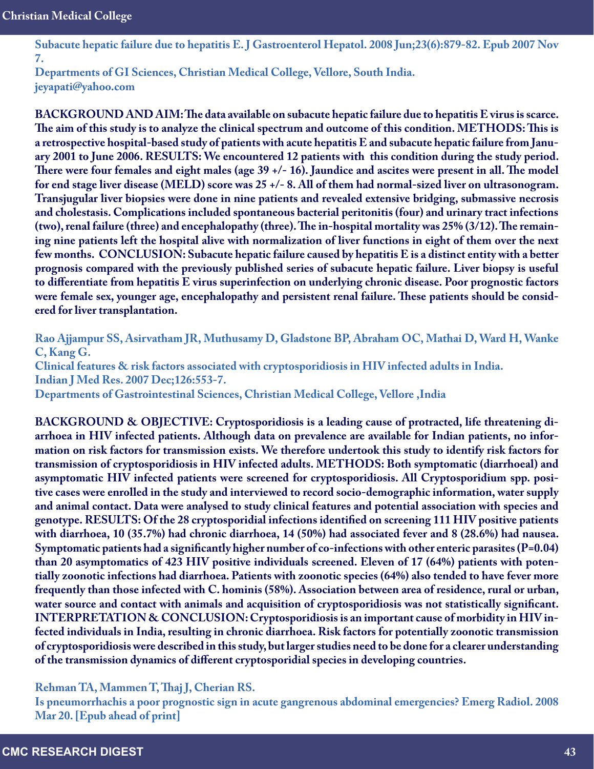**Subacute hepatic failure due to hepatitis E. J Gastroenterol Hepatol. 2008 Jun;23(6):879-82. Epub 2007 Nov 7.**
**Departments of GI Sciences, Christian Medical College, Vellore, South India.**
**jeyapati@yahoo.com**

**BACKGROUND AND AIM: The data available on subacute hepatic failure due to hepatitis E virus is scarce. The aim of this study is to analyze the clinical spectrum and outcome of this condition. METHODS: This is a retrospective hospital-based study of patients with acute hepatitis E and subacute hepatic failure from January 2001 to June 2006. RESULTS: We encountered 12 patients with this condition during the study period. There were four females and eight males (age 39 +/- 16). Jaundice and ascites were present in all. The model for end stage liver disease (MELD) score was 25 +/- 8. All of them had normal-sized liver on ultrasonogram. Transjugular liver biopsies were done in nine patients and revealed extensive bridging, submassive necrosis and cholestasis. Complications included spontaneous bacterial peritonitis (four) and urinary tract infections (two), renal failure (three) and encephalopathy (three). The in-hospital mortality was 25% (3/12). The remaining nine patients left the hospital alive with normalization of liver functions in eight of them over the next few months. CONCLUSION: Subacute hepatic failure caused by hepatitis E is a distinct entity with a better prognosis compared with the previously published series of subacute hepatic failure. Liver biopsy is useful to differentiate from hepatitis E virus superinfection on underlying chronic disease. Poor prognostic factors were female sex, younger age, encephalopathy and persistent renal failure. These patients should be considered for liver transplantation.**

**Rao Ajjampur SS, Asirvatham JR, Muthusamy D, Gladstone BP, Abraham OC, Mathai D, Ward H, Wanke C, Kang G.**
**Clinical features & risk factors associated with cryptosporidiosis in HIV infected adults in India.**
**Indian J Med Res. 2007 Dec;126:553-7.**
**Departments of Gastrointestinal Sciences, Christian Medical College, Vellore ,India**

**BACKGROUND & OBJECTIVE: Cryptosporidiosis is a leading cause of protracted, life threatening diarrhoea in HIV infected patients. Although data on prevalence are available for Indian patients, no information on risk factors for transmission exists. We therefore undertook this study to identify risk factors for transmission of cryptosporidiosis in HIV infected adults. METHODS: Both symptomatic (diarrhoeal) and asymptomatic HIV infected patients were screened for cryptosporidiosis. All Cryptosporidium spp. positive cases were enrolled in the study and interviewed to record socio-demographic information, water supply and animal contact. Data were analysed to study clinical features and potential association with species and genotype. RESULTS: Of the 28 cryptosporidial infections identified on screening 111 HIV positive patients with diarrhoea, 10 (35.7%) had chronic diarrhoea, 14 (50%) had associated fever and 8 (28.6%) had nausea. Symptomatic patients had a significantly higher number of co-infections with other enteric parasites (P=0.04) than 20 asymptomatics of 423 HIV positive individuals screened. Eleven of 17 (64%) patients with potentially zoonotic infections had diarrhoea. Patients with zoonotic species (64%) also tended to have fever more frequently than those infected with C. hominis (58%). Association between area of residence, rural or urban, water source and contact with animals and acquisition of cryptosporidiosis was not statistically significant. INTERPRETATION & CONCLUSION: Cryptosporidiosis is an important cause of morbidity in HIV infected individuals in India, resulting in chronic diarrhoea. Risk factors for potentially zoonotic transmission of cryptosporidiosis were described in this study, but larger studies need to be done for a clearer understanding of the transmission dynamics of different cryptosporidial species in developing countries.**

**Rehman TA, Mammen T, Thaj J, Cherian RS.**
**Is pneumorrhachis a poor prognostic sign in acute gangrenous abdominal emergencies? Emerg Radiol. 2008 Mar 20. [Epub ahead of print]**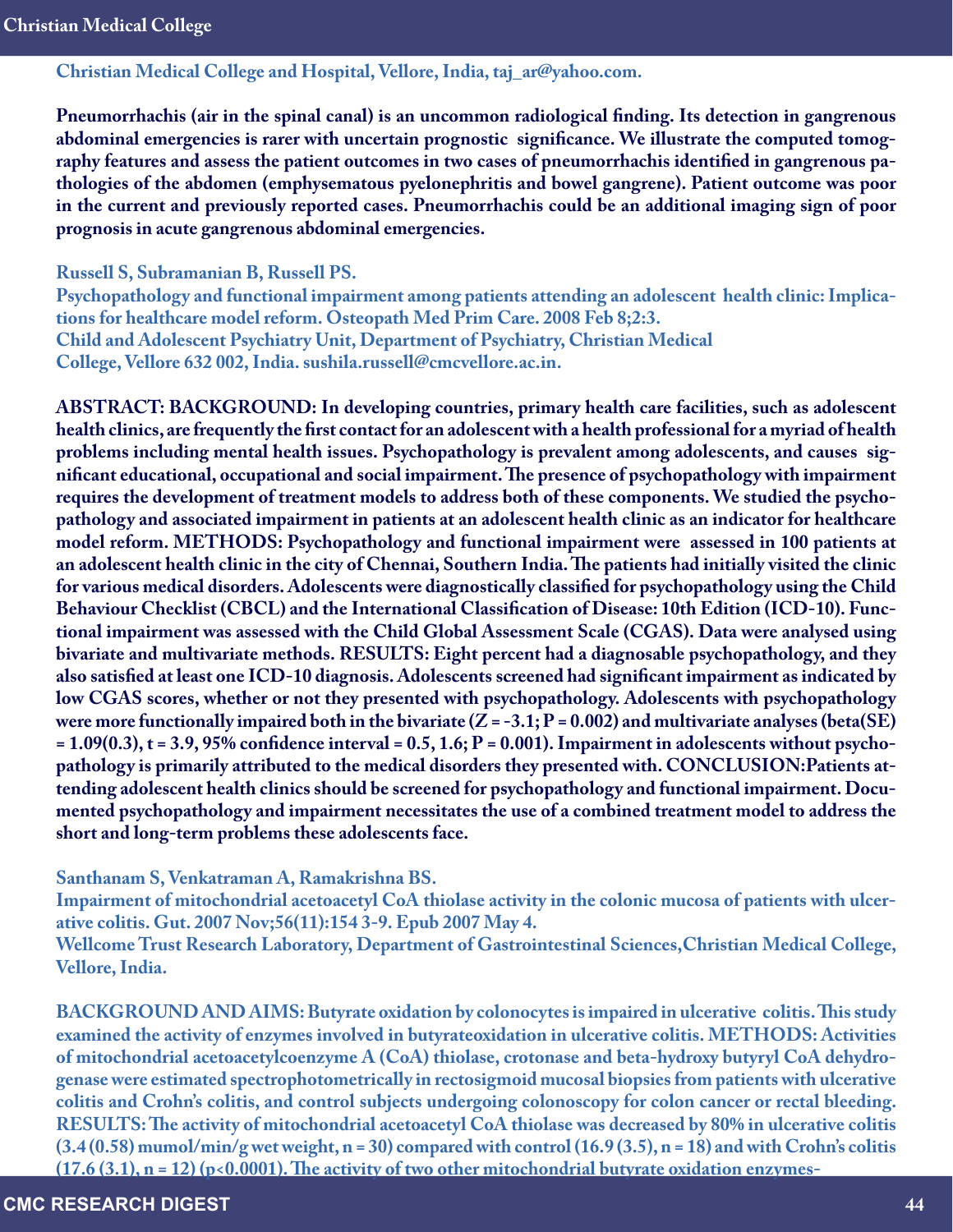Christian Medical College and Hospital, Vellore, India, taj_ar@yahoo.com.

**Pneumorrhachis (air in the spinal canal) is an uncommon radiological finding. Its detection in gangrenous abdominal emergencies is rarer with uncertain prognostic significance. We illustrate the computed tomography features and assess the patient outcomes in two cases of pneumorrhachis identified in gangrenous pathologies of the abdomen (emphysematous pyelonephritis and bowel gangrene). Patient outcome was poor in the current and previously reported cases. Pneumorrhachis could be an additional imaging sign of poor prognosis in acute gangrenous abdominal emergencies.**

**Russell S, Subramanian B, Russell PS.**
**Psychopathology and functional impairment among patients attending an adolescent health clinic: Implications for healthcare model reform. Osteopath Med Prim Care. 2008 Feb 8;2:3.**
**Child and Adolescent Psychiatry Unit, Department of Psychiatry, Christian Medical College, Vellore 632 002, India. sushila.russell@cmcvellore.ac.in.**

**ABSTRACT: BACKGROUND: In developing countries, primary health care facilities, such as adolescent health clinics, are frequently the first contact for an adolescent with a health professional for a myriad of health problems including mental health issues. Psychopathology is prevalent among adolescents, and causes significant educational, occupational and social impairment. The presence of psychopathology with impairment requires the development of treatment models to address both of these components. We studied the psychopathology and associated impairment in patients at an adolescent health clinic as an indicator for healthcare model reform. METHODS: Psychopathology and functional impairment were assessed in 100 patients at an adolescent health clinic in the city of Chennai, Southern India. The patients had initially visited the clinic for various medical disorders. Adolescents were diagnostically classified for psychopathology using the Child Behaviour Checklist (CBCL) and the International Classification of Disease: 10th Edition (ICD-10). Functional impairment was assessed with the Child Global Assessment Scale (CGAS). Data were analysed using bivariate and multivariate methods. RESULTS: Eight percent had a diagnosable psychopathology, and they also satisfied at least one ICD-10 diagnosis. Adolescents screened had significant impairment as indicated by low CGAS scores, whether or not they presented with psychopathology. Adolescents with psychopathology were more functionally impaired both in the bivariate ($Z = -3.1$; $P = 0.002$) and multivariate analyses (beta(SE) = 1.09(0.3), $t = 3.9$, 95% confidence interval = 0.5, 1.6; $P = 0.001$). Impairment in adolescents without psychopathology is primarily attributed to the medical disorders they presented with. CONCLUSION: Patients attending adolescent health clinics should be screened for psychopathology and functional impairment. Documented psychopathology and impairment necessitates the use of a combined treatment model to address the short and long-term problems these adolescents face.**

**Santhanam S, Venkatraman A, Ramakrishna BS.**
**Impairment of mitochondrial acetoacetyl CoA thiolase activity in the colonic mucosa of patients with ulcerative colitis. Gut. 2007 Nov;56(11):1543-9. Epub 2007 May 4.**
**Wellcome Trust Research Laboratory, Department of Gastrointestinal Sciences, Christian Medical College, Vellore, India.**

**BACKGROUND AND AIMS: Butyrate oxidation by colonocytes is impaired in ulcerative colitis. This study examined the activity of enzymes involved in butyrateoxidation in ulcerative colitis. METHODS: Activities of mitochondrial acetoacetylcoenzyme A (CoA) thiolase, crotonase and beta-hydroxy butyryl CoA dehydrogenase were estimated spectrophotometrically in rectosigmoid mucosal biopsies from patients with ulcerative colitis and Crohn's colitis, and control subjects undergoing colonoscopy for colon cancer or rectal bleeding. RESULTS: The activity of mitochondrial acetoacetyl CoA thiolase was decreased by 80% in ulcerative colitis (3.4 (0.58) mumol/min/g wet weight, n = 30) compared with control (16.9 (3.5), n = 18) and with Crohn's colitis (17.6 (3.1), n = 12) ($p<0.0001$). The activity of two other mitochondrial butyrate oxidation enzymes-**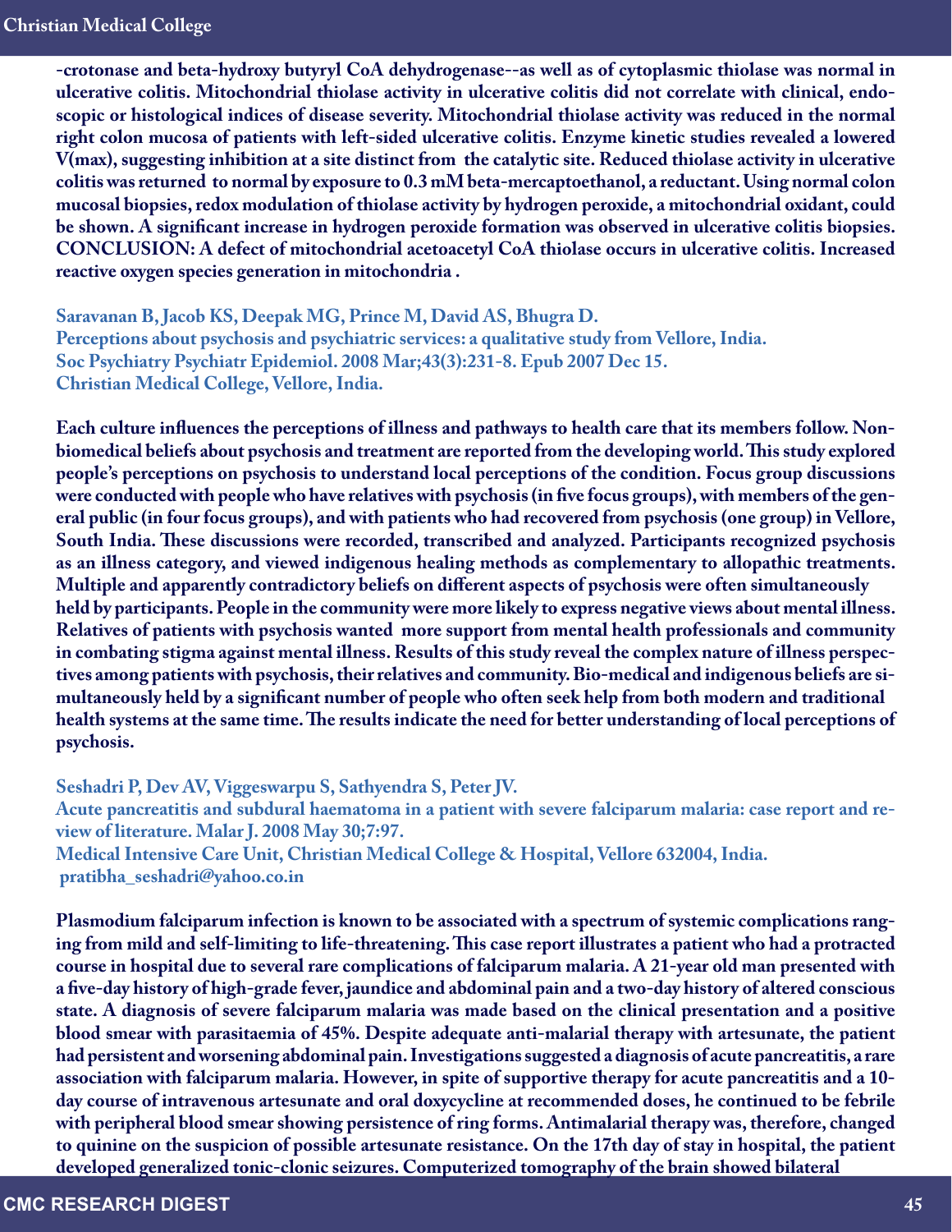-crotonase and beta-hydroxy butyryl CoA dehydrogenase--as well as of cytoplasmic thiolase was normal in ulcerative colitis. Mitochondrial thiolase activity in ulcerative colitis did not correlate with clinical, endoscopic or histological indices of disease severity. Mitochondrial thiolase activity was reduced in the normal right colon mucosa of patients with left-sided ulcerative colitis. Enzyme kinetic studies revealed a lowered V(max), suggesting inhibition at a site distinct from the catalytic site. Reduced thiolase activity in ulcerative colitis was returned to normal by exposure to 0.3 mM beta-mercaptoethanol, a reductant. Using normal colon mucosal biopsies, redox modulation of thiolase activity by hydrogen peroxide, a mitochondrial oxidant, could be shown. A significant increase in hydrogen peroxide formation was observed in ulcerative colitis biopsies. CONCLUSION: A defect of mitochondrial acetoacetyl CoA thiolase occurs in ulcerative colitis. Increased reactive oxygen species generation in mitochondria .

**Saravanan B, Jacob KS, Deepak MG, Prince M, David AS, Bhugra D.**
**Perceptions about psychosis and psychiatric services: a qualitative study from Vellore, India.**
**Soc Psychiatry Psychiatr Epidemiol. 2008 Mar;43(3):231-8. Epub 2007 Dec 15.**
**Christian Medical College, Vellore, India.**

Each culture influences the perceptions of illness and pathways to health care that its members follow. Non-biomedical beliefs about psychosis and treatment are reported from the developing world. This study explored people's perceptions on psychosis to understand local perceptions of the condition. Focus group discussions were conducted with people who have relatives with psychosis (in five focus groups), with members of the general public (in four focus groups), and with patients who had recovered from psychosis (one group) in Vellore, South India. These discussions were recorded, transcribed and analyzed. Participants recognized psychosis as an illness category, and viewed indigenous healing methods as complementary to allopathic treatments. Multiple and apparently contradictory beliefs on different aspects of psychosis were often simultaneously held by participants. People in the community were more likely to express negative views about mental illness. Relatives of patients with psychosis wanted more support from mental health professionals and community in combating stigma against mental illness. Results of this study reveal the complex nature of illness perspectives among patients with psychosis, their relatives and community. Bio-medical and indigenous beliefs are simultaneously held by a significant number of people who often seek help from both modern and traditional health systems at the same time. The results indicate the need for better understanding of local perceptions of psychosis.

**Seshadri P, Dev AV, Viggeswarpu S, Sathyendra S, Peter JV.**
**Acute pancreatitis and subdural haematoma in a patient with severe falciparum malaria: case report and review of literature. Malar J. 2008 May 30;7:97.**
**Medical Intensive Care Unit, Christian Medical College & Hospital, Vellore 632004, India.**
**pratibha_seshadri@yahoo.co.in**

Plasmodium falciparum infection is known to be associated with a spectrum of systemic complications ranging from mild and self-limiting to life-threatening. This case report illustrates a patient who had a protracted course in hospital due to several rare complications of falciparum malaria. A 21-year old man presented with a five-day history of high-grade fever, jaundice and abdominal pain and a two-day history of altered conscious state. A diagnosis of severe falciparum malaria was made based on the clinical presentation and a positive blood smear with parasitaemia of 45%. Despite adequate anti-malarial therapy with artesunate, the patient had persistent and worsening abdominal pain. Investigations suggested a diagnosis of acute pancreatitis, a rare association with falciparum malaria. However, in spite of supportive therapy for acute pancreatitis and a 10-day course of intravenous artesunate and oral doxycycline at recommended doses, he continued to be febrile with peripheral blood smear showing persistence of ring forms. Antimalarial therapy was, therefore, changed to quinine on the suspicion of possible artesunate resistance. On the 17th day of stay in hospital, the patient developed generalized tonic-clonic seizures. Computerized tomography of the brain showed bilateral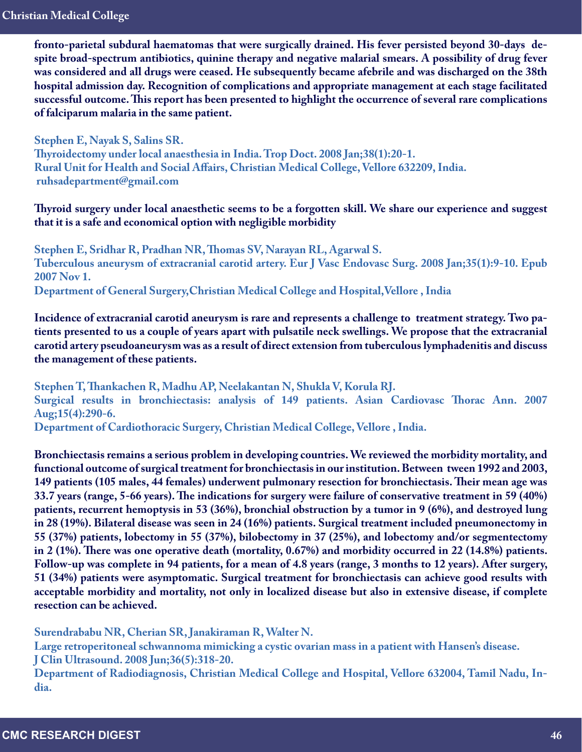**fronto-parietal subdural haematomas that were surgically drained. His fever persisted beyond 30-days despite broad-spectrum antibiotics, quinine therapy and negative malarial smears. A possibility of drug fever was considered and all drugs were ceased. He subsequently became afebrile and was discharged on the 38th hospital admission day. Recognition of complications and appropriate management at each stage facilitated successful outcome. This report has been presented to highlight the occurrence of several rare complications of falciparum malaria in the same patient.**

**Stephen E, Nayak S, Salins SR.**
**Thyroidectomy under local anaesthesia in India. Trop Doct. 2008 Jan;38(1):20-1.**
**Rural Unit for Health and Social Affairs, Christian Medical College, Vellore 632209, India.**
**ruhsadepartment@gmail.com**

**Thyroid surgery under local anaesthetic seems to be a forgotten skill. We share our experience and suggest that it is a safe and economical option with negligible morbidity**

**Stephen E, Sridhar R, Pradhan NR, Thomas SV, Narayan RL, Agarwal S.**
**Tuberculous aneurysm of extracranial carotid artery. Eur J Vasc Endovasc Surg. 2008 Jan;35(1):9-10. Epub 2007 Nov 1.**
**Department of General Surgery,Christian Medical College and Hospital,Vellore , India**

**Incidence of extracranial carotid aneurysm is rare and represents a challenge to treatment strategy. Two patients presented to us a couple of years apart with pulsatile neck swellings. We propose that the extracranial carotid artery pseudoaneurysm was as a result of direct extension from tuberculous lymphadenitis and discuss the management of these patients.**

**Stephen T, Thankachen R, Madhu AP, Neelakantan N, Shukla V, Korula RJ.**
**Surgical results in bronchiectasis: analysis of 149 patients. Asian Cardiovasc Thorac Ann. 2007 Aug;15(4):290-6.**
**Department of Cardiothoracic Surgery, Christian Medical College, Vellore , India.**

**Bronchiectasis remains a serious problem in developing countries. We reviewed the morbidity mortality, and functional outcome of surgical treatment for bronchiectasis in our institution. Between tween 1992 and 2003, 149 patients (105 males, 44 females) underwent pulmonary resection for bronchiectasis. Their mean age was 33.7 years (range, 5-66 years). The indications for surgery were failure of conservative treatment in 59 (40%) patients, recurrent hemoptysis in 53 (36%), bronchial obstruction by a tumor in 9 (6%), and destroyed lung in 28 (19%). Bilateral disease was seen in 24 (16%) patients. Surgical treatment included pneumonectomy in 55 (37%) patients, lobectomy in 55 (37%), bilobectomy in 37 (25%), and lobectomy and/or segmentectomy in 2 (1%). There was one operative death (mortality, 0.67%) and morbidity occurred in 22 (14.8%) patients. Follow-up was complete in 94 patients, for a mean of 4.8 years (range, 3 months to 12 years). After surgery, 51 (34%) patients were asymptomatic. Surgical treatment for bronchiectasis can achieve good results with acceptable morbidity and mortality, not only in localized disease but also in extensive disease, if complete resection can be achieved.**

**Surendrababu NR, Cherian SR, Janakiraman R, Walter N.**
**Large retroperitoneal schwannoma mimicking a cystic ovarian mass in a patient with Hansen's disease.**
**J Clin Ultrasound. 2008 Jun;36(5):318-20.**
**Department of Radiodiagnosis, Christian Medical College and Hospital, Vellore 632004, Tamil Nadu, India.**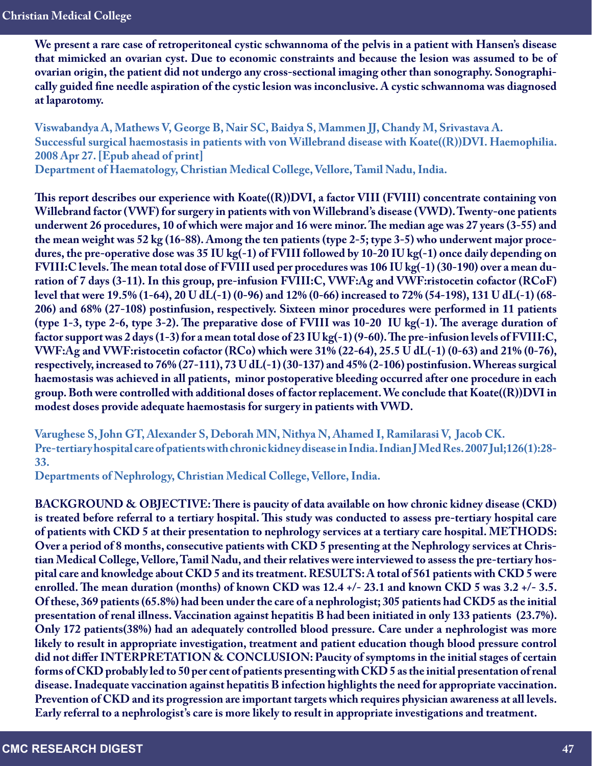We present a rare case of retroperitoneal cystic schwannoma of the pelvis in a patient with Hansen's disease that mimicked an ovarian cyst. Due to economic constraints and because the lesion was assumed to be of ovarian origin, the patient did not undergo any cross-sectional imaging other than sonography. Sonographically guided fine needle aspiration of the cystic lesion was inconclusive. A cystic schwannoma was diagnosed at laparotomy.

**Viswabandya A, Mathews V, George B, Nair SC, Baidya S, Mammen JJ, Chandy M, Srivastava A.**
**Successful surgical haemostasis in patients with von Willebrand disease with Koate((R))DVI. Haemophilia. 2008 Apr 27. [Epub ahead of print]**
**Department of Haematology, Christian Medical College, Vellore, Tamil Nadu, India.**

This report describes our experience with Koate((R))DVI, a factor VIII (FVIII) concentrate containing von Willebrand factor (VWF) for surgery in patients with von Willebrand's disease (VWD). Twenty-one patients underwent 26 procedures, 10 of which were major and 16 were minor. The median age was 27 years (3-55) and the mean weight was 52 kg (16-88). Among the ten patients (type 2-5; type 3-5) who underwent major procedures, the pre-operative dose was 35 IU kg(-1) of FVIII followed by 10-20 IU kg(-1) once daily depending on FVIII:C levels. The mean total dose of FVIII used per procedures was 106 IU kg(-1) (30-190) over a mean duration of 7 days (3-11). In this group, pre-infusion FVIII:C, VWF:Ag and VWF:ristocetin cofactor (RCoF) level that were 19.5% (1-64), 20 U dL(-1) (0-96) and 12% (0-66) increased to 72% (54-198), 131 U dL(-1) (68-206) and 68% (27-108) postinfusion, respectively. Sixteen minor procedures were performed in 11 patients (type 1-3, type 2-6, type 3-2). The preparative dose of FVIII was 10-20 IU kg(-1). The average duration of factor support was 2 days (1-3) for a mean total dose of 23 IU kg(-1) (9-60). The pre-infusion levels of FVIII:C, VWF:Ag and VWF:ristocetin cofactor (RCo) which were 31% (22-64), 25.5 U dL(-1) (0-63) and 21% (0-76), respectively, increased to 76% (27-111), 73 U dL(-1) (30-137) and 45% (2-106) postinfusion. Whereas surgical haemostasis was achieved in all patients, minor postoperative bleeding occurred after one procedure in each group. Both were controlled with additional doses of factor replacement. We conclude that Koate((R))DVI in modest doses provide adequate haemostasis for surgery in patients with VWD.

**Varughese S, John GT, Alexander S, Deborah MN, Nithya N, Ahamed I, Ramilarasi V, Jacob CK.**
**Pre-tertiary hospital care of patients with chronic kidney disease in India. Indian J Med Res. 2007 Jul;126(1):28-33.**
**Departments of Nephrology, Christian Medical College, Vellore, India.**

BACKGROUND & OBJECTIVE: There is paucity of data available on how chronic kidney disease (CKD) is treated before referral to a tertiary hospital. This study was conducted to assess pre-tertiary hospital care of patients with CKD 5 at their presentation to nephrology services at a tertiary care hospital. METHODS: Over a period of 8 months, consecutive patients with CKD 5 presenting at the Nephrology services at Christian Medical College, Vellore, Tamil Nadu, and their relatives were interviewed to assess the pre-tertiary hospital care and knowledge about CKD 5 and its treatment. RESULTS: A total of 561 patients with CKD 5 were enrolled. The mean duration (months) of known CKD was 12.4 +/- 23.1 and known CKD 5 was 3.2 +/- 3.5. Of these, 369 patients (65.8%) had been under the care of a nephrologist; 305 patients had CKD5 as the initial presentation of renal illness. Vaccination against hepatitis B had been initiated in only 133 patients (23.7%). Only 172 patients(38%) had an adequately controlled blood pressure. Care under a nephrologist was more likely to result in appropriate investigation, treatment and patient education though blood pressure control did not differ INTERPRETATION & CONCLUSION: Paucity of symptoms in the initial stages of certain forms of CKD probably led to 50 per cent of patients presenting with CKD 5 as the initial presentation of renal disease. Inadequate vaccination against hepatitis B infection highlights the need for appropriate vaccination. Prevention of CKD and its progression are important targets which requires physician awareness at all levels. Early referral to a nephrologist's care is more likely to result in appropriate investigations and treatment.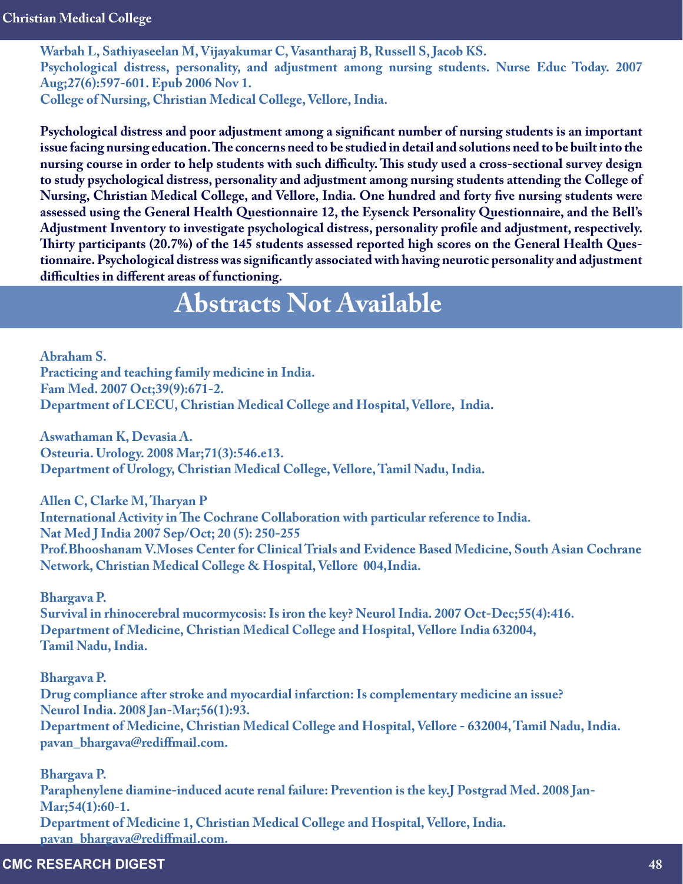**Warbah L, Sathiyaseelan M, Vijayakumar C, Vasantharaj B, Russell S, Jacob KS.**
**Psychological distress, personality, and adjustment among nursing students. Nurse Educ Today. 2007 Aug;27(6):597-601. Epub 2006 Nov 1.**
**College of Nursing, Christian Medical College, Vellore, India.**

**Psychological distress and poor adjustment among a significant number of nursing students is an important issue facing nursing education. The concerns need to be studied in detail and solutions need to be built into the nursing course in order to help students with such difficulty. This study used a cross-sectional survey design to study psychological distress, personality and adjustment among nursing students attending the College of Nursing, Christian Medical College, and Vellore, India. One hundred and forty five nursing students were assessed using the General Health Questionnaire 12, the Eysenck Personality Questionnaire, and the Bell's Adjustment Inventory to investigate psychological distress, personality profile and adjustment, respectively. Thirty participants (20.7%) of the 145 students assessed reported high scores on the General Health Questionnaire. Psychological distress was significantly associated with having neurotic personality and adjustment difficulties in different areas of functioning.**

# Abstracts Not Available

**Abraham S.**
**Practicing and teaching family medicine in India.**
**Fam Med. 2007 Oct;39(9):671-2.**
**Department of LCECU, Christian Medical College and Hospital, Vellore, India.**

**Aswathaman K, Devasia A.**
**Osteuria. Urology. 2008 Mar;71(3):546.e13.**
**Department of Urology, Christian Medical College, Vellore, Tamil Nadu, India.**

**Allen C, Clarke M, Tharyan P**
**International Activity in The Cochrane Collaboration with particular reference to India.**
**Nat Med J India 2007 Sep/Oct; 20 (5): 250-255**
**Prof.Bhooshanam V.Moses Center for Clinical Trials and Evidence Based Medicine, South Asian Cochrane Network, Christian Medical College & Hospital, Vellore 004,India.**

**Bhargava P.**
**Survival in rhinocerebral mucormycosis: Is iron the key? Neurol India. 2007 Oct-Dec;55(4):416.**
**Department of Medicine, Christian Medical College and Hospital, Vellore India 632004, Tamil Nadu, India.**

**Bhargava P.**
**Drug compliance after stroke and myocardial infarction: Is complementary medicine an issue?**
**Neurol India. 2008 Jan-Mar;56(1):93.**
**Department of Medicine, Christian Medical College and Hospital, Vellore - 632004, Tamil Nadu, India. pavan_bhargava@rediffmail.com.**

**Bhargava P.**
**Paraphenylene diamine-induced acute renal failure: Prevention is the key.J Postgrad Med. 2008 Jan-Mar;54(1):60-1.**
**Department of Medicine 1, Christian Medical College and Hospital, Vellore, India. pavan_bhargava@rediffmail.com.**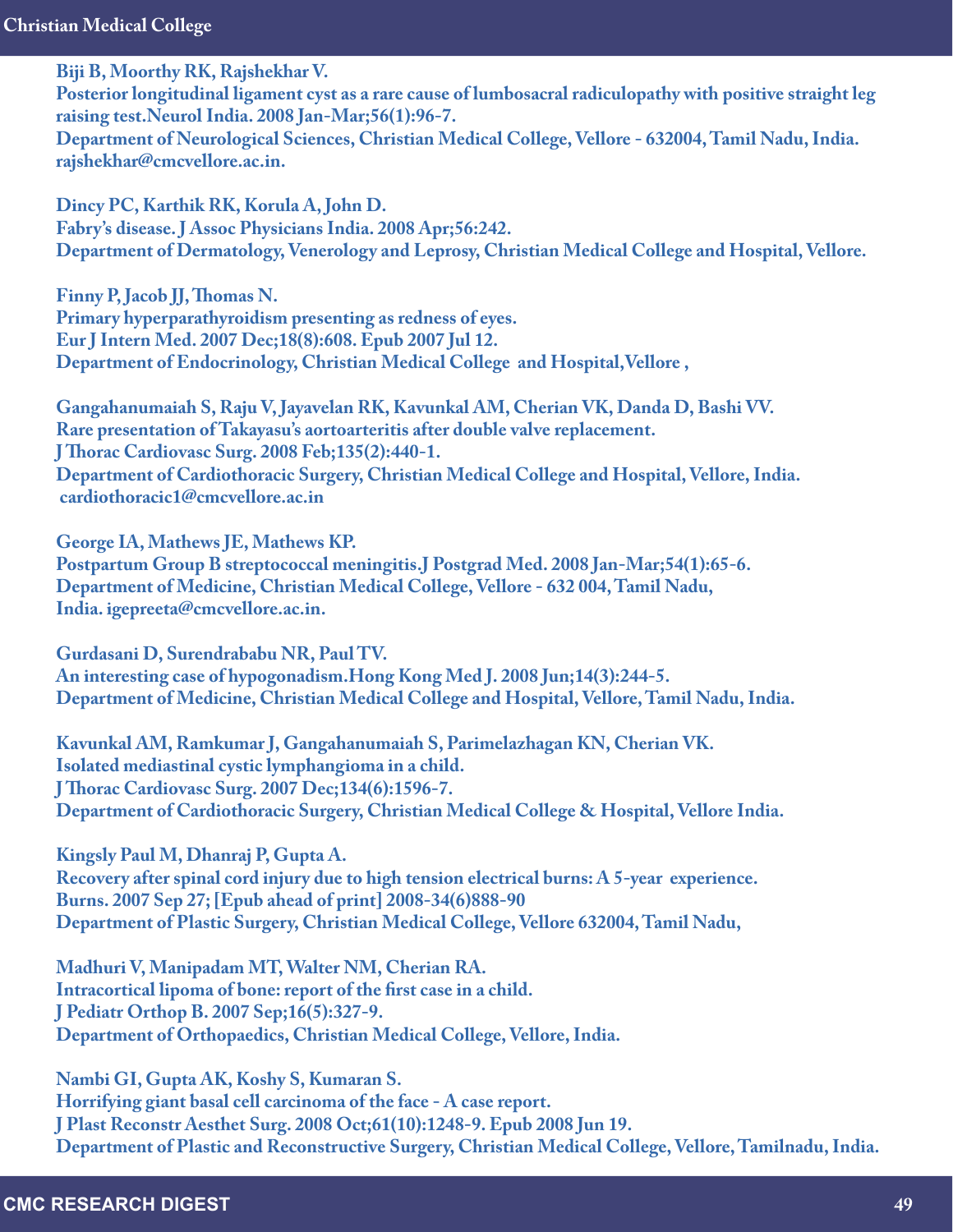**Biji B, Moorthy RK, Rajshekhar V.**
**Posterior longitudinal ligament cyst as a rare cause of lumbosacral radiculopathy with positive straight leg raising test.Neurol India. 2008 Jan-Mar;56(1):96-7.**
**Department of Neurological Sciences, Christian Medical College, Vellore - 632004, Tamil Nadu, India. rajshekhar@cmcvellore.ac.in.**

**Dincy PC, Karthik RK, Korula A, John D.**
**Fabry's disease. J Assoc Physicians India. 2008 Apr;56:242.**
**Department of Dermatology, Venerology and Leprosy, Christian Medical College and Hospital, Vellore.**

**Finny P, Jacob JJ, Thomas N.**
**Primary hyperparathyroidism presenting as redness of eyes.**
**Eur J Intern Med. 2007 Dec;18(8):608. Epub 2007 Jul 12.**
**Department of Endocrinology, Christian Medical College and Hospital,Vellore ,**

**Gangahanumaiah S, Raju V, Jayavelan RK, Kavunkal AM, Cherian VK, Danda D, Bashi VV.**
**Rare presentation of Takayasu's aortoarteritis after double valve replacement.**
**J Thorac Cardiovasc Surg. 2008 Feb;135(2):440-1.**
**Department of Cardiothoracic Surgery, Christian Medical College and Hospital, Vellore, India. cardiothoracic1@cmcvellore.ac.in**

**George IA, Mathews JE, Mathews KP.**
**Postpartum Group B streptococcal meningitis.J Postgrad Med. 2008 Jan-Mar;54(1):65-6.**
**Department of Medicine, Christian Medical College, Vellore - 632 004, Tamil Nadu, India. igepreeta@cmcvellore.ac.in.**

**Gurdasani D, Surendrababu NR, Paul TV.**
**An interesting case of hypogonadism.Hong Kong Med J. 2008 Jun;14(3):244-5.**
**Department of Medicine, Christian Medical College and Hospital, Vellore, Tamil Nadu, India.**

**Kavunkal AM, Ramkumar J, Gangahanumaiah S, Parimelazhagan KN, Cherian VK.**
**Isolated mediastinal cystic lymphangioma in a child.**
**J Thorac Cardiovasc Surg. 2007 Dec;134(6):1596-7.**
**Department of Cardiothoracic Surgery, Christian Medical College & Hospital, Vellore India.**

**Kingsly Paul M, Dhanraj P, Gupta A.**
**Recovery after spinal cord injury due to high tension electrical burns: A 5-year experience.**
**Burns. 2007 Sep 27; [Epub ahead of print] 2008-34(6)888-90**
**Department of Plastic Surgery, Christian Medical College, Vellore 632004, Tamil Nadu,**

**Madhuri V, Manipadam MT, Walter NM, Cherian RA.**
**Intracortical lipoma of bone: report of the first case in a child.**
**J Pediatr Orthop B. 2007 Sep;16(5):327-9.**
**Department of Orthopaedics, Christian Medical College, Vellore, India.**

**Nambi GI, Gupta AK, Koshy S, Kumaran S.**
**Horrifying giant basal cell carcinoma of the face - A case report.**
**J Plast Reconstr Aesthet Surg. 2008 Oct;61(10):1248-9. Epub 2008 Jun 19.**
**Department of Plastic and Reconstructive Surgery, Christian Medical College, Vellore, Tamilnadu, India.**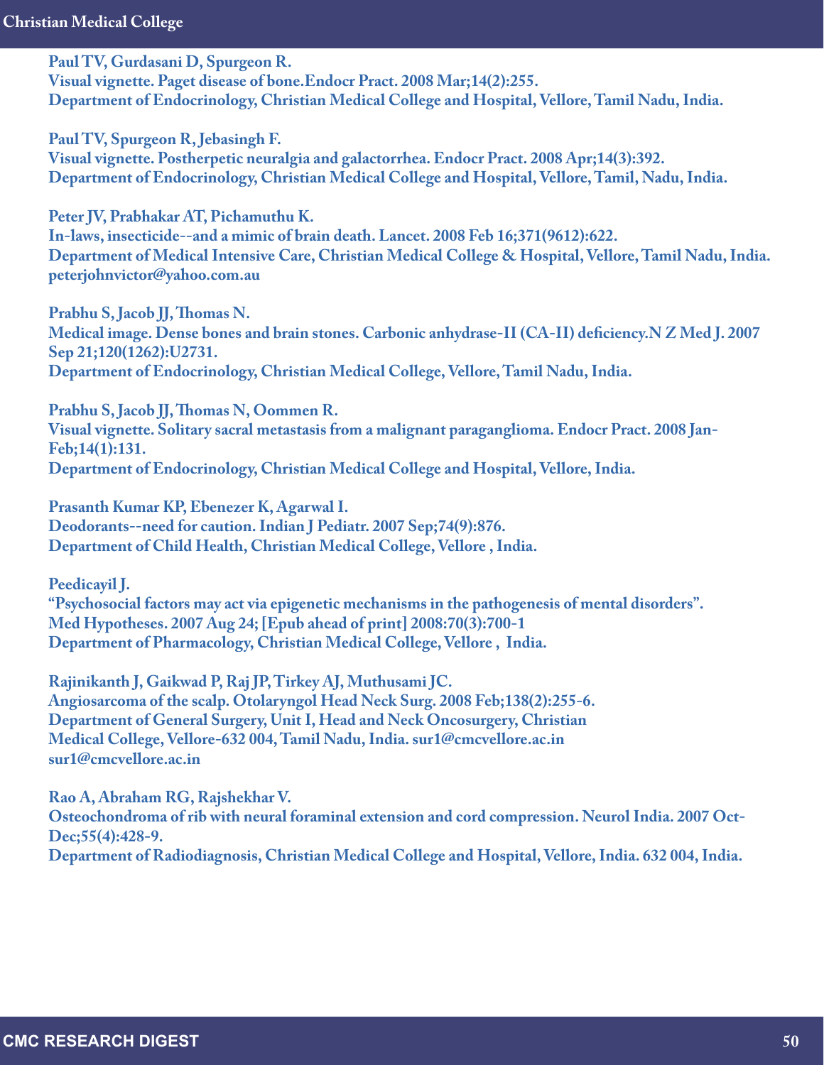**Paul TV, Gurdasani D, Spurgeon R.**
**Visual vignette. Paget disease of bone.Endocr Pract. 2008 Mar;14(2):255.**
**Department of Endocrinology, Christian Medical College and Hospital, Vellore, Tamil Nadu, India.**

**Paul TV, Spurgeon R, Jebasingh F.**
**Visual vignette. Postherpetic neuralgia and galactorrhea. Endocr Pract. 2008 Apr;14(3):392.**
**Department of Endocrinology, Christian Medical College and Hospital, Vellore, Tamil, Nadu, India.**

**Peter JV, Prabhakar AT, Pichamuthu K.**
**In-laws, insecticide--and a mimic of brain death. Lancet. 2008 Feb 16;371(9612):622.**
**Department of Medical Intensive Care, Christian Medical College & Hospital, Vellore, Tamil Nadu, India. peterjohnvictor@yahoo.com.au**

**Prabhu S, Jacob JJ, Thomas N.**
**Medical image. Dense bones and brain stones. Carbonic anhydrase-II (CA-II) deficiency.N Z Med J. 2007 Sep 21;120(1262):U2731.**
**Department of Endocrinology, Christian Medical College, Vellore, Tamil Nadu, India.**

**Prabhu S, Jacob JJ, Thomas N, Oommen R.**
**Visual vignette. Solitary sacral metastasis from a malignant paraganglioma. Endocr Pract. 2008 Jan-Feb;14(1):131.**
**Department of Endocrinology, Christian Medical College and Hospital, Vellore, India.**

**Prasanth Kumar KP, Ebenezer K, Agarwal I.**
**Deodorants--need for caution. Indian J Pediatr. 2007 Sep;74(9):876.**
**Department of Child Health, Christian Medical College, Vellore , India.**

**Peedicayil J.**
**"Psychosocial factors may act via epigenetic mechanisms in the pathogenesis of mental disorders".**
**Med Hypotheses. 2007 Aug 24; [Epub ahead of print] 2008:70(3):700-1**
**Department of Pharmacology, Christian Medical College, Vellore , India.**

**Rajinikanth J, Gaikwad P, Raj JP, Tirkey AJ, Muthusami JC.**
**Angiosarcoma of the scalp. Otolaryngol Head Neck Surg. 2008 Feb;138(2):255-6.**
**Department of General Surgery, Unit I, Head and Neck Oncosurgery, Christian Medical College, Vellore-632 004, Tamil Nadu, India. sur1@cmcvellore.ac.in sur1@cmcvellore.ac.in**

**Rao A, Abraham RG, Rajshekhar V.**
**Osteochondroma of rib with neural foraminal extension and cord compression. Neurol India. 2007 Oct-Dec;55(4):428-9.**
**Department of Radiodiagnosis, Christian Medical College and Hospital, Vellore, India. 632 004, India.**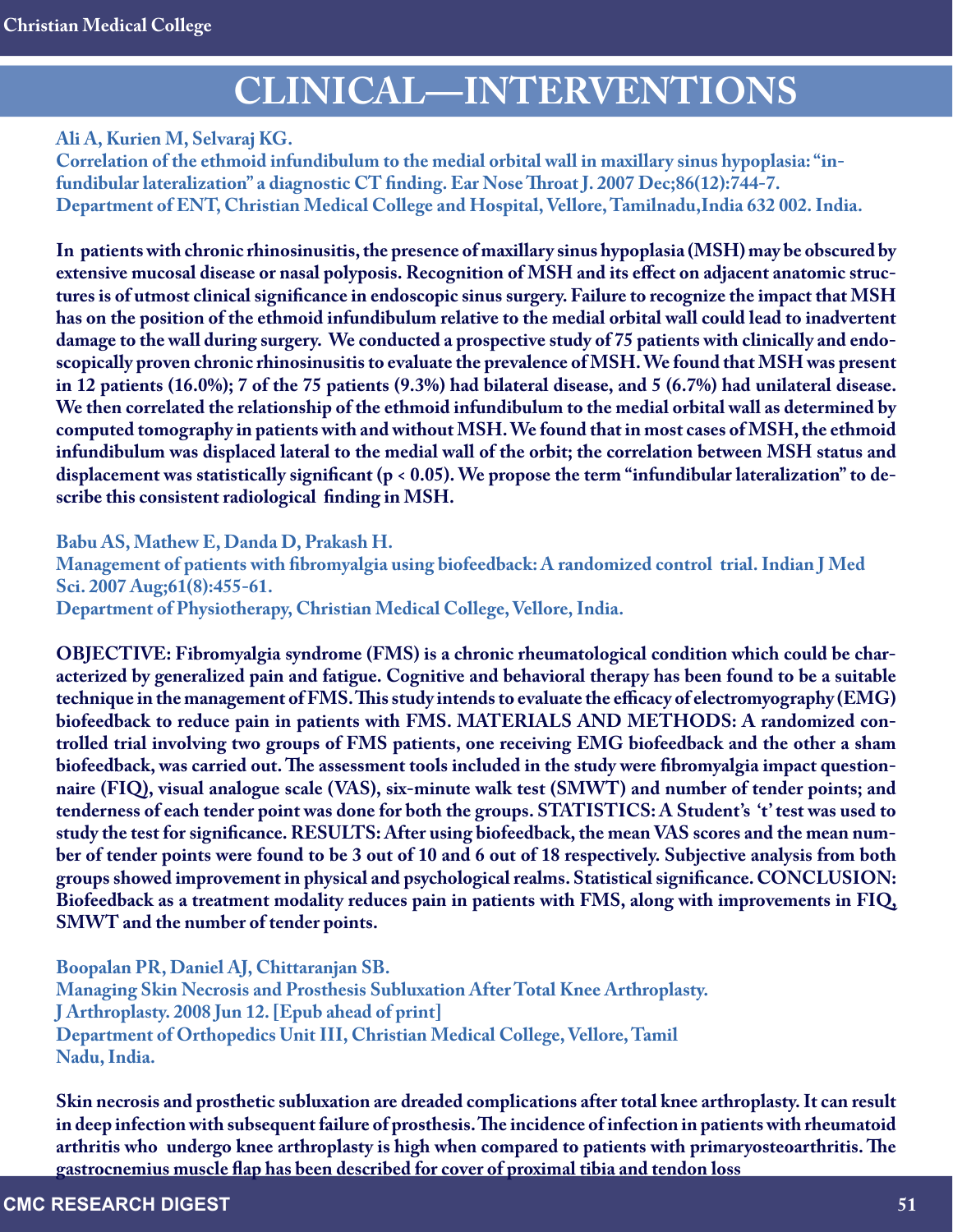# CLINICAL—INTERVENTIONS

**Ali A, Kurien M, Selvaraj KG.**
**Correlation of the ethmoid infundibulum to the medial orbital wall in maxillary sinus hypoplasia: "infundibular lateralization" a diagnostic CT finding. Ear Nose Throat J. 2007 Dec;86(12):744-7.**
**Department of ENT, Christian Medical College and Hospital, Vellore, Tamilnadu,India 632 002. India.**

**In patients with chronic rhinosinusitis, the presence of maxillary sinus hypoplasia (MSH) may be obscured by extensive mucosal disease or nasal polyposis. Recognition of MSH and its effect on adjacent anatomic structures is of utmost clinical significance in endoscopic sinus surgery. Failure to recognize the impact that MSH has on the position of the ethmoid infundibulum relative to the medial orbital wall could lead to inadvertent damage to the wall during surgery. We conducted a prospective study of 75 patients with clinically and endoscopically proven chronic rhinosinusitis to evaluate the prevalence of MSH. We found that MSH was present in 12 patients (16.0%); 7 of the 75 patients (9.3%) had bilateral disease, and 5 (6.7%) had unilateral disease. We then correlated the relationship of the ethmoid infundibulum to the medial orbital wall as determined by computed tomography in patients with and without MSH. We found that in most cases of MSH, the ethmoid infundibulum was displaced lateral to the medial wall of the orbit; the correlation between MSH status and displacement was statistically significant ($p < 0.05$). We propose the term "infundibular lateralization" to describe this consistent radiological finding in MSH.**

**Babu AS, Mathew E, Danda D, Prakash H.**
**Management of patients with fibromyalgia using biofeedback: A randomized control trial. Indian J Med Sci. 2007 Aug;61(8):455-61.**
**Department of Physiotherapy, Christian Medical College, Vellore, India.**

**OBJECTIVE: Fibromyalgia syndrome (FMS) is a chronic rheumatological condition which could be characterized by generalized pain and fatigue. Cognitive and behavioral therapy has been found to be a suitable technique in the management of FMS. This study intends to evaluate the efficacy of electromyography (EMG) biofeedback to reduce pain in patients with FMS. MATERIALS AND METHODS: A randomized controlled trial involving two groups of FMS patients, one receiving EMG biofeedback and the other a sham biofeedback, was carried out. The assessment tools included in the study were fibromyalgia impact questionnaire (FIQ), visual analogue scale (VAS), six-minute walk test (SMWT) and number of tender points; and tenderness of each tender point was done for both the groups. STATISTICS: A Student's 't' test was used to study the test for significance. RESULTS: After using biofeedback, the mean VAS scores and the mean number of tender points were found to be 3 out of 10 and 6 out of 18 respectively. Subjective analysis from both groups showed improvement in physical and psychological realms. Statistical significance. CONCLUSION: Biofeedback as a treatment modality reduces pain in patients with FMS, along with improvements in FIQ, SMWT and the number of tender points.**

**Boopalan PR, Daniel AJ, Chittaranjan SB.**
**Managing Skin Necrosis and Prosthesis Subluxation After Total Knee Arthroplasty. J Arthroplasty. 2008 Jun 12. [Epub ahead of print]**
**Department of Orthopedics Unit III, Christian Medical College, Vellore, Tamil Nadu, India.**

**Skin necrosis and prosthetic subluxation are dreaded complications after total knee arthroplasty. It can result in deep infection with subsequent failure of prosthesis. The incidence of infection in patients with rheumatoid arthritis who undergo knee arthroplasty is high when compared to patients with primaryosteoarthritis. The gastrocnemius muscle flap has been described for cover of proximal tibia and tendon loss**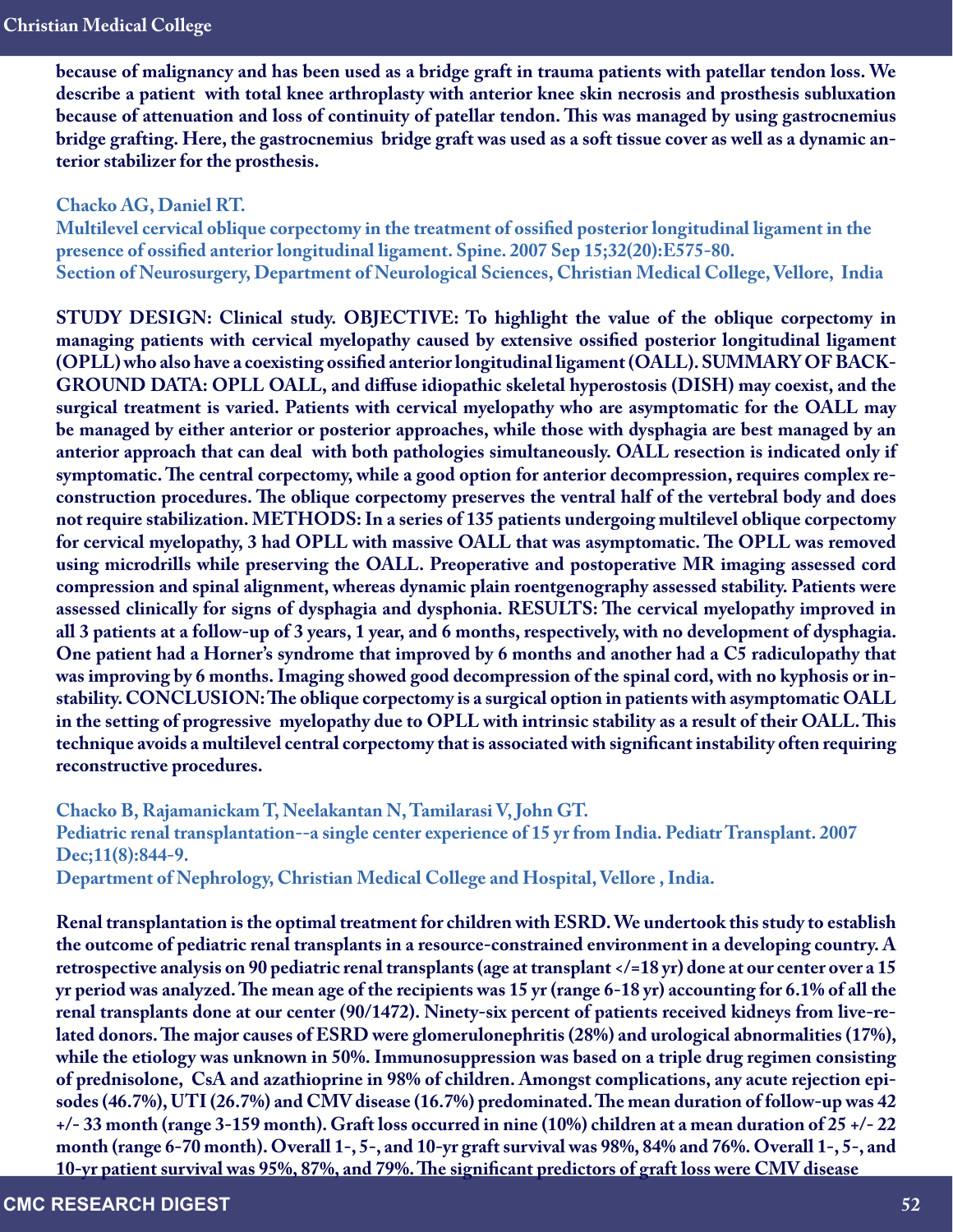because of malignancy and has been used as a bridge graft in trauma patients with patellar tendon loss. We describe a patient with total knee arthroplasty with anterior knee skin necrosis and prosthesis subluxation because of attenuation and loss of continuity of patellar tendon. This was managed by using gastrocnemius bridge grafting. Here, the gastrocnemius bridge graft was used as a soft tissue cover as well as a dynamic anterior stabilizer for the prosthesis.

**Chacko AG, Daniel RT.**
**Multilevel cervical oblique corpectomy in the treatment of ossified posterior longitudinal ligament in the presence of ossified anterior longitudinal ligament. Spine. 2007 Sep 15;32(20):E575-80.**
**Section of Neurosurgery, Department of Neurological Sciences, Christian Medical College, Vellore, India**

STUDY DESIGN: Clinical study. OBJECTIVE: To highlight the value of the oblique corpectomy in managing patients with cervical myelopathy caused by extensive ossified posterior longitudinal ligament (OPLL) who also have a coexisting ossified anterior longitudinal ligament (OALL). SUMMARY OF BACKGROUND DATA: OPLL OALL, and diffuse idiopathic skeletal hyperostosis (DISH) may coexist, and the surgical treatment is varied. Patients with cervical myelopathy who are asymptomatic for the OALL may be managed by either anterior or posterior approaches, while those with dysphagia are best managed by an anterior approach that can deal with both pathologies simultaneously. OALL resection is indicated only if symptomatic. The central corpectomy, while a good option for anterior decompression, requires complex reconstruction procedures. The oblique corpectomy preserves the ventral half of the vertebral body and does not require stabilization. METHODS: In a series of 135 patients undergoing multilevel oblique corpectomy for cervical myelopathy, 3 had OPLL with massive OALL that was asymptomatic. The OPLL was removed using microdrills while preserving the OALL. Preoperative and postoperative MR imaging assessed cord compression and spinal alignment, whereas dynamic plain roentgenography assessed stability. Patients were assessed clinically for signs of dysphagia and dysphonia. RESULTS: The cervical myelopathy improved in all 3 patients at a follow-up of 3 years, 1 year, and 6 months, respectively, with no development of dysphagia. One patient had a Horner's syndrome that improved by 6 months and another had a C5 radiculopathy that was improving by 6 months. Imaging showed good decompression of the spinal cord, with no kyphosis or instability. CONCLUSION: The oblique corpectomy is a surgical option in patients with asymptomatic OALL in the setting of progressive myelopathy due to OPLL with intrinsic stability as a result of their OALL. This technique avoids a multilevel central corpectomy that is associated with significant instability often requiring reconstructive procedures.

**Chacko B, Rajamanickam T, Neelakantan N, Tamilarasi V, John GT.**
**Pediatric renal transplantation--a single center experience of 15 yr from India. Pediatr Transplant. 2007 Dec;11(8):844-9.**
**Department of Nephrology, Christian Medical College and Hospital, Vellore , India.**

Renal transplantation is the optimal treatment for children with ESRD. We undertook this study to establish the outcome of pediatric renal transplants in a resource-constrained environment in a developing country. A retrospective analysis on 90 pediatric renal transplants (age at transplant </=18 yr) done at our center over a 15 yr period was analyzed. The mean age of the recipients was 15 yr (range 6-18 yr) accounting for 6.1% of all the renal transplants done at our center (90/1472). Ninety-six percent of patients received kidneys from live-related donors. The major causes of ESRD were glomerulonephritis (28%) and urological abnormalities (17%), while the etiology was unknown in 50%. Immunosuppression was based on a triple drug regimen consisting of prednisolone, CsA and azathioprine in 98% of children. Amongst complications, any acute rejection episodes (46.7%), UTI (26.7%) and CMV disease (16.7%) predominated. The mean duration of follow-up was 42 +/- 33 month (range 3-159 month). Graft loss occurred in nine (10%) children at a mean duration of 25 +/- 22 month (range 6-70 month). Overall 1-, 5-, and 10-yr graft survival was 98%, 84% and 76%. Overall 1-, 5-, and 10-yr patient survival was 95%, 87%, and 79%. The significant predictors of graft loss were CMV disease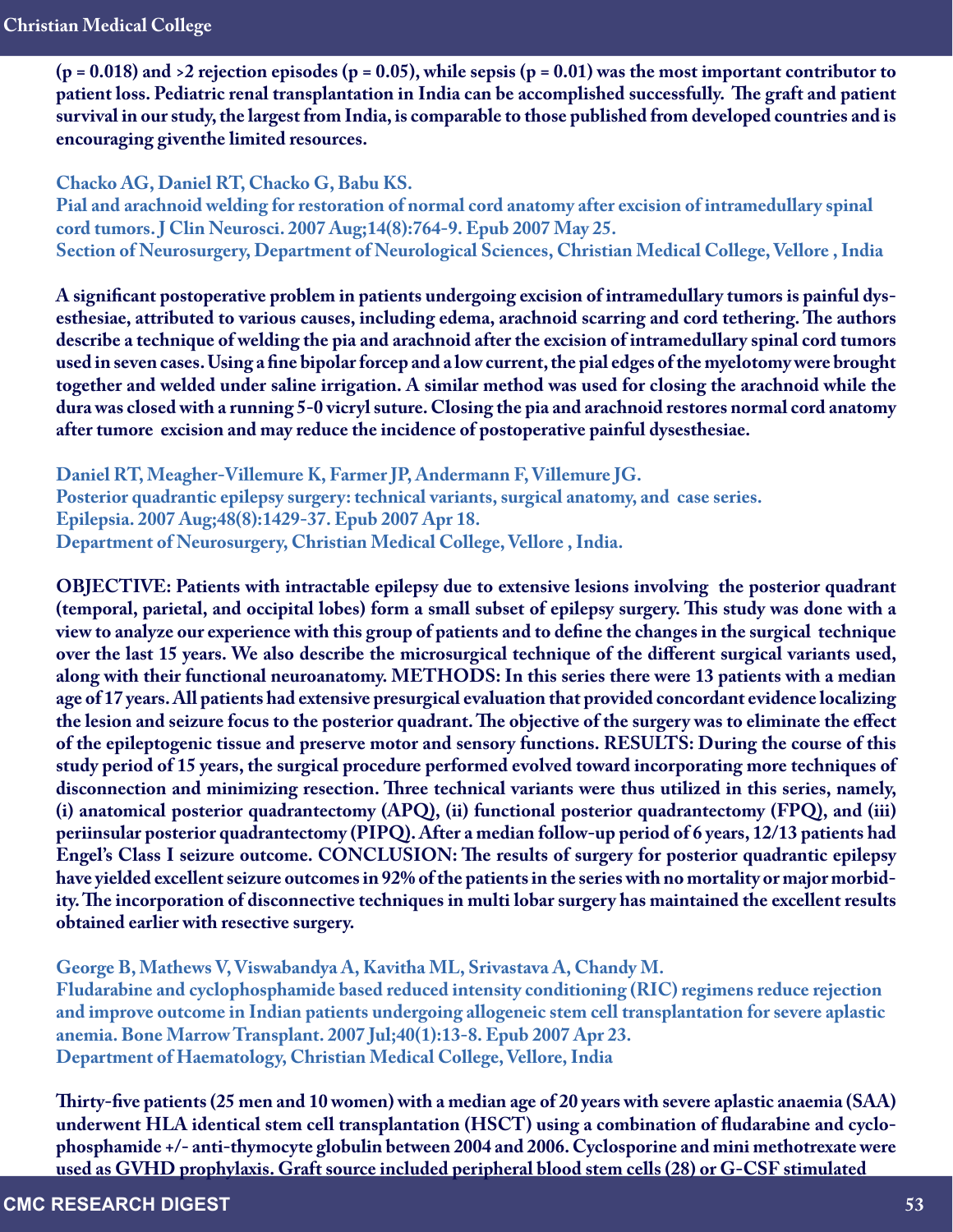**(p = 0.018) and >2 rejection episodes (p = 0.05), while sepsis (p = 0.01) was the most important contributor to patient loss. Pediatric renal transplantation in India can be accomplished successfully. The graft and patient survival in our study, the largest from India, is comparable to those published from developed countries and is encouraging giventhe limited resources.**

**Chacko AG, Daniel RT, Chacko G, Babu KS.**
**Pial and arachnoid welding for restoration of normal cord anatomy after excision of intramedullary spinal cord tumors. J Clin Neurosci. 2007 Aug;14(8):764-9. Epub 2007 May 25.**
**Section of Neurosurgery, Department of Neurological Sciences, Christian Medical College, Vellore , India**

**A significant postoperative problem in patients undergoing excision of intramedullary tumors is painful dysesthesiae, attributed to various causes, including edema, arachnoid scarring and cord tethering. The authors describe a technique of welding the pia and arachnoid after the excision of intramedullary spinal cord tumors used in seven cases. Using a fine bipolar forcep and a low current, the pial edges of the myelotomy were brought together and welded under saline irrigation. A similar method was used for closing the arachnoid while the dura was closed with a running 5-0 vicryl suture. Closing the pia and arachnoid restores normal cord anatomy after tumore excision and may reduce the incidence of postoperative painful dysesthesiae.**

**Daniel RT, Meagher-Villemure K, Farmer JP, Andermann F, Villemure JG.**
**Posterior quadrantic epilepsy surgery: technical variants, surgical anatomy, and case series.**
**Epilepsia. 2007 Aug;48(8):1429-37. Epub 2007 Apr 18.**
**Department of Neurosurgery, Christian Medical College, Vellore , India.**

**OBJECTIVE: Patients with intractable epilepsy due to extensive lesions involving the posterior quadrant (temporal, parietal, and occipital lobes) form a small subset of epilepsy surgery. This study was done with a view to analyze our experience with this group of patients and to define the changes in the surgical technique over the last 15 years. We also describe the microsurgical technique of the different surgical variants used, along with their functional neuroanatomy. METHODS: In this series there were 13 patients with a median age of 17 years. All patients had extensive presurgical evaluation that provided concordant evidence localizing the lesion and seizure focus to the posterior quadrant. The objective of the surgery was to eliminate the effect of the epileptogenic tissue and preserve motor and sensory functions. RESULTS: During the course of this study period of 15 years, the surgical procedure performed evolved toward incorporating more techniques of disconnection and minimizing resection. Three technical variants were thus utilized in this series, namely, (i) anatomical posterior quadrantectomy (APQ), (ii) functional posterior quadrantectomy (FPQ), and (iii) periinsular posterior quadrantectomy (PIPQ). After a median follow-up period of 6 years, 12/13 patients had Engel's Class I seizure outcome. CONCLUSION: The results of surgery for posterior quadrantic epilepsy have yielded excellent seizure outcomes in 92% of the patients in the series with no mortality or major morbidity. The incorporation of disconnective techniques in multi lobar surgery has maintained the excellent results obtained earlier with resective surgery.**

**George B, Mathews V, Viswabandya A, Kavitha ML, Srivastava A, Chandy M.**
**Fludarabine and cyclophosphamide based reduced intensity conditioning (RIC) regimens reduce rejection and improve outcome in Indian patients undergoing allogeneic stem cell transplantation for severe aplastic anemia. Bone Marrow Transplant. 2007 Jul;40(1):13-8. Epub 2007 Apr 23.**
**Department of Haematology, Christian Medical College, Vellore, India**

**Thirty-five patients (25 men and 10 women) with a median age of 20 years with severe aplastic anaemia (SAA) underwent HLA identical stem cell transplantation (HSCT) using a combination of fludarabine and cyclophosphamide +/- anti-thymocyte globulin between 2004 and 2006. Cyclosporine and mini methotrexate were used as GVHD prophylaxis. Graft source included peripheral blood stem cells (28) or G-CSF stimulated**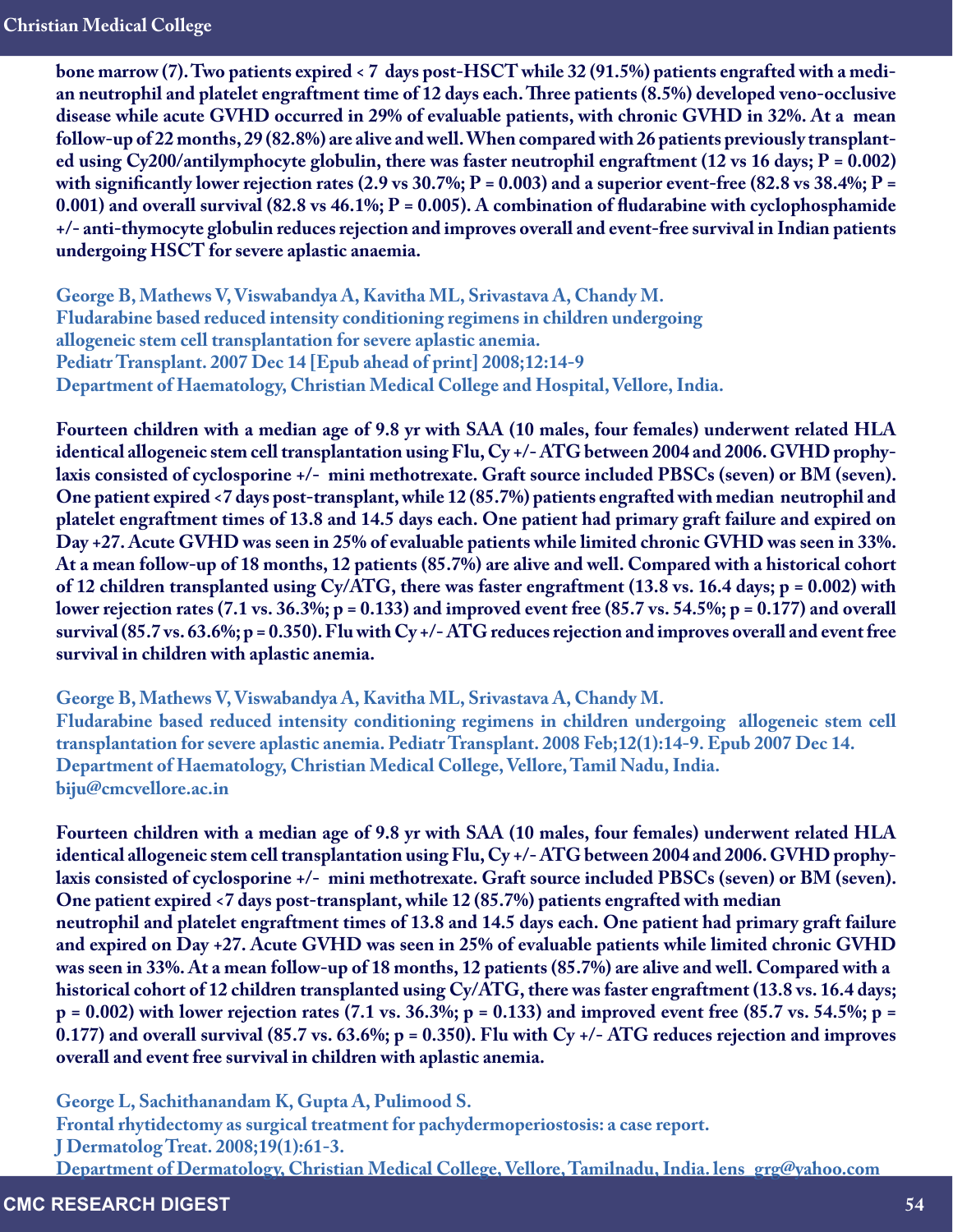**bone marrow (7). Two patients expired < 7 days post-HSCT while 32 (91.5%) patients engrafted with a median neutrophil and platelet engraftment time of 12 days each. Three patients (8.5%) developed veno-occlusive disease while acute GVHD occurred in 29% of evaluable patients, with chronic GVHD in 32%. At a mean follow-up of 22 months, 29 (82.8%) are alive and well. When compared with 26 patients previously transplanted using Cy200/antilymphocyte globulin, there was faster neutrophil engraftment (12 vs 16 days; P = 0.002) with significantly lower rejection rates (2.9 vs 30.7%; P = 0.003) and a superior event-free (82.8 vs 38.4%; P = 0.001) and overall survival (82.8 vs 46.1%; P = 0.005). A combination of fludarabine with cyclophosphamide +/- anti-thymocyte globulin reduces rejection and improves overall and event-free survival in Indian patients undergoing HSCT for severe aplastic anaemia.**

**George B, Mathews V, Viswabandya A, Kavitha ML, Srivastava A, Chandy M.**
**Fludarabine based reduced intensity conditioning regimens in children undergoing allogeneic stem cell transplantation for severe aplastic anemia.**
**Pediatr Transplant. 2007 Dec 14 [Epub ahead of print] 2008;12:14-9**
**Department of Haematology, Christian Medical College and Hospital, Vellore, India.**

**Fourteen children with a median age of 9.8 yr with SAA (10 males, four females) underwent related HLA identical allogeneic stem cell transplantation using Flu, Cy +/- ATG between 2004 and 2006. GVHD prophylaxis consisted of cyclosporine +/- mini methotrexate. Graft source included PBSCs (seven) or BM (seven). One patient expired <7 days post-transplant, while 12 (85.7%) patients engrafted with median neutrophil and platelet engraftment times of 13.8 and 14.5 days each. One patient had primary graft failure and expired on Day +27. Acute GVHD was seen in 25% of evaluable patients while limited chronic GVHD was seen in 33%. At a mean follow-up of 18 months, 12 patients (85.7%) are alive and well. Compared with a historical cohort of 12 children transplanted using Cy/ATG, there was faster engraftment (13.8 vs. 16.4 days; p = 0.002) with lower rejection rates (7.1 vs. 36.3%; p = 0.133) and improved event free (85.7 vs. 54.5%; p = 0.177) and overall survival (85.7 vs. 63.6%; p = 0.350). Flu with Cy +/- ATG reduces rejection and improves overall and event free survival in children with aplastic anemia.**

**George B, Mathews V, Viswabandya A, Kavitha ML, Srivastava A, Chandy M.**
**Fludarabine based reduced intensity conditioning regimens in children undergoing allogeneic stem cell transplantation for severe aplastic anemia. Pediatr Transplant. 2008 Feb;12(1):14-9. Epub 2007 Dec 14.**
**Department of Haematology, Christian Medical College, Vellore, Tamil Nadu, India.**
**biju@cmcvellore.ac.in**

**Fourteen children with a median age of 9.8 yr with SAA (10 males, four females) underwent related HLA identical allogeneic stem cell transplantation using Flu, Cy +/- ATG between 2004 and 2006. GVHD prophylaxis consisted of cyclosporine +/- mini methotrexate. Graft source included PBSCs (seven) or BM (seven). One patient expired <7 days post-transplant, while 12 (85.7%) patients engrafted with median neutrophil and platelet engraftment times of 13.8 and 14.5 days each. One patient had primary graft failure and expired on Day +27. Acute GVHD was seen in 25% of evaluable patients while limited chronic GVHD was seen in 33%. At a mean follow-up of 18 months, 12 patients (85.7%) are alive and well. Compared with a historical cohort of 12 children transplanted using Cy/ATG, there was faster engraftment (13.8 vs. 16.4 days; p = 0.002) with lower rejection rates (7.1 vs. 36.3%; p = 0.133) and improved event free (85.7 vs. 54.5%; p = 0.177) and overall survival (85.7 vs. 63.6%; p = 0.350). Flu with Cy +/- ATG reduces rejection and improves overall and event free survival in children with aplastic anemia.**

**George L, Sachithanandam K, Gupta A, Pulimood S.**
**Frontal rhytidectomy as surgical treatment for pachydermoperiostosis: a case report.**
**J Dermatolog Treat. 2008;19(1):61-3.**
**Department of Dermatology, Christian Medical College, Vellore, Tamilnadu, India. lens_grg@yahoo.com**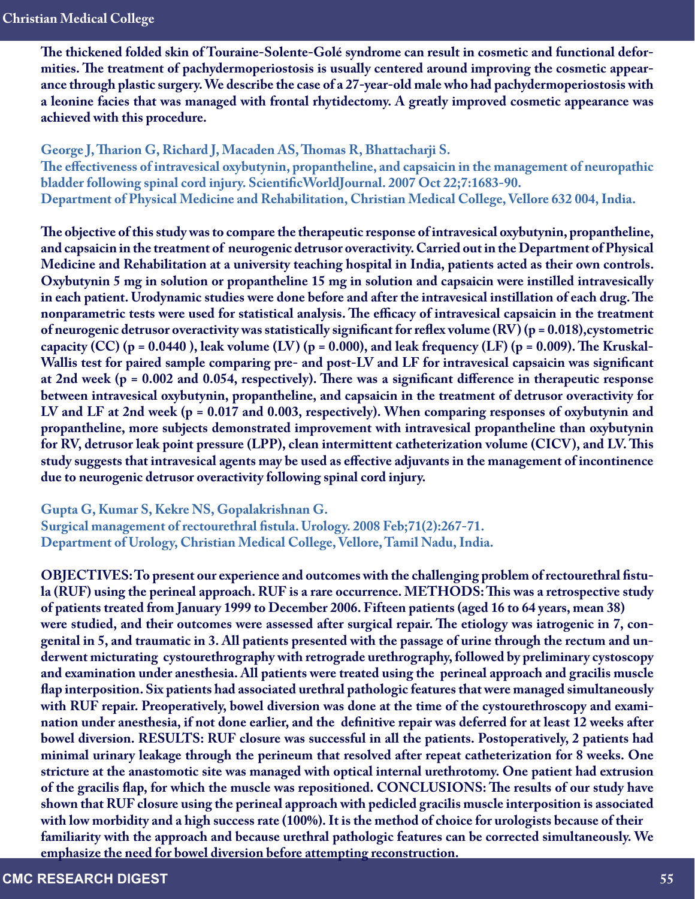**The thickened folded skin of Touraine-Solente-Golé syndrome can result in cosmetic and functional deformities. The treatment of pachydermoperiostosis is usually centered around improving the cosmetic appearance through plastic surgery. We describe the case of a 27-year-old male who had pachydermoperiostosis with a leonine facies that was managed with frontal rhytidectomy. A greatly improved cosmetic appearance was achieved with this procedure.**

**George J, Tharion G, Richard J, Macaden AS, Thomas R, Bhattacharji S.**
**The effectiveness of intravesical oxybutynin, propantheline, and capsaicin in the management of neuropathic bladder following spinal cord injury. ScientificWorldJournal. 2007 Oct 22;7:1683-90.**
**Department of Physical Medicine and Rehabilitation, Christian Medical College, Vellore 632 004, India.**

**The objective of this study was to compare the therapeutic response of intravesical oxybutynin, propantheline, and capsaicin in the treatment of neurogenic detrusor overactivity. Carried out in the Department of Physical Medicine and Rehabilitation at a university teaching hospital in India, patients acted as their own controls. Oxybutynin 5 mg in solution or propantheline 15 mg in solution and capsaicin were instilled intravesically in each patient. Urodynamic studies were done before and after the intravesical instillation of each drug. The nonparametric tests were used for statistical analysis. The efficacy of intravesical capsaicin in the treatment of neurogenic detrusor overactivity was statistically significant for reflex volume (RV) (p = 0.018),cystometric capacity (CC) (p = 0.0440 ), leak volume (LV) (p = 0.000), and leak frequency (LF) (p = 0.009). The Kruskal-Wallis test for paired sample comparing pre- and post-LV and LF for intravesical capsaicin was significant at 2nd week (p = 0.002 and 0.054, respectively). There was a significant difference in therapeutic response between intravesical oxybutynin, propantheline, and capsaicin in the treatment of detrusor overactivity for LV and LF at 2nd week (p = 0.017 and 0.003, respectively). When comparing responses of oxybutynin and propantheline, more subjects demonstrated improvement with intravesical propantheline than oxybutynin for RV, detrusor leak point pressure (LPP), clean intermittent catheterization volume (CICV), and LV. This study suggests that intravesical agents may be used as effective adjuvants in the management of incontinence due to neurogenic detrusor overactivity following spinal cord injury.**

**Gupta G, Kumar S, Kekre NS, Gopalakrishnan G.**
**Surgical management of rectourethral fistula. Urology. 2008 Feb;71(2):267-71.**
**Department of Urology, Christian Medical College, Vellore, Tamil Nadu, India.**

**OBJECTIVES: To present our experience and outcomes with the challenging problem of rectourethral fistula (RUF) using the perineal approach. RUF is a rare occurrence. METHODS: This was a retrospective study of patients treated from January 1999 to December 2006. Fifteen patients (aged 16 to 64 years, mean 38) were studied, and their outcomes were assessed after surgical repair. The etiology was iatrogenic in 7, congenital in 5, and traumatic in 3. All patients presented with the passage of urine through the rectum and underwent micturating cystourethrography with retrograde urethrography, followed by preliminary cystoscopy and examination under anesthesia. All patients were treated using the perineal approach and gracilis muscle flap interposition. Six patients had associated urethral pathologic features that were managed simultaneously with RUF repair. Preoperatively, bowel diversion was done at the time of the cystourethroscopy and examination under anesthesia, if not done earlier, and the definitive repair was deferred for at least 12 weeks after bowel diversion. RESULTS: RUF closure was successful in all the patients. Postoperatively, 2 patients had minimal urinary leakage through the perineum that resolved after repeat catheterization for 8 weeks. One stricture at the anastomotic site was managed with optical internal urethrotomy. One patient had extrusion of the gracilis flap, for which the muscle was repositioned. CONCLUSIONS: The results of our study have shown that RUF closure using the perineal approach with pedicled gracilis muscle interposition is associated with low morbidity and a high success rate (100%). It is the method of choice for urologists because of their familiarity with the approach and because urethral pathologic features can be corrected simultaneously. We emphasize the need for bowel diversion before attempting reconstruction.**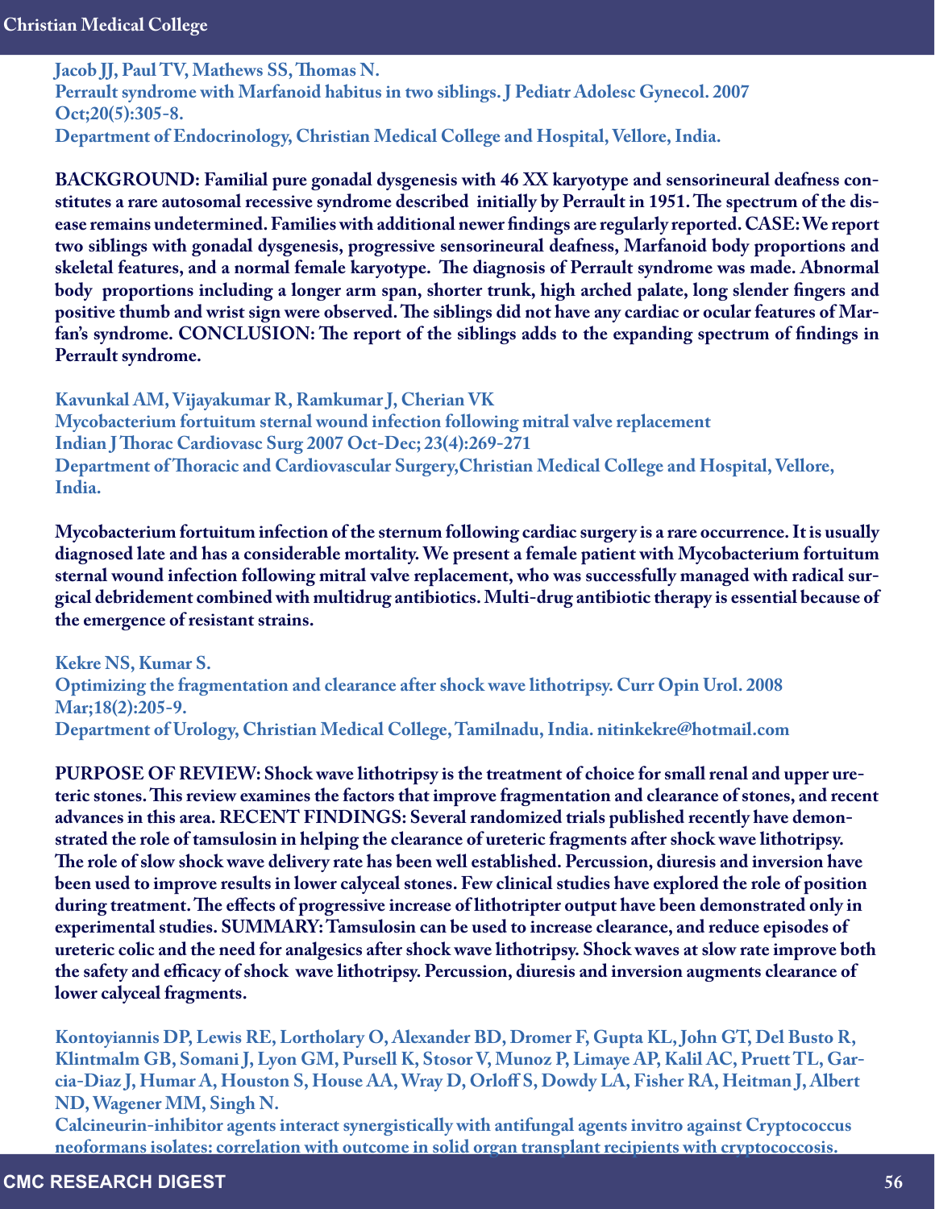**Jacob JJ, Paul TV, Mathews SS, Thomas N.**
**Perrault syndrome with Marfanoid habitus in two siblings. J Pediatr Adolesc Gynecol. 2007 Oct;20(5):305-8.**
**Department of Endocrinology, Christian Medical College and Hospital, Vellore, India.**

**BACKGROUND: Familial pure gonadal dysgenesis with 46 XX karyotype and sensorineural deafness constitutes a rare autosomal recessive syndrome described initially by Perrault in 1951. The spectrum of the disease remains undetermined. Families with additional newer findings are regularly reported. CASE: We report two siblings with gonadal dysgenesis, progressive sensorineural deafness, Marfanoid body proportions and skeletal features, and a normal female karyotype. The diagnosis of Perrault syndrome was made. Abnormal body proportions including a longer arm span, shorter trunk, high arched palate, long slender fingers and positive thumb and wrist sign were observed. The siblings did not have any cardiac or ocular features of Marfan's syndrome. CONCLUSION: The report of the siblings adds to the expanding spectrum of findings in Perrault syndrome.**

**Kavunkal AM, Vijayakumar R, Ramkumar J, Cherian VK**
**Mycobacterium fortuitum sternal wound infection following mitral valve replacement**
**Indian J Thorac Cardiovasc Surg 2007 Oct-Dec; 23(4):269-271**
**Department of Thoracic and Cardiovascular Surgery,Christian Medical College and Hospital, Vellore, India.**

**Mycobacterium fortuitum infection of the sternum following cardiac surgery is a rare occurrence. It is usually diagnosed late and has a considerable mortality. We present a female patient with Mycobacterium fortuitum sternal wound infection following mitral valve replacement, who was successfully managed with radical surgical debridement combined with multidrug antibiotics. Multi-drug antibiotic therapy is essential because of the emergence of resistant strains.**

**Kekre NS, Kumar S.**
**Optimizing the fragmentation and clearance after shock wave lithotripsy. Curr Opin Urol. 2008 Mar;18(2):205-9.**
**Department of Urology, Christian Medical College, Tamilnadu, India. nitinkekre@hotmail.com**

**PURPOSE OF REVIEW: Shock wave lithotripsy is the treatment of choice for small renal and upper ureteric stones. This review examines the factors that improve fragmentation and clearance of stones, and recent advances in this area. RECENT FINDINGS: Several randomized trials published recently have demonstrated the role of tamsulosin in helping the clearance of ureteric fragments after shock wave lithotripsy. The role of slow shock wave delivery rate has been well established. Percussion, diuresis and inversion have been used to improve results in lower calyceal stones. Few clinical studies have explored the role of position during treatment. The effects of progressive increase of lithotripter output have been demonstrated only in experimental studies. SUMMARY: Tamsulosin can be used to increase clearance, and reduce episodes of ureteric colic and the need for analgesics after shock wave lithotripsy. Shock waves at slow rate improve both the safety and efficacy of shock wave lithotripsy. Percussion, diuresis and inversion augments clearance of lower calyceal fragments.**

**Kontoyiannis DP, Lewis RE, Lortholary O, Alexander BD, Dromer F, Gupta KL, John GT, Del Busto R, Klintmalm GB, Somani J, Lyon GM, Pursell K, Stosor V, Munoz P, Limaye AP, Kalil AC, Pruett TL, Garcia-Diaz J, Humar A, Houston S, House AA, Wray D, Orloff S, Dowdy LA, Fisher RA, Heitman J, Albert ND, Wagener MM, Singh N.**
**Calcineurin-inhibitor agents interact synergistically with antifungal agents invitro against Cryptococcus neoformans isolates: correlation with outcome in solid organ transplant recipients with cryptococcosis.**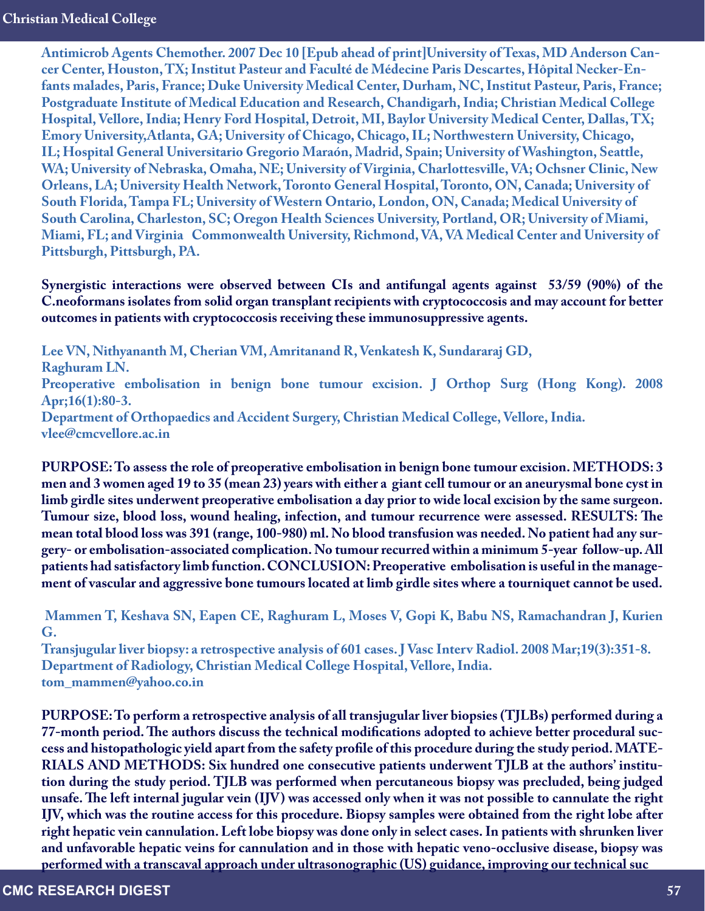Antimicrob Agents Chemother. 2007 Dec 10 [Epub ahead of print]University of Texas, MD Anderson Cancer Center, Houston, TX; Institut Pasteur and Faculté de Médecine Paris Descartes, Hôpital Necker-Enfants malades, Paris, France; Duke University Medical Center, Durham, NC, Institut Pasteur, Paris, France; Postgraduate Institute of Medical Education and Research, Chandigarh, India; Christian Medical College Hospital, Vellore, India; Henry Ford Hospital, Detroit, MI, Baylor University Medical Center, Dallas, TX; Emory University,Atlanta, GA; University of Chicago, Chicago, IL; Northwestern University, Chicago, IL; Hospital General Universitario Gregorio Maraón, Madrid, Spain; University of Washington, Seattle, WA; University of Nebraska, Omaha, NE; University of Virginia, Charlottesville, VA; Ochsner Clinic, New Orleans, LA; University Health Network, Toronto General Hospital, Toronto, ON, Canada; University of South Florida, Tampa FL; University of Western Ontario, London, ON, Canada; Medical University of South Carolina, Charleston, SC; Oregon Health Sciences University, Portland, OR; University of Miami, Miami, FL; and Virginia Commonwealth University, Richmond, VA, VA Medical Center and University of Pittsburgh, Pittsburgh, PA.

Synergistic interactions were observed between CIs and antifungal agents against 53/59 (90%) of the C.neoformans isolates from solid organ transplant recipients with cryptococcosis and may account for better outcomes in patients with cryptococcosis receiving these immunosuppressive agents.

Lee VN, Nithyananth M, Cherian VM, Amritanand R, Venkatesh K, Sundararaj GD, Raghuram LN.
Preoperative embolisation in benign bone tumour excision. J Orthop Surg (Hong Kong). 2008 Apr;16(1):80-3.
Department of Orthopaedics and Accident Surgery, Christian Medical College, Vellore, India.
vlee@cmcvellore.ac.in

PURPOSE: To assess the role of preoperative embolisation in benign bone tumour excision. METHODS: 3 men and 3 women aged 19 to 35 (mean 23) years with either a giant cell tumour or an aneurysmal bone cyst in limb girdle sites underwent preoperative embolisation a day prior to wide local excision by the same surgeon. Tumour size, blood loss, wound healing, infection, and tumour recurrence were assessed. RESULTS: The mean total blood loss was 391 (range, 100-980) ml. No blood transfusion was needed. No patient had any surgery- or embolisation-associated complication. No tumour recurred within a minimum 5-year follow-up. All patients had satisfactory limb function. CONCLUSION: Preoperative embolisation is useful in the management of vascular and aggressive bone tumours located at limb girdle sites where a tourniquet cannot be used.

Mammen T, Keshava SN, Eapen CE, Raghuram L, Moses V, Gopi K, Babu NS, Ramachandran J, Kurien G.
Transjugular liver biopsy: a retrospective analysis of 601 cases. J Vasc Interv Radiol. 2008 Mar;19(3):351-8.
Department of Radiology, Christian Medical College Hospital, Vellore, India.
tom_mammen@yahoo.co.in

PURPOSE: To perform a retrospective analysis of all transjugular liver biopsies (TJLBs) performed during a 77-month period. The authors discuss the technical modifications adopted to achieve better procedural success and histopathologic yield apart from the safety profile of this procedure during the study period. MATERIALS AND METHODS: Six hundred one consecutive patients underwent TJLB at the authors' institution during the study period. TJLB was performed when percutaneous biopsy was precluded, being judged unsafe. The left internal jugular vein (IJV) was accessed only when it was not possible to cannulate the right IJV, which was the routine access for this procedure. Biopsy samples were obtained from the right lobe after right hepatic vein cannulation. Left lobe biopsy was done only in select cases. In patients with shrunken liver and unfavorable hepatic veins for cannulation and in those with hepatic veno-occlusive disease, biopsy was performed with a transcaval approach under ultrasonographic (US) guidance, improving our technical suc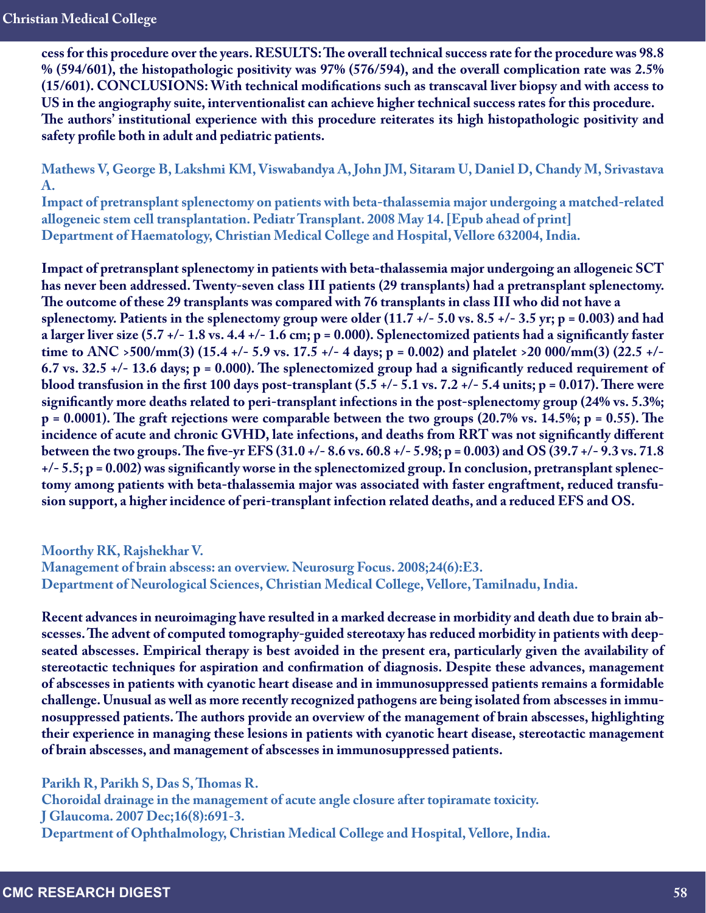**cess for this procedure over the years. RESULTS: The overall technical success rate for the procedure was 98.8 % (594/601), the histopathologic positivity was 97% (576/594), and the overall complication rate was 2.5% (15/601). CONCLUSIONS: With technical modifications such as transcaval liver biopsy and with access to US in the angiography suite, interventionalist can achieve higher technical success rates for this procedure. The authors' institutional experience with this procedure reiterates its high histopathologic positivity and safety profile both in adult and pediatric patients.**

**Mathews V, George B, Lakshmi KM, Viswabandya A, John JM, Sitaram U, Daniel D, Chandy M, Srivastava A.**
**Impact of pretransplant splenectomy on patients with beta-thalassemia major undergoing a matched-related allogeneic stem cell transplantation. Pediatr Transplant. 2008 May 14. [Epub ahead of print]**
**Department of Haematology, Christian Medical College and Hospital, Vellore 632004, India.**

**Impact of pretransplant splenectomy in patients with beta-thalassemia major undergoing an allogeneic SCT has never been addressed. Twenty-seven class III patients (29 transplants) had a pretransplant splenectomy. The outcome of these 29 transplants was compared with 76 transplants in class III who did not have a splenectomy. Patients in the splenectomy group were older (11.7 +/- 5.0 vs. 8.5 +/- 3.5 yr; p = 0.003) and had a larger liver size (5.7 +/- 1.8 vs. 4.4 +/- 1.6 cm; p = 0.000). Splenectomized patients had a significantly faster time to ANC >500/mm(3) (15.4 +/- 5.9 vs. 17.5 +/- 4 days; p = 0.002) and platelet >20 000/mm(3) (22.5 +/- 6.7 vs. 32.5 +/- 13.6 days; p = 0.000). The splenectomized group had a significantly reduced requirement of blood transfusion in the first 100 days post-transplant (5.5 +/- 5.1 vs. 7.2 +/- 5.4 units; p = 0.017). There were significantly more deaths related to peri-transplant infections in the post-splenectomy group (24% vs. 5.3%; p = 0.0001). The graft rejections were comparable between the two groups (20.7% vs. 14.5%; p = 0.55). The incidence of acute and chronic GVHD, late infections, and deaths from RRT was not significantly different between the two groups. The five-yr EFS (31.0 +/- 8.6 vs. 60.8 +/- 5.98; p = 0.003) and OS (39.7 +/- 9.3 vs. 71.8 +/- 5.5; p = 0.002) was significantly worse in the splenectomized group. In conclusion, pretransplant splenectomy among patients with beta-thalassemia major was associated with faster engraftment, reduced transfusion support, a higher incidence of peri-transplant infection related deaths, and a reduced EFS and OS.**

**Moorthy RK, Rajshekhar V.**
**Management of brain abscess: an overview. Neurosurg Focus. 2008;24(6):E3.**
**Department of Neurological Sciences, Christian Medical College, Vellore, Tamilnadu, India.**

**Recent advances in neuroimaging have resulted in a marked decrease in morbidity and death due to brain abscesses. The advent of computed tomography-guided stereotaxy has reduced morbidity in patients with deep-seated abscesses. Empirical therapy is best avoided in the present era, particularly given the availability of stereotactic techniques for aspiration and confirmation of diagnosis. Despite these advances, management of abscesses in patients with cyanotic heart disease and in immunosuppressed patients remains a formidable challenge. Unusual as well as more recently recognized pathogens are being isolated from abscesses in immunosuppressed patients. The authors provide an overview of the management of brain abscesses, highlighting their experience in managing these lesions in patients with cyanotic heart disease, stereotactic management of brain abscesses, and management of abscesses in immunosuppressed patients.**

**Parikh R, Parikh S, Das S, Thomas R.**
**Choroidal drainage in the management of acute angle closure after topiramate toxicity.**
**J Glaucoma. 2007 Dec;16(8):691-3.**
**Department of Ophthalmology, Christian Medical College and Hospital, Vellore, India.**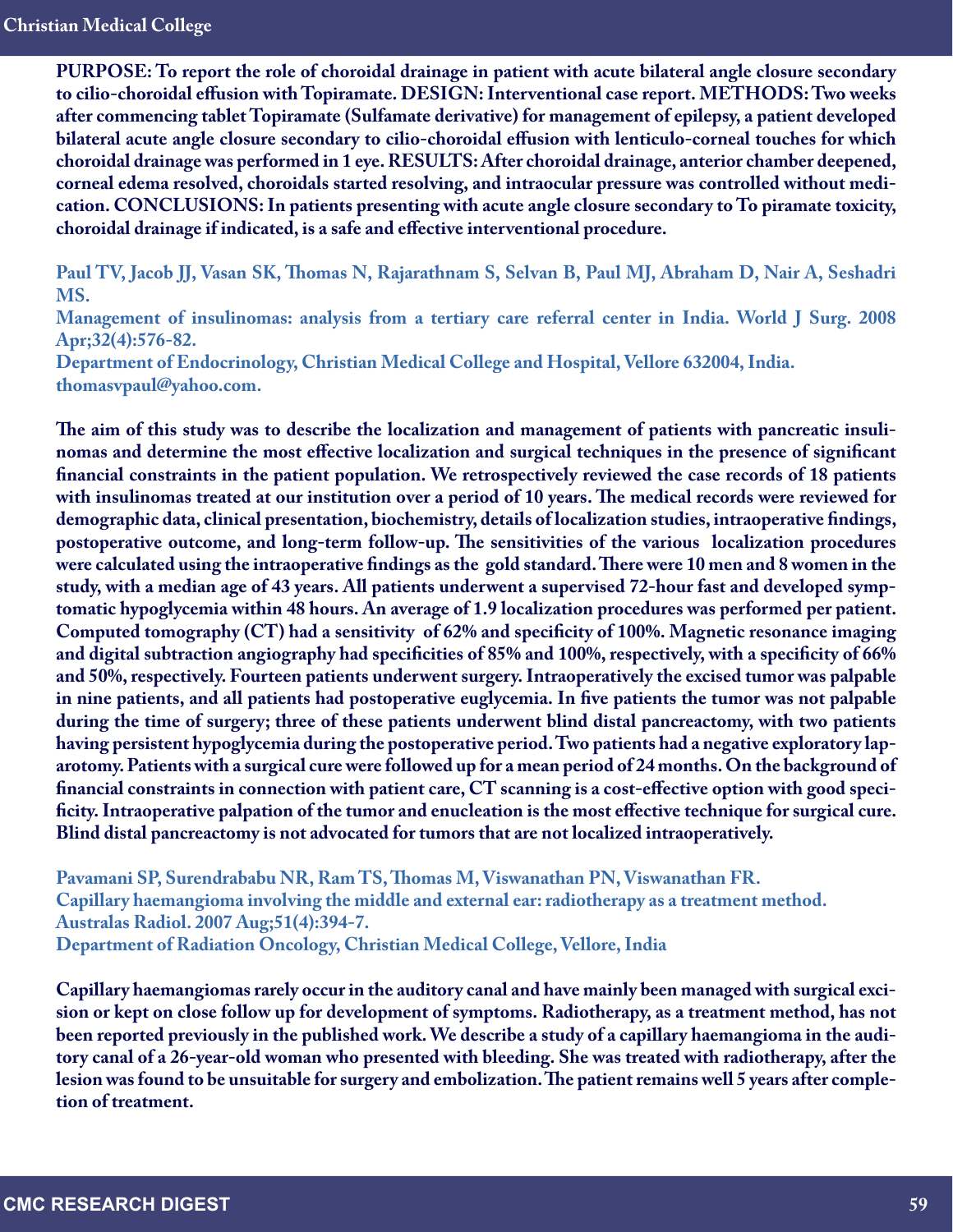**PURPOSE: To report the role of choroidal drainage in patient with acute bilateral angle closure secondary to cilio-choroidal effusion with Topiramate. DESIGN: Interventional case report. METHODS: Two weeks after commencing tablet Topiramate (Sulfamate derivative) for management of epilepsy, a patient developed bilateral acute angle closure secondary to cilio-choroidal effusion with lenticulo-corneal touches for which choroidal drainage was performed in 1 eye. RESULTS: After choroidal drainage, anterior chamber deepened, corneal edema resolved, choroidals started resolving, and intraocular pressure was controlled without medication. CONCLUSIONS: In patients presenting with acute angle closure secondary to To piramate toxicity, choroidal drainage if indicated, is a safe and effective interventional procedure.**

**Paul TV, Jacob JJ, Vasan SK, Thomas N, Rajarathnam S, Selvan B, Paul MJ, Abraham D, Nair A, Seshadri MS.**
**Management of insulinomas: analysis from a tertiary care referral center in India. World J Surg. 2008 Apr;32(4):576-82.**
**Department of Endocrinology, Christian Medical College and Hospital, Vellore 632004, India.**
**thomasvpaul@yahoo.com.**

**The aim of this study was to describe the localization and management of patients with pancreatic insulinomas and determine the most effective localization and surgical techniques in the presence of significant financial constraints in the patient population. We retrospectively reviewed the case records of 18 patients with insulinomas treated at our institution over a period of 10 years. The medical records were reviewed for demographic data, clinical presentation, biochemistry, details of localization studies, intraoperative findings, postoperative outcome, and long-term follow-up. The sensitivities of the various localization procedures were calculated using the intraoperative findings as the gold standard. There were 10 men and 8 women in the study, with a median age of 43 years. All patients underwent a supervised 72-hour fast and developed symptomatic hypoglycemia within 48 hours. An average of 1.9 localization procedures was performed per patient. Computed tomography (CT) had a sensitivity of 62% and specificity of 100%. Magnetic resonance imaging and digital subtraction angiography had specificities of 85% and 100%, respectively, with a specificity of 66% and 50%, respectively. Fourteen patients underwent surgery. Intraoperatively the excised tumor was palpable in nine patients, and all patients had postoperative euglycemia. In five patients the tumor was not palpable during the time of surgery; three of these patients underwent blind distal pancreactomy, with two patients having persistent hypoglycemia during the postoperative period. Two patients had a negative exploratory laparotomy. Patients with a surgical cure were followed up for a mean period of 24 months. On the background of financial constraints in connection with patient care, CT scanning is a cost-effective option with good specificity. Intraoperative palpation of the tumor and enucleation is the most effective technique for surgical cure. Blind distal pancreactomy is not advocated for tumors that are not localized intraoperatively.**

**Pavamani SP, Surendrababu NR, Ram TS, Thomas M, Viswanathan PN, Viswanathan FR.**
**Capillary haemangioma involving the middle and external ear: radiotherapy as a treatment method.**
**Australas Radiol. 2007 Aug;51(4):394-7.**
**Department of Radiation Oncology, Christian Medical College, Vellore, India**

**Capillary haemangiomas rarely occur in the auditory canal and have mainly been managed with surgical excision or kept on close follow up for development of symptoms. Radiotherapy, as a treatment method, has not been reported previously in the published work. We describe a study of a capillary haemangioma in the auditory canal of a 26-year-old woman who presented with bleeding. She was treated with radiotherapy, after the lesion was found to be unsuitable for surgery and embolization. The patient remains well 5 years after completion of treatment.**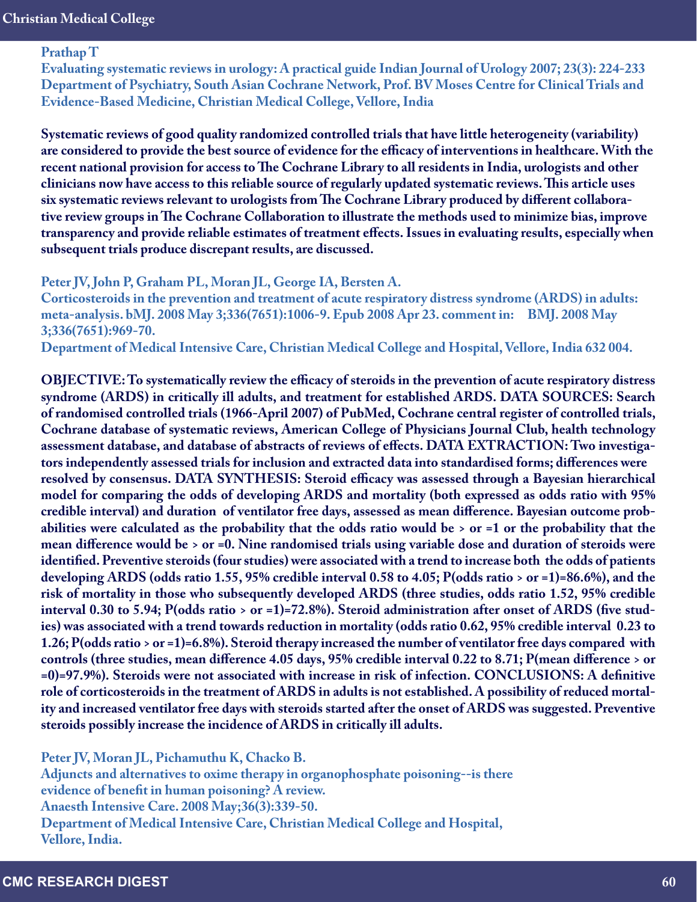**Prathap T**
**Evaluating systematic reviews in urology: A practical guide Indian Journal of Urology 2007; 23(3): 224-233**
**Department of Psychiatry, South Asian Cochrane Network, Prof. BV Moses Centre for Clinical Trials and Evidence-Based Medicine, Christian Medical College, Vellore, India**

**Systematic reviews of good quality randomized controlled trials that have little heterogeneity (variability) are considered to provide the best source of evidence for the efficacy of interventions in healthcare. With the recent national provision for access to The Cochrane Library to all residents in India, urologists and other clinicians now have access to this reliable source of regularly updated systematic reviews. This article uses six systematic reviews relevant to urologists from The Cochrane Library produced by different collaborative review groups in The Cochrane Collaboration to illustrate the methods used to minimize bias, improve transparency and provide reliable estimates of treatment effects. Issues in evaluating results, especially when subsequent trials produce discrepant results, are discussed.**

**Peter JV, John P, Graham PL, Moran JL, George IA, Bersten A.**
**Corticosteroids in the prevention and treatment of acute respiratory distress syndrome (ARDS) in adults: meta-analysis. bMJ. 2008 May 3;336(7651):1006-9. Epub 2008 Apr 23. comment in: BMJ. 2008 May 3;336(7651):969-70.**
**Department of Medical Intensive Care, Christian Medical College and Hospital, Vellore, India 632 004.**

**OBJECTIVE: To systematically review the efficacy of steroids in the prevention of acute respiratory distress syndrome (ARDS) in critically ill adults, and treatment for established ARDS. DATA SOURCES: Search of randomised controlled trials (1966-April 2007) of PubMed, Cochrane central register of controlled trials, Cochrane database of systematic reviews, American College of Physicians Journal Club, health technology assessment database, and database of abstracts of reviews of effects. DATA EXTRACTION: Two investigators independently assessed trials for inclusion and extracted data into standardised forms; differences were resolved by consensus. DATA SYNTHESIS: Steroid efficacy was assessed through a Bayesian hierarchical model for comparing the odds of developing ARDS and mortality (both expressed as odds ratio with 95% credible interval) and duration of ventilator free days, assessed as mean difference. Bayesian outcome probabilities were calculated as the probability that the odds ratio would be > or =1 or the probability that the mean difference would be > or =0. Nine randomised trials using variable dose and duration of steroids were identified. Preventive steroids (four studies) were associated with a trend to increase both the odds of patients developing ARDS (odds ratio 1.55, 95% credible interval 0.58 to 4.05; P(odds ratio > or =1)=86.6%), and the risk of mortality in those who subsequently developed ARDS (three studies, odds ratio 1.52, 95% credible interval 0.30 to 5.94; P(odds ratio > or =1)=72.8%). Steroid administration after onset of ARDS (five studies) was associated with a trend towards reduction in mortality (odds ratio 0.62, 95% credible interval 0.23 to 1.26; P(odds ratio > or =1)=6.8%). Steroid therapy increased the number of ventilator free days compared with controls (three studies, mean difference 4.05 days, 95% credible interval 0.22 to 8.71; P(mean difference > or =0)=97.9%). Steroids were not associated with increase in risk of infection. CONCLUSIONS: A definitive role of corticosteroids in the treatment of ARDS in adults is not established. A possibility of reduced mortality and increased ventilator free days with steroids started after the onset of ARDS was suggested. Preventive steroids possibly increase the incidence of ARDS in critically ill adults.**

**Peter JV, Moran JL, Pichamuthu K, Chacko B.**
**Adjuncts and alternatives to oxime therapy in organophosphate poisoning--is there evidence of benefit in human poisoning? A review.**
**Anaesth Intensive Care. 2008 May;36(3):339-50.**
**Department of Medical Intensive Care, Christian Medical College and Hospital, Vellore, India.**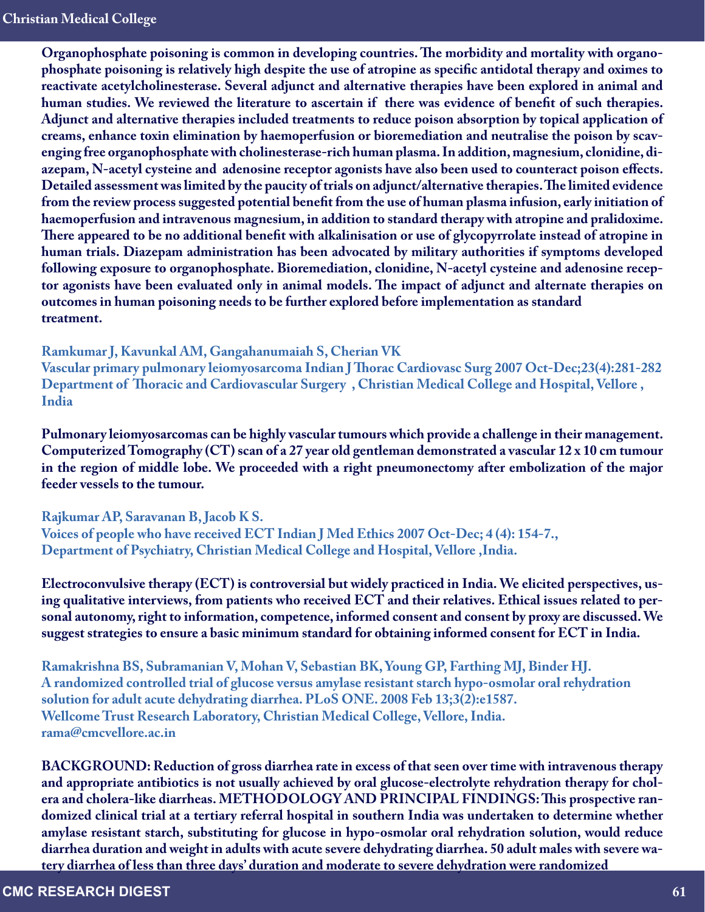**Organophosphate poisoning is common in developing countries. The morbidity and mortality with organophosphate poisoning is relatively high despite the use of atropine as specific antidotal therapy and oximes to reactivate acetylcholinesterase. Several adjunct and alternative therapies have been explored in animal and human studies. We reviewed the literature to ascertain if there was evidence of benefit of such therapies. Adjunct and alternative therapies included treatments to reduce poison absorption by topical application of creams, enhance toxin elimination by haemoperfusion or bioremediation and neutralise the poison by scavenging free organophosphate with cholinesterase-rich human plasma. In addition, magnesium, clonidine, diazepam, N-acetyl cysteine and adenosine receptor agonists have also been used to counteract poison effects. Detailed assessment was limited by the paucity of trials on adjunct/alternative therapies. The limited evidence from the review process suggested potential benefit from the use of human plasma infusion, early initiation of haemoperfusion and intravenous magnesium, in addition to standard therapy with atropine and pralidoxime. There appeared to be no additional benefit with alkalinisation or use of glycopyrrolate instead of atropine in human trials. Diazepam administration has been advocated by military authorities if symptoms developed following exposure to organophosphate. Bioremediation, clonidine, N-acetyl cysteine and adenosine receptor agonists have been evaluated only in animal models. The impact of adjunct and alternate therapies on outcomes in human poisoning needs to be further explored before implementation as standard treatment.**

**Ramkumar J, Kavunkal AM, Gangahanumaiah S, Cherian VK**
**Vascular primary pulmonary leiomyosarcoma Indian J Thorac Cardiovasc Surg 2007 Oct-Dec;23(4):281-282**
**Department of Thoracic and Cardiovascular Surgery , Christian Medical College and Hospital, Vellore , India**

**Pulmonary leiomyosarcomas can be highly vascular tumours which provide a challenge in their management. Computerized Tomography (CT) scan of a 27 year old gentleman demonstrated a vascular 12 x 10 cm tumour in the region of middle lobe. We proceeded with a right pneumonectomy after embolization of the major feeder vessels to the tumour.**

**Rajkumar AP, Saravanan B, Jacob K S.**
**Voices of people who have received ECT Indian J Med Ethics 2007 Oct-Dec; 4 (4): 154-7.,**
**Department of Psychiatry, Christian Medical College and Hospital, Vellore ,India.**

**Electroconvulsive therapy (ECT) is controversial but widely practiced in India. We elicited perspectives, using qualitative interviews, from patients who received ECT and their relatives. Ethical issues related to personal autonomy, right to information, competence, informed consent and consent by proxy are discussed. We suggest strategies to ensure a basic minimum standard for obtaining informed consent for ECT in India.**

**Ramakrishna BS, Subramanian V, Mohan V, Sebastian BK, Young GP, Farthing MJ, Binder HJ.**
**A randomized controlled trial of glucose versus amylase resistant starch hypo-osmolar oral rehydration solution for adult acute dehydrating diarrhea. PLoS ONE. 2008 Feb 13;3(2):e1587.**
**Wellcome Trust Research Laboratory, Christian Medical College, Vellore, India.**
**rama@cmcvellore.ac.in**

**BACKGROUND: Reduction of gross diarrhea rate in excess of that seen over time with intravenous therapy and appropriate antibiotics is not usually achieved by oral glucose-electrolyte rehydration therapy for cholera and cholera-like diarrheas. METHODOLOGY AND PRINCIPAL FINDINGS: This prospective randomized clinical trial at a tertiary referral hospital in southern India was undertaken to determine whether amylase resistant starch, substituting for glucose in hypo-osmolar oral rehydration solution, would reduce diarrhea duration and weight in adults with acute severe dehydrating diarrhea. 50 adult males with severe watery diarrhea of less than three days' duration and moderate to severe dehydration were randomized**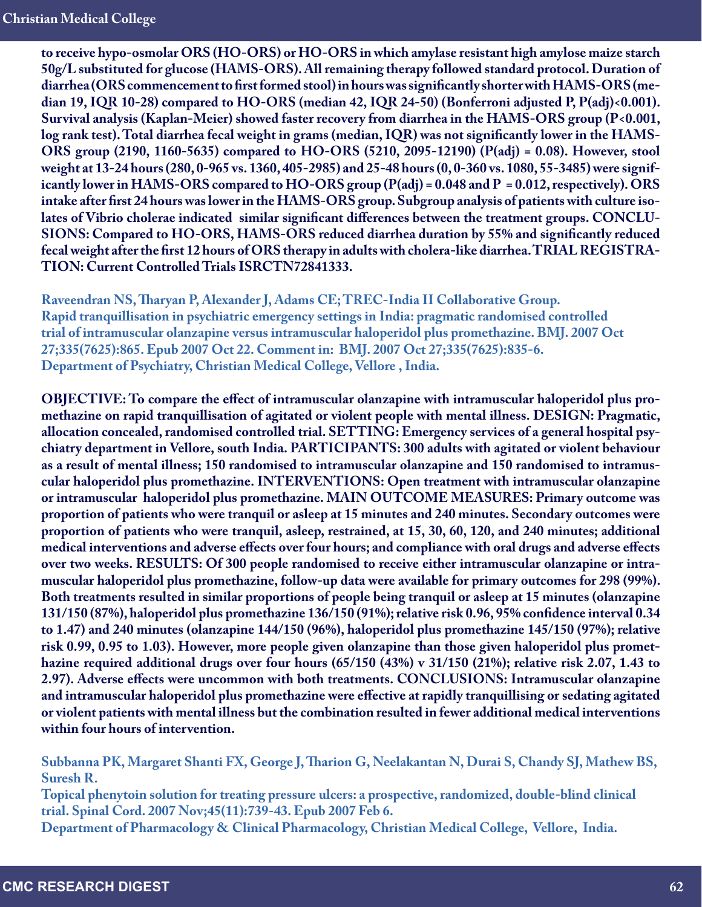**to receive hypo-osmolar ORS (HO-ORS) or HO-ORS in which amylase resistant high amylose maize starch 50g/L substituted for glucose (HAMS-ORS). All remaining therapy followed standard protocol. Duration of diarrhea (ORS commencement to first formed stool) in hours was significantly shorter with HAMS-ORS (median 19, IQR 10-28) compared to HO-ORS (median 42, IQR 24-50) (Bonferroni adjusted P, P(adj)<0.001). Survival analysis (Kaplan-Meier) showed faster recovery from diarrhea in the HAMS-ORS group (P<0.001, log rank test). Total diarrhea fecal weight in grams (median, IQR) was not significantly lower in the HAMS-ORS group (2190, 1160-5635) compared to HO-ORS (5210, 2095-12190) (P(adj) = 0.08). However, stool weight at 13-24 hours (280, 0-965 vs. 1360, 405-2985) and 25-48 hours (0, 0-360 vs. 1080, 55-3485) were significantly lower in HAMS-ORS compared to HO-ORS group (P(adj) = 0.048 and P = 0.012, respectively). ORS intake after first 24 hours was lower in the HAMS-ORS group. Subgroup analysis of patients with culture isolates of Vibrio cholerae indicated similar significant differences between the treatment groups. CONCLUSIONS: Compared to HO-ORS, HAMS-ORS reduced diarrhea duration by 55% and significantly reduced fecal weight after the first 12 hours of ORS therapy in adults with cholera-like diarrhea. TRIAL REGISTRATION: Current Controlled Trials ISRCTN72841333.**

**Raveendran NS, Tharyan P, Alexander J, Adams CE; TREC-India II Collaborative Group.**
**Rapid tranquillisation in psychiatric emergency settings in India: pragmatic randomised controlled trial of intramuscular olanzapine versus intramuscular haloperidol plus promethazine. BMJ. 2007 Oct 27;335(7625):865. Epub 2007 Oct 22. Comment in: BMJ. 2007 Oct 27;335(7625):835-6.**
**Department of Psychiatry, Christian Medical College, Vellore , India.**

**OBJECTIVE: To compare the effect of intramuscular olanzapine with intramuscular haloperidol plus promethazine on rapid tranquillisation of agitated or violent people with mental illness. DESIGN: Pragmatic, allocation concealed, randomised controlled trial. SETTING: Emergency services of a general hospital psychiatry department in Vellore, south India. PARTICIPANTS: 300 adults with agitated or violent behaviour as a result of mental illness; 150 randomised to intramuscular olanzapine and 150 randomised to intramuscular haloperidol plus promethazine. INTERVENTIONS: Open treatment with intramuscular olanzapine or intramuscular haloperidol plus promethazine. MAIN OUTCOME MEASURES: Primary outcome was proportion of patients who were tranquil or asleep at 15 minutes and 240 minutes. Secondary outcomes were proportion of patients who were tranquil, asleep, restrained, at 15, 30, 60, 120, and 240 minutes; additional medical interventions and adverse effects over four hours; and compliance with oral drugs and adverse effects over two weeks. RESULTS: Of 300 people randomised to receive either intramuscular olanzapine or intramuscular haloperidol plus promethazine, follow-up data were available for primary outcomes for 298 (99%). Both treatments resulted in similar proportions of people being tranquil or asleep at 15 minutes (olanzapine 131/150 (87%), haloperidol plus promethazine 136/150 (91%); relative risk 0.96, 95% confidence interval 0.34 to 1.47) and 240 minutes (olanzapine 144/150 (96%), haloperidol plus promethazine 145/150 (97%); relative risk 0.99, 0.95 to 1.03). However, more people given olanzapine than those given haloperidol plus promethazine required additional drugs over four hours (65/150 (43%) v 31/150 (21%); relative risk 2.07, 1.43 to 2.97). Adverse effects were uncommon with both treatments. CONCLUSIONS: Intramuscular olanzapine and intramuscular haloperidol plus promethazine were effective at rapidly tranquillising or sedating agitated or violent patients with mental illness but the combination resulted in fewer additional medical interventions within four hours of intervention.**

**Subbanna PK, Margaret Shanti FX, George J, Tharion G, Neelakantan N, Durai S, Chandy SJ, Mathew BS, Suresh R.**
**Topical phenytoin solution for treating pressure ulcers: a prospective, randomized, double-blind clinical trial. Spinal Cord. 2007 Nov;45(11):739-43. Epub 2007 Feb 6.**
**Department of Pharmacology & Clinical Pharmacology, Christian Medical College, Vellore, India.**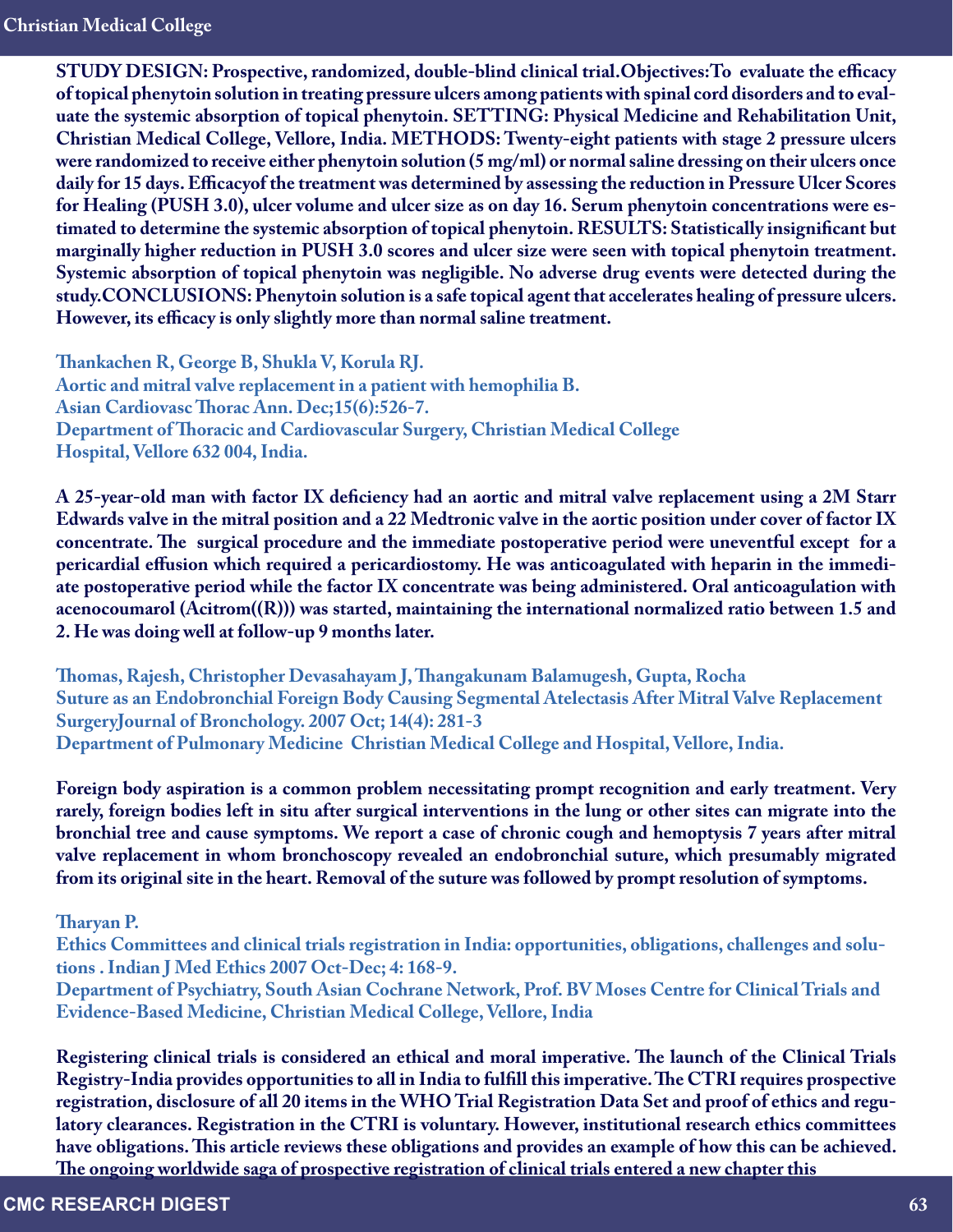**STUDY DESIGN: Prospective, randomized, double-blind clinical trial.Objectives:To evaluate the efficacy of topical phenytoin solution in treating pressure ulcers among patients with spinal cord disorders and to evaluate the systemic absorption of topical phenytoin. SETTING: Physical Medicine and Rehabilitation Unit, Christian Medical College, Vellore, India. METHODS: Twenty-eight patients with stage 2 pressure ulcers were randomized to receive either phenytoin solution (5 mg/ml) or normal saline dressing on their ulcers once daily for 15 days. Efficacyof the treatment was determined by assessing the reduction in Pressure Ulcer Scores for Healing (PUSH 3.0), ulcer volume and ulcer size as on day 16. Serum phenytoin concentrations were estimated to determine the systemic absorption of topical phenytoin. RESULTS: Statistically insignificant but marginally higher reduction in PUSH 3.0 scores and ulcer size were seen with topical phenytoin treatment. Systemic absorption of topical phenytoin was negligible. No adverse drug events were detected during the study.CONCLUSIONS: Phenytoin solution is a safe topical agent that accelerates healing of pressure ulcers. However, its efficacy is only slightly more than normal saline treatment.**

**Thankachen R, George B, Shukla V, Korula RJ.**
**Aortic and mitral valve replacement in a patient with hemophilia B.**
**Asian Cardiovasc Thorac Ann. Dec;15(6):526-7.**
**Department of Thoracic and Cardiovascular Surgery, Christian Medical College Hospital, Vellore 632 004, India.**

**A 25-year-old man with factor IX deficiency had an aortic and mitral valve replacement using a 2M Starr Edwards valve in the mitral position and a 22 Medtronic valve in the aortic position under cover of factor IX concentrate. The surgical procedure and the immediate postoperative period were uneventful except for a pericardial effusion which required a pericardiostomy. He was anticoagulated with heparin in the immediate postoperative period while the factor IX concentrate was being administered. Oral anticoagulation with acenocoumarol (Acitrom((R))) was started, maintaining the international normalized ratio between 1.5 and 2. He was doing well at follow-up 9 months later.**

**Thomas, Rajesh, Christopher Devasahayam J, Thangakunam Balamugesh, Gupta, Rocha**
**Suture as an Endobronchial Foreign Body Causing Segmental Atelectasis After Mitral Valve Replacement SurgeryJournal of Bronchology. 2007 Oct; 14(4): 281-3**
**Department of Pulmonary Medicine Christian Medical College and Hospital, Vellore, India.**

**Foreign body aspiration is a common problem necessitating prompt recognition and early treatment. Very rarely, foreign bodies left in situ after surgical interventions in the lung or other sites can migrate into the bronchial tree and cause symptoms. We report a case of chronic cough and hemoptysis 7 years after mitral valve replacement in whom bronchoscopy revealed an endobronchial suture, which presumably migrated from its original site in the heart. Removal of the suture was followed by prompt resolution of symptoms.**

**Tharyan P.**
**Ethics Committees and clinical trials registration in India: opportunities, obligations, challenges and solutions . Indian J Med Ethics 2007 Oct-Dec; 4: 168-9.**
**Department of Psychiatry, South Asian Cochrane Network, Prof. BV Moses Centre for Clinical Trials and Evidence-Based Medicine, Christian Medical College, Vellore, India**

**Registering clinical trials is considered an ethical and moral imperative. The launch of the Clinical Trials Registry-India provides opportunities to all in India to fulfill this imperative. The CTRI requires prospective registration, disclosure of all 20 items in the WHO Trial Registration Data Set and proof of ethics and regulatory clearances. Registration in the CTRI is voluntary. However, institutional research ethics committees have obligations. This article reviews these obligations and provides an example of how this can be achieved. The ongoing worldwide saga of prospective registration of clinical trials entered a new chapter this**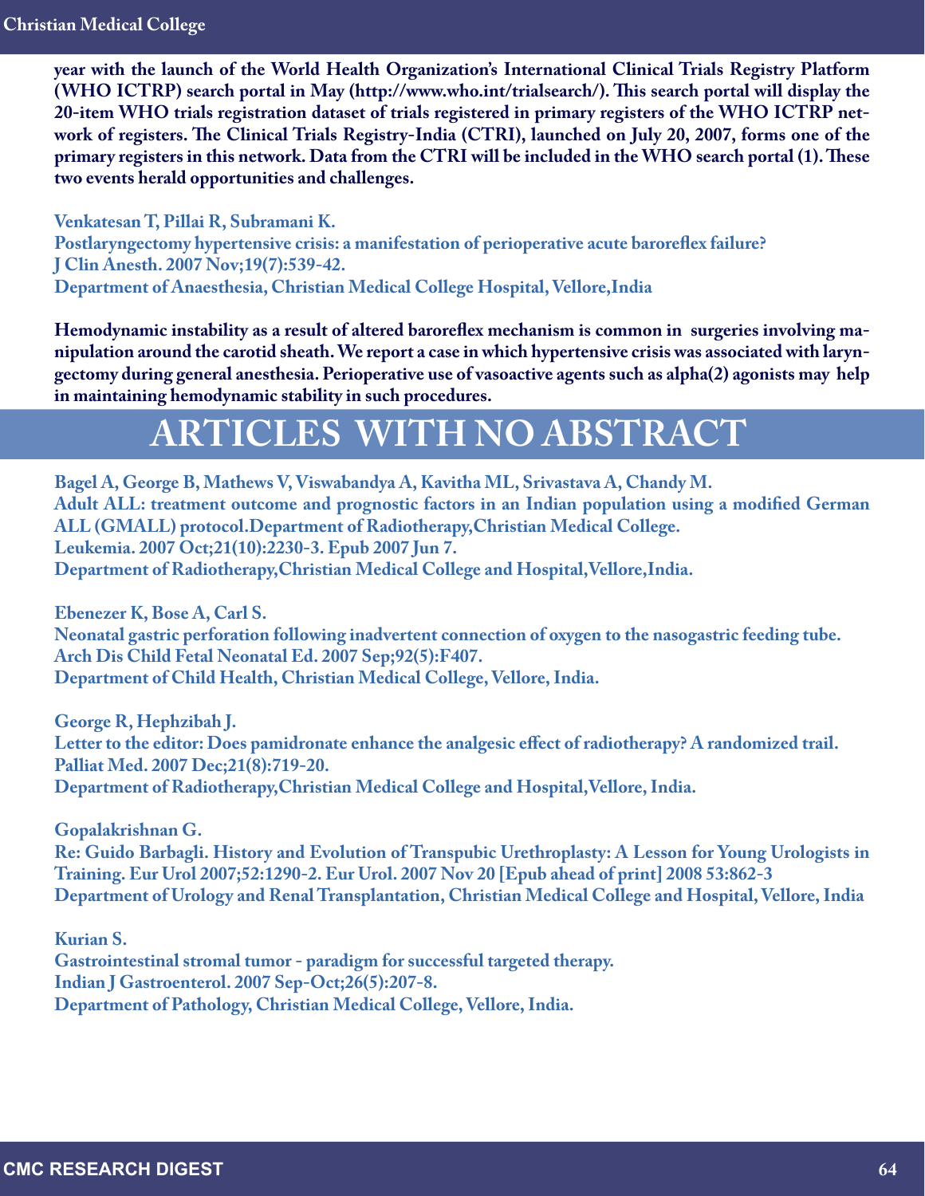**year with the launch of the World Health Organization's International Clinical Trials Registry Platform (WHO ICTRP) search portal in May (http://www.who.int/trialsearch/). This search portal will display the 20-item WHO trials registration dataset of trials registered in primary registers of the WHO ICTRP network of registers. The Clinical Trials Registry-India (CTRI), launched on July 20, 2007, forms one of the primary registers in this network. Data from the CTRI will be included in the WHO search portal (1). These two events herald opportunities and challenges.**

**Venkatesan T, Pillai R, Subramani K.**
**Postlaryngectomy hypertensive crisis: a manifestation of perioperative acute baroreflex failure?**
**J Clin Anesth. 2007 Nov;19(7):539-42.**
**Department of Anaesthesia, Christian Medical College Hospital, Vellore,India**

**Hemodynamic instability as a result of altered baroreflex mechanism is common in surgeries involving manipulation around the carotid sheath. We report a case in which hypertensive crisis was associated with laryngectomy during general anesthesia. Perioperative use of vasoactive agents such as alpha(2) agonists may help in maintaining hemodynamic stability in such procedures.**

# ARTICLES WITH NO ABSTRACT

**Bagel A, George B, Mathews V, Viswabandya A, Kavitha ML, Srivastava A, Chandy M.**
**Adult ALL: treatment outcome and prognostic factors in an Indian population using a modified German ALL (GMALL) protocol.Department of Radiotherapy,Christian Medical College.**
**Leukemia. 2007 Oct;21(10):2230-3. Epub 2007 Jun 7.**
**Department of Radiotherapy,Christian Medical College and Hospital,Vellore,India.**

**Ebenezer K, Bose A, Carl S.**
**Neonatal gastric perforation following inadvertent connection of oxygen to the nasogastric feeding tube.**
**Arch Dis Child Fetal Neonatal Ed. 2007 Sep;92(5):F407.**
**Department of Child Health, Christian Medical College, Vellore, India.**

**George R, Hephzibah J.**
**Letter to the editor: Does pamidronate enhance the analgesic effect of radiotherapy? A randomized trail.**
**Palliat Med. 2007 Dec;21(8):719-20.**
**Department of Radiotherapy,Christian Medical College and Hospital,Vellore, India.**

**Gopalakrishnan G.**
**Re: Guido Barbagli. History and Evolution of Transpubic Urethroplasty: A Lesson for Young Urologists in Training. Eur Urol 2007;52:1290-2. Eur Urol. 2007 Nov 20 [Epub ahead of print] 2008 53:862-3**
**Department of Urology and Renal Transplantation, Christian Medical College and Hospital, Vellore, India**

**Kurian S.**
**Gastrointestinal stromal tumor - paradigm for successful targeted therapy.**
**Indian J Gastroenterol. 2007 Sep-Oct;26(5):207-8.**
**Department of Pathology, Christian Medical College, Vellore, India.**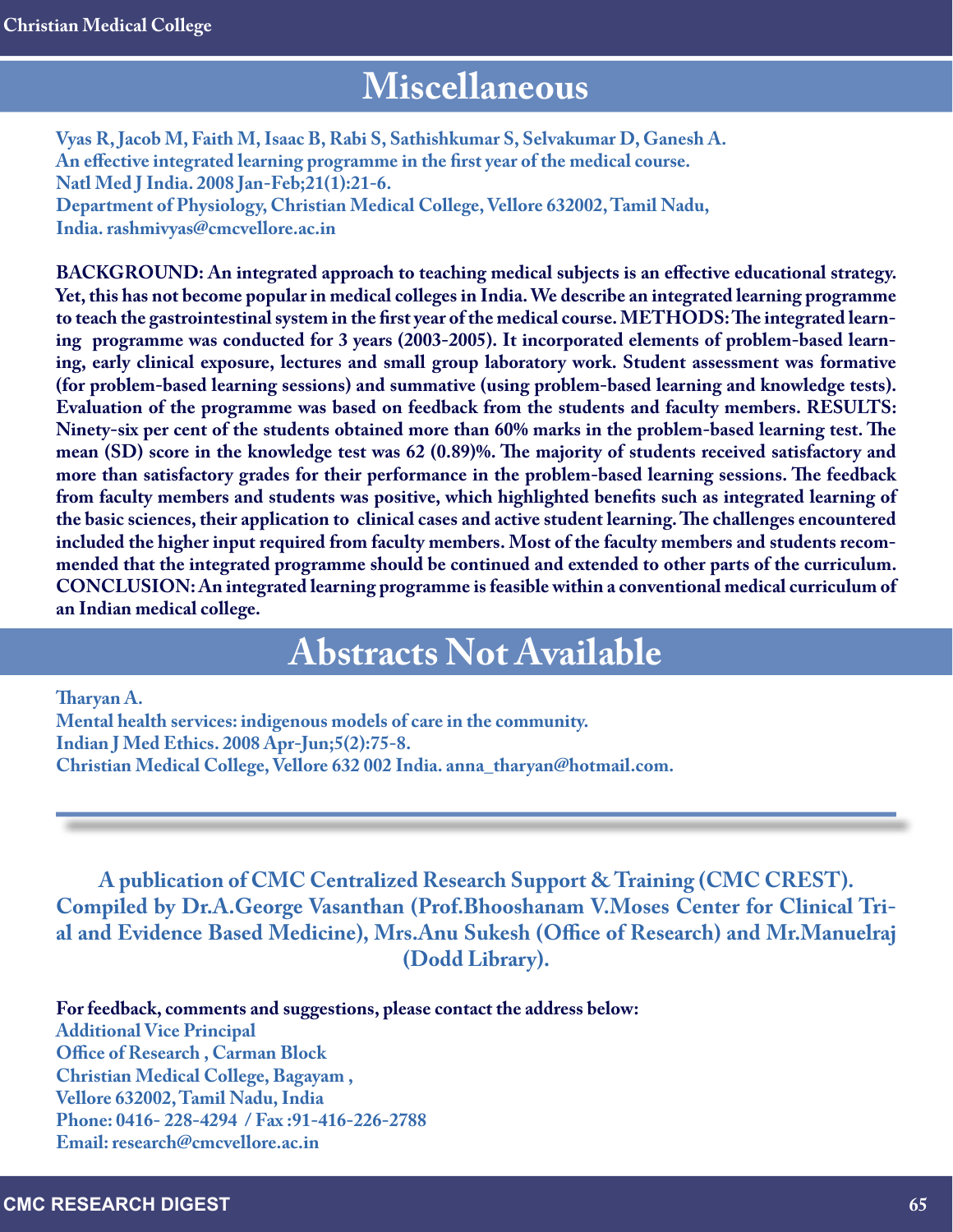# Miscellaneous

**Vyas R, Jacob M, Faith M, Isaac B, Rabi S, Sathishkumar S, Selvakumar D, Ganesh A.**
**An effective integrated learning programme in the first year of the medical course.**
**Natl Med J India. 2008 Jan-Feb;21(1):21-6.**
**Department of Physiology, Christian Medical College, Vellore 632002, Tamil Nadu, India. rashmivyas@cmcvellore.ac.in**

**BACKGROUND: An integrated approach to teaching medical subjects is an effective educational strategy. Yet, this has not become popular in medical colleges in India. We describe an integrated learning programme to teach the gastrointestinal system in the first year of the medical course. METHODS: The integrated learning programme was conducted for 3 years (2003-2005). It incorporated elements of problem-based learning, early clinical exposure, lectures and small group laboratory work. Student assessment was formative (for problem-based learning sessions) and summative (using problem-based learning and knowledge tests). Evaluation of the programme was based on feedback from the students and faculty members. RESULTS: Ninety-six per cent of the students obtained more than 60% marks in the problem-based learning test. The mean (SD) score in the knowledge test was 62 (0.89)%. The majority of students received satisfactory and more than satisfactory grades for their performance in the problem-based learning sessions. The feedback from faculty members and students was positive, which highlighted benefits such as integrated learning of the basic sciences, their application to clinical cases and active student learning. The challenges encountered included the higher input required from faculty members. Most of the faculty members and students recommended that the integrated programme should be continued and extended to other parts of the curriculum. CONCLUSION: An integrated learning programme is feasible within a conventional medical curriculum of an Indian medical college.**

# Abstracts Not Available

**Tharyan A.**
**Mental health services: indigenous models of care in the community.**
**Indian J Med Ethics. 2008 Apr-Jun;5(2):75-8.**
**Christian Medical College, Vellore 632 002 India. anna_tharyan@hotmail.com.**

---

**A publication of CMC Centralized Research Support & Training (CMC CREST). Compiled by Dr.A.George Vasanthan (Prof.Bhooshanam V.Moses Center for Clinical Trial and Evidence Based Medicine), Mrs.Anu Sukesh (Office of Research) and Mr.Manuelraj (Dodd Library).**

**For feedback, comments and suggestions, please contact the address below:**
**Additional Vice Principal**
**Office of Research , Carman Block**
**Christian Medical College, Bagayam ,**
**Vellore 632002, Tamil Nadu, India**
**Phone: 0416- 228-4294 / Fax :91-416-226-2788**
**Email: research@cmcvellore.ac.in**